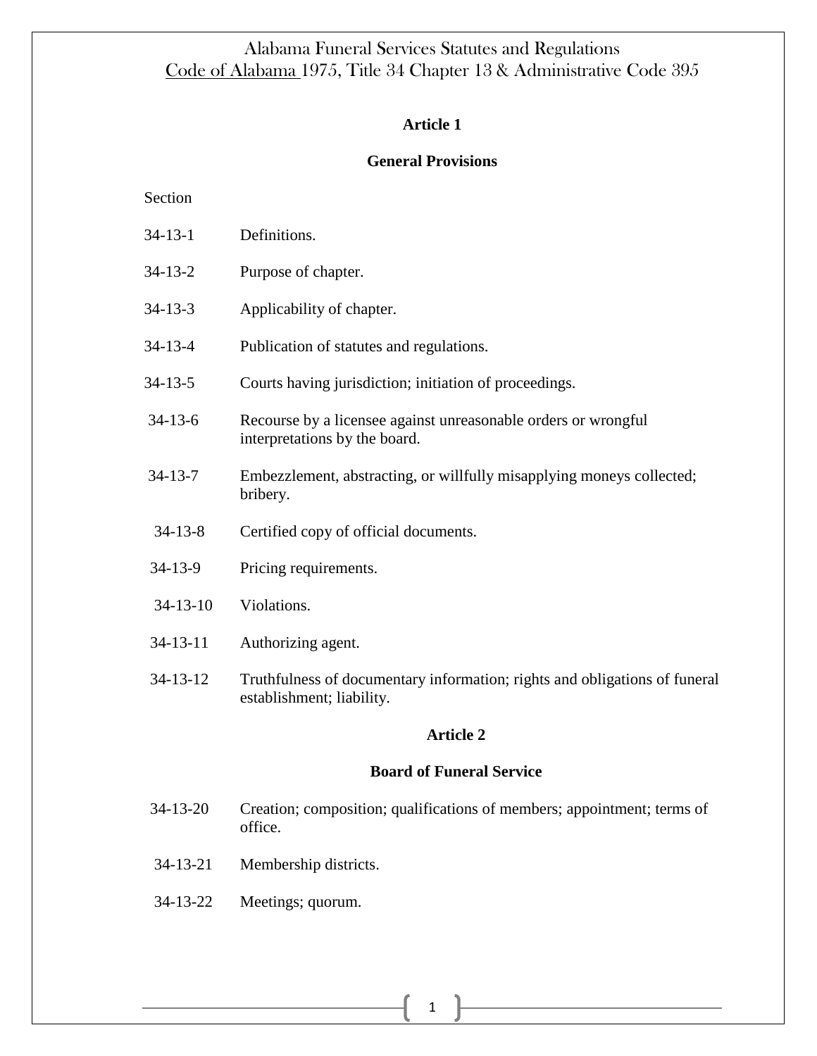# Alabama Funeral Services Statutes and Regulations

Code of Alabama 1975, Title 34 Chapter 13 & Administrative Code 395

## Article 1

### General Provisions

| Section | |
|---|---|
| 34-13-1 | Definitions. |
| 34-13-2 | Purpose of chapter. |
| 34-13-3 | Applicability of chapter. |
| 34-13-4 | Publication of statutes and regulations. |
| 34-13-5 | Courts having jurisdiction; initiation of proceedings. |
| 34-13-6 | Recourse by a licensee against unreasonable orders or wrongful interpretations by the board. |
| 34-13-7 | Embezzlement, abstracting, or willfully misapplying moneys collected; bribery. |
| 34-13-8 | Certified copy of official documents. |
| 34-13-9 | Pricing requirements. |
| 34-13-10 | Violations. |
| 34-13-11 | Authorizing agent. |
| 34-13-12 | Truthfulness of documentary information; rights and obligations of funeral establishment; liability. |

## Article 2

### Board of Funeral Service

| | |
|---|---|
| 34-13-20 | Creation; composition; qualifications of members; appointment; terms of office. |
| 34-13-21 | Membership districts. |
| 34-13-22 | Meetings; quorum. |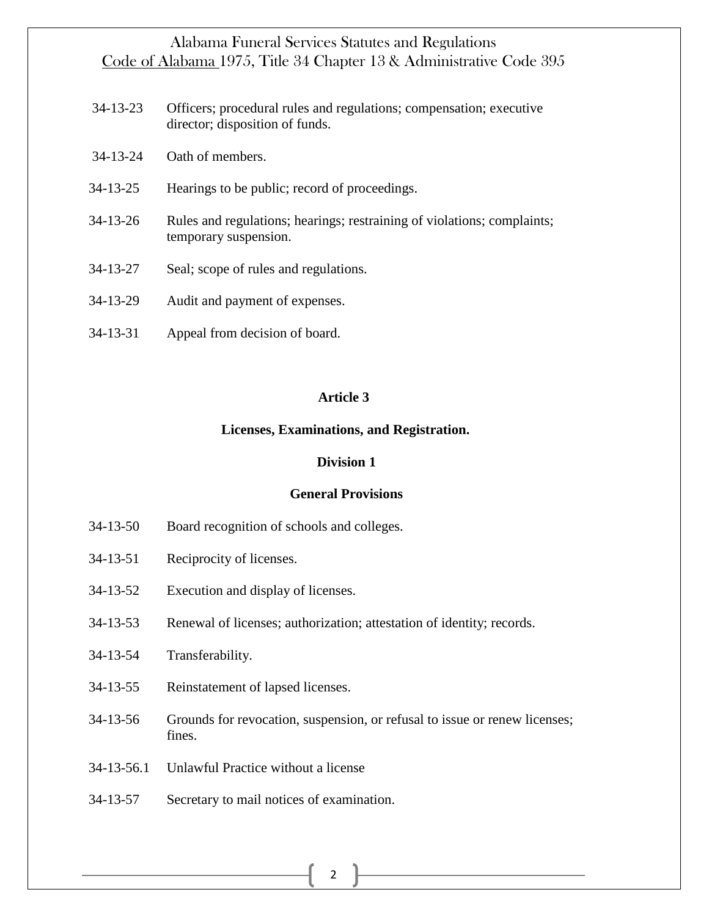34-13-23 Officers; procedural rules and regulations; compensation; executive director; disposition of funds.

34-13-24 Oath of members.

34-13-25 Hearings to be public; record of proceedings.

34-13-26 Rules and regulations; hearings; restraining of violations; complaints; temporary suspension.

34-13-27 Seal; scope of rules and regulations.

34-13-29 Audit and payment of expenses.

34-13-31 Appeal from decision of board.

## Article 3

## Licenses, Examinations, and Registration.

### Division 1

### General Provisions

34-13-50 Board recognition of schools and colleges.

34-13-51 Reciprocity of licenses.

34-13-52 Execution and display of licenses.

34-13-53 Renewal of licenses; authorization; attestation of identity; records.

34-13-54 Transferability.

34-13-55 Reinstatement of lapsed licenses.

34-13-56 Grounds for revocation, suspension, or refusal to issue or renew licenses; fines.

34-13-56.1 Unlawful Practice without a license

34-13-57 Secretary to mail notices of examination.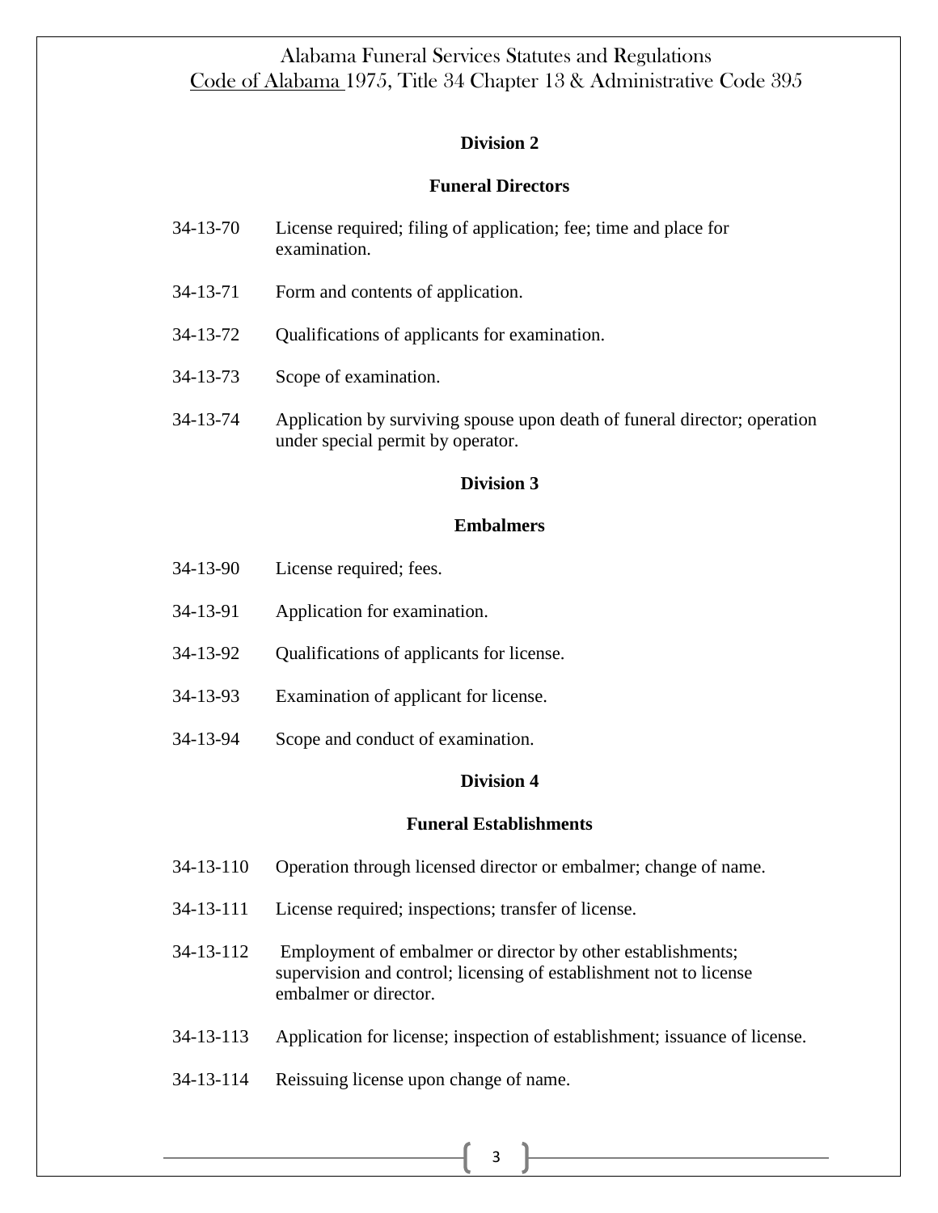**Division 2**

**Funeral Directors**

34-13-70 License required; filing of application; fee; time and place for examination.

34-13-71 Form and contents of application.

34-13-72 Qualifications of applicants for examination.

34-13-73 Scope of examination.

34-13-74 Application by surviving spouse upon death of funeral director; operation under special permit by operator.

**Division 3**

**Embalmers**

34-13-90 License required; fees.

34-13-91 Application for examination.

34-13-92 Qualifications of applicants for license.

34-13-93 Examination of applicant for license.

34-13-94 Scope and conduct of examination.

**Division 4**

**Funeral Establishments**

34-13-110 Operation through licensed director or embalmer; change of name.

34-13-111 License required; inspections; transfer of license.

34-13-112 Employment of embalmer or director by other establishments; supervision and control; licensing of establishment not to license embalmer or director.

34-13-113 Application for license; inspection of establishment; issuance of license.

34-13-114 Reissuing license upon change of name.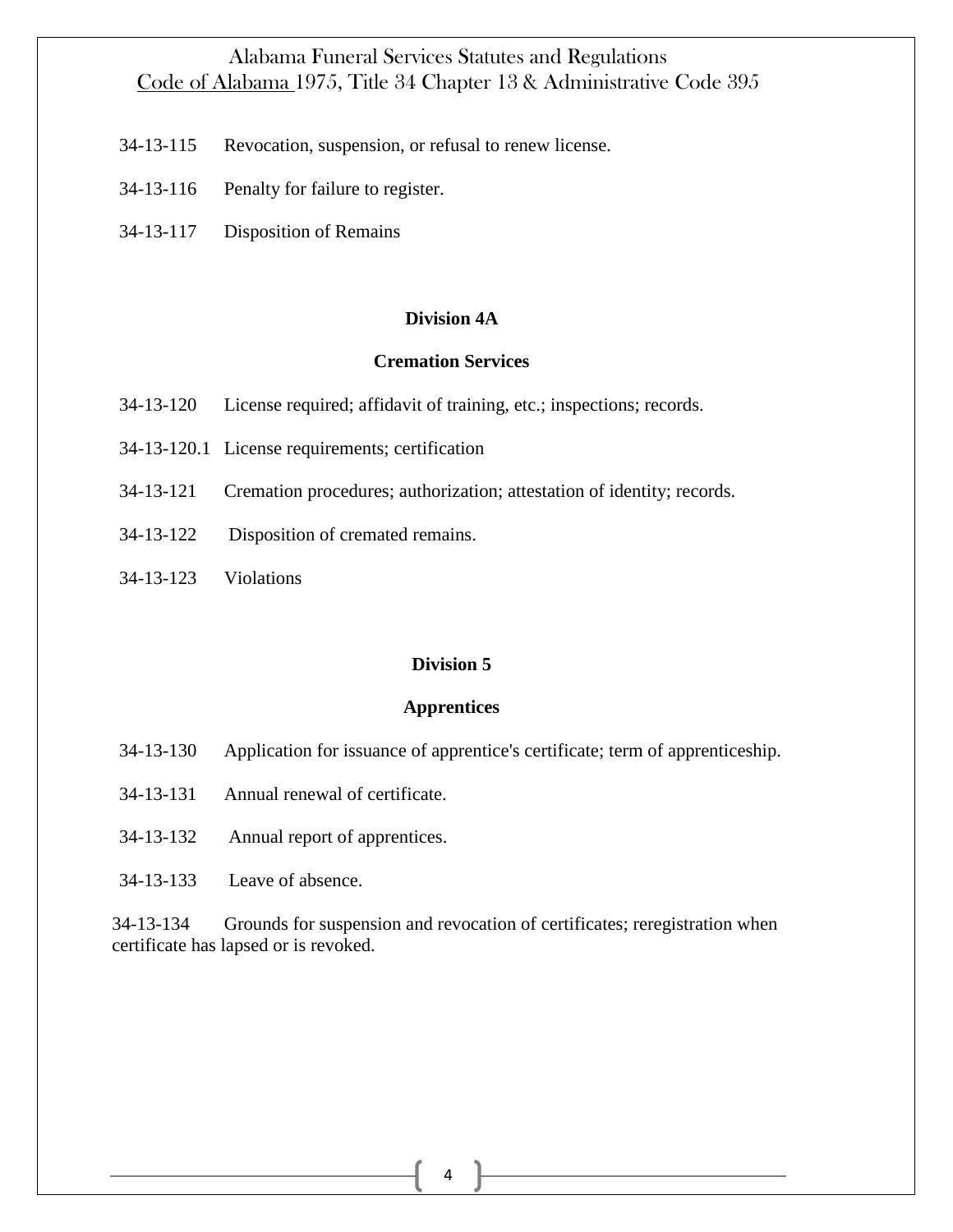34-13-115 Revocation, suspension, or refusal to renew license.

34-13-116 Penalty for failure to register.

34-13-117 Disposition of Remains

**Division 4A**

**Cremation Services**

34-13-120 License required; affidavit of training, etc.; inspections; records.

34-13-120.1 License requirements; certification

34-13-121 Cremation procedures; authorization; attestation of identity; records.

34-13-122 Disposition of cremated remains.

34-13-123 Violations

**Division 5**

**Apprentices**

34-13-130 Application for issuance of apprentice's certificate; term of apprenticeship.

34-13-131 Annual renewal of certificate.

34-13-132 Annual report of apprentices.

34-13-133 Leave of absence.

34-13-134 Grounds for suspension and revocation of certificates; reregistration when certificate has lapsed or is revoked.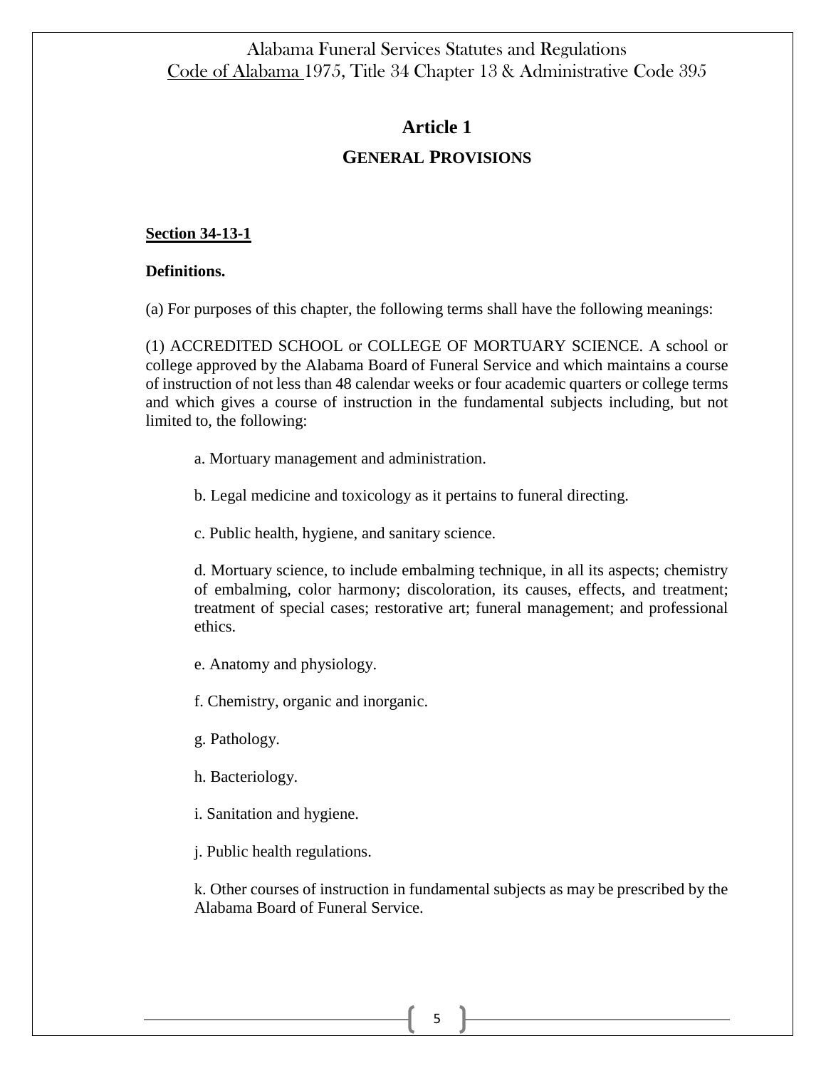# Article 1

## GENERAL PROVISIONS

**Section 34-13-1**

**Definitions.**

(a) For purposes of this chapter, the following terms shall have the following meanings:

(1) ACCREDITED SCHOOL or COLLEGE OF MORTUARY SCIENCE. A school or college approved by the Alabama Board of Funeral Service and which maintains a course of instruction of not less than 48 calendar weeks or four academic quarters or college terms and which gives a course of instruction in the fundamental subjects including, but not limited to, the following:

a. Mortuary management and administration.

b. Legal medicine and toxicology as it pertains to funeral directing.

c. Public health, hygiene, and sanitary science.

d. Mortuary science, to include embalming technique, in all its aspects; chemistry of embalming, color harmony; discoloration, its causes, effects, and treatment; treatment of special cases; restorative art; funeral management; and professional ethics.

e. Anatomy and physiology.

f. Chemistry, organic and inorganic.

g. Pathology.

h. Bacteriology.

i. Sanitation and hygiene.

j. Public health regulations.

k. Other courses of instruction in fundamental subjects as may be prescribed by the Alabama Board of Funeral Service.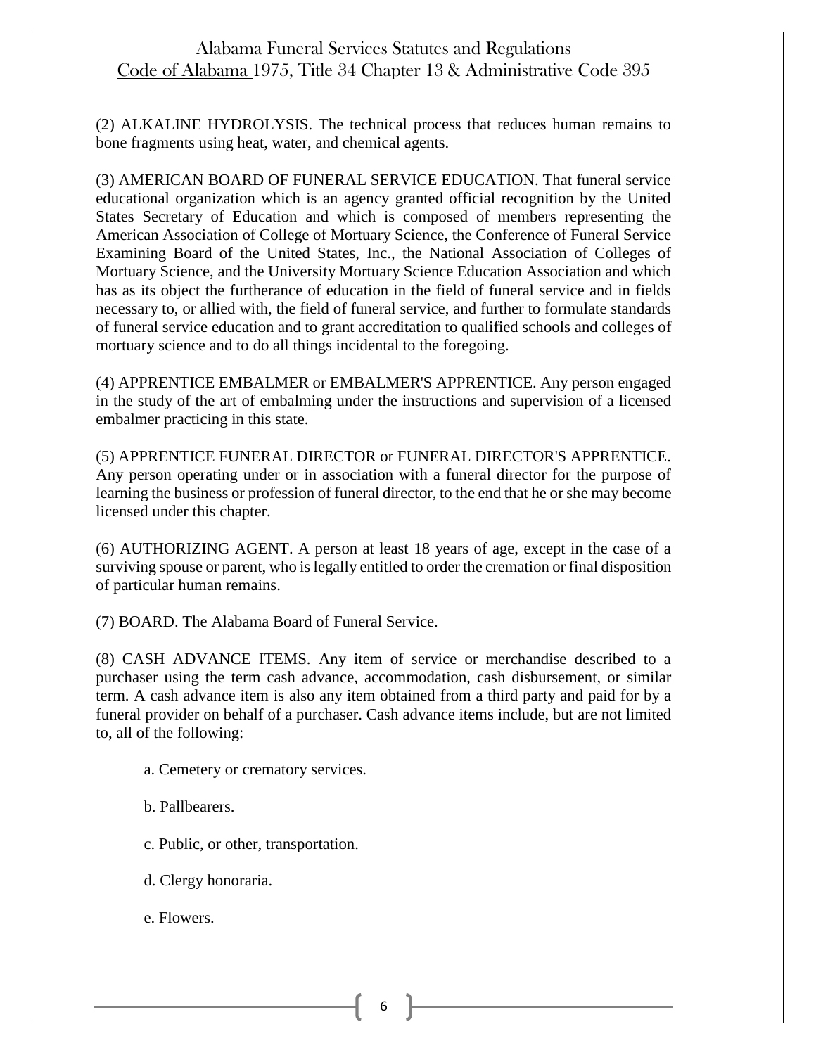(2) ALKALINE HYDROLYSIS. The technical process that reduces human remains to bone fragments using heat, water, and chemical agents.

(3) AMERICAN BOARD OF FUNERAL SERVICE EDUCATION. That funeral service educational organization which is an agency granted official recognition by the United States Secretary of Education and which is composed of members representing the American Association of College of Mortuary Science, the Conference of Funeral Service Examining Board of the United States, Inc., the National Association of Colleges of Mortuary Science, and the University Mortuary Science Education Association and which has as its object the furtherance of education in the field of funeral service and in fields necessary to, or allied with, the field of funeral service, and further to formulate standards of funeral service education and to grant accreditation to qualified schools and colleges of mortuary science and to do all things incidental to the foregoing.

(4) APPRENTICE EMBALMER or EMBALMER'S APPRENTICE. Any person engaged in the study of the art of embalming under the instructions and supervision of a licensed embalmer practicing in this state.

(5) APPRENTICE FUNERAL DIRECTOR or FUNERAL DIRECTOR'S APPRENTICE. Any person operating under or in association with a funeral director for the purpose of learning the business or profession of funeral director, to the end that he or she may become licensed under this chapter.

(6) AUTHORIZING AGENT. A person at least 18 years of age, except in the case of a surviving spouse or parent, who is legally entitled to order the cremation or final disposition of particular human remains.

(7) BOARD. The Alabama Board of Funeral Service.

(8) CASH ADVANCE ITEMS. Any item of service or merchandise described to a purchaser using the term cash advance, accommodation, cash disbursement, or similar term. A cash advance item is also any item obtained from a third party and paid for by a funeral provider on behalf of a purchaser. Cash advance items include, but are not limited to, all of the following:

a. Cemetery or crematory services.

b. Pallbearers.

c. Public, or other, transportation.

d. Clergy honoraria.

e. Flowers.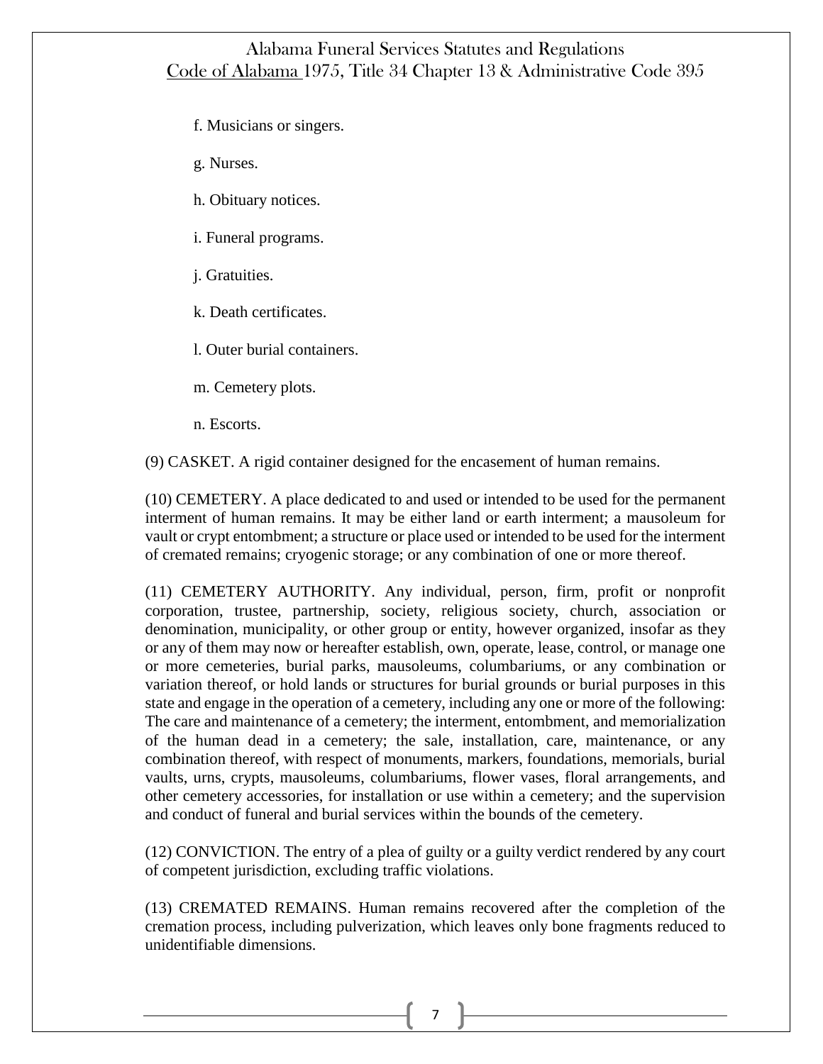f. Musicians or singers.

g. Nurses.

h. Obituary notices.

i. Funeral programs.

j. Gratuities.

k. Death certificates.

l. Outer burial containers.

m. Cemetery plots.

n. Escorts.

(9) CASKET. A rigid container designed for the encasement of human remains.

(10) CEMETERY. A place dedicated to and used or intended to be used for the permanent interment of human remains. It may be either land or earth interment; a mausoleum for vault or crypt entombment; a structure or place used or intended to be used for the interment of cremated remains; cryogenic storage; or any combination of one or more thereof.

(11) CEMETERY AUTHORITY. Any individual, person, firm, profit or nonprofit corporation, trustee, partnership, society, religious society, church, association or denomination, municipality, or other group or entity, however organized, insofar as they or any of them may now or hereafter establish, own, operate, lease, control, or manage one or more cemeteries, burial parks, mausoleums, columbariums, or any combination or variation thereof, or hold lands or structures for burial grounds or burial purposes in this state and engage in the operation of a cemetery, including any one or more of the following: The care and maintenance of a cemetery; the interment, entombment, and memorialization of the human dead in a cemetery; the sale, installation, care, maintenance, or any combination thereof, with respect of monuments, markers, foundations, memorials, burial vaults, urns, crypts, mausoleums, columbariums, flower vases, floral arrangements, and other cemetery accessories, for installation or use within a cemetery; and the supervision and conduct of funeral and burial services within the bounds of the cemetery.

(12) CONVICTION. The entry of a plea of guilty or a guilty verdict rendered by any court of competent jurisdiction, excluding traffic violations.

(13) CREMATED REMAINS. Human remains recovered after the completion of the cremation process, including pulverization, which leaves only bone fragments reduced to unidentifiable dimensions.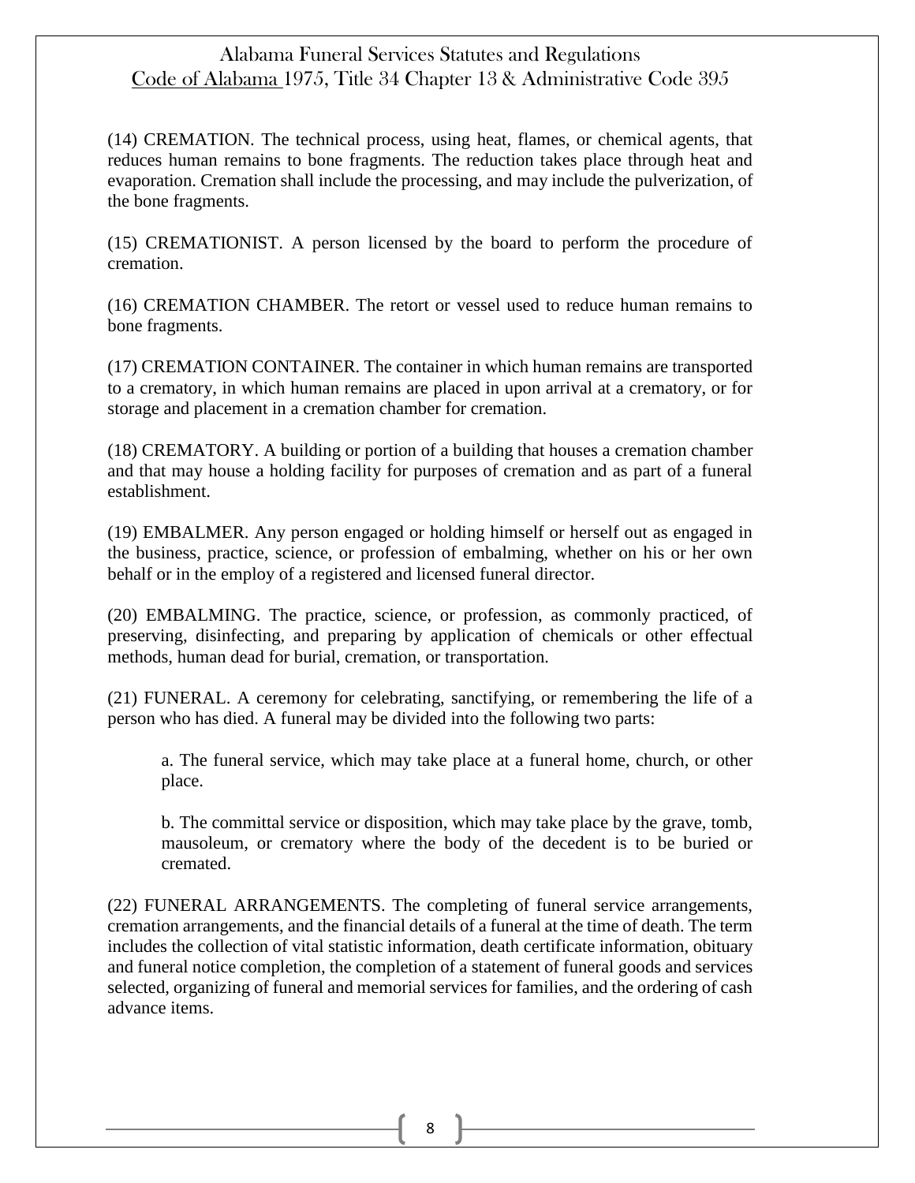(14) CREMATION. The technical process, using heat, flames, or chemical agents, that reduces human remains to bone fragments. The reduction takes place through heat and evaporation. Cremation shall include the processing, and may include the pulverization, of the bone fragments.

(15) CREMATIONIST. A person licensed by the board to perform the procedure of cremation.

(16) CREMATION CHAMBER. The retort or vessel used to reduce human remains to bone fragments.

(17) CREMATION CONTAINER. The container in which human remains are transported to a crematory, in which human remains are placed in upon arrival at a crematory, or for storage and placement in a cremation chamber for cremation.

(18) CREMATORY. A building or portion of a building that houses a cremation chamber and that may house a holding facility for purposes of cremation and as part of a funeral establishment.

(19) EMBALMER. Any person engaged or holding himself or herself out as engaged in the business, practice, science, or profession of embalming, whether on his or her own behalf or in the employ of a registered and licensed funeral director.

(20) EMBALMING. The practice, science, or profession, as commonly practiced, of preserving, disinfecting, and preparing by application of chemicals or other effectual methods, human dead for burial, cremation, or transportation.

(21) FUNERAL. A ceremony for celebrating, sanctifying, or remembering the life of a person who has died. A funeral may be divided into the following two parts:

> a. The funeral service, which may take place at a funeral home, church, or other place.
>
> b. The committal service or disposition, which may take place by the grave, tomb, mausoleum, or crematory where the body of the decedent is to be buried or cremated.

(22) FUNERAL ARRANGEMENTS. The completing of funeral service arrangements, cremation arrangements, and the financial details of a funeral at the time of death. The term includes the collection of vital statistic information, death certificate information, obituary and funeral notice completion, the completion of a statement of funeral goods and services selected, organizing of funeral and memorial services for families, and the ordering of cash advance items.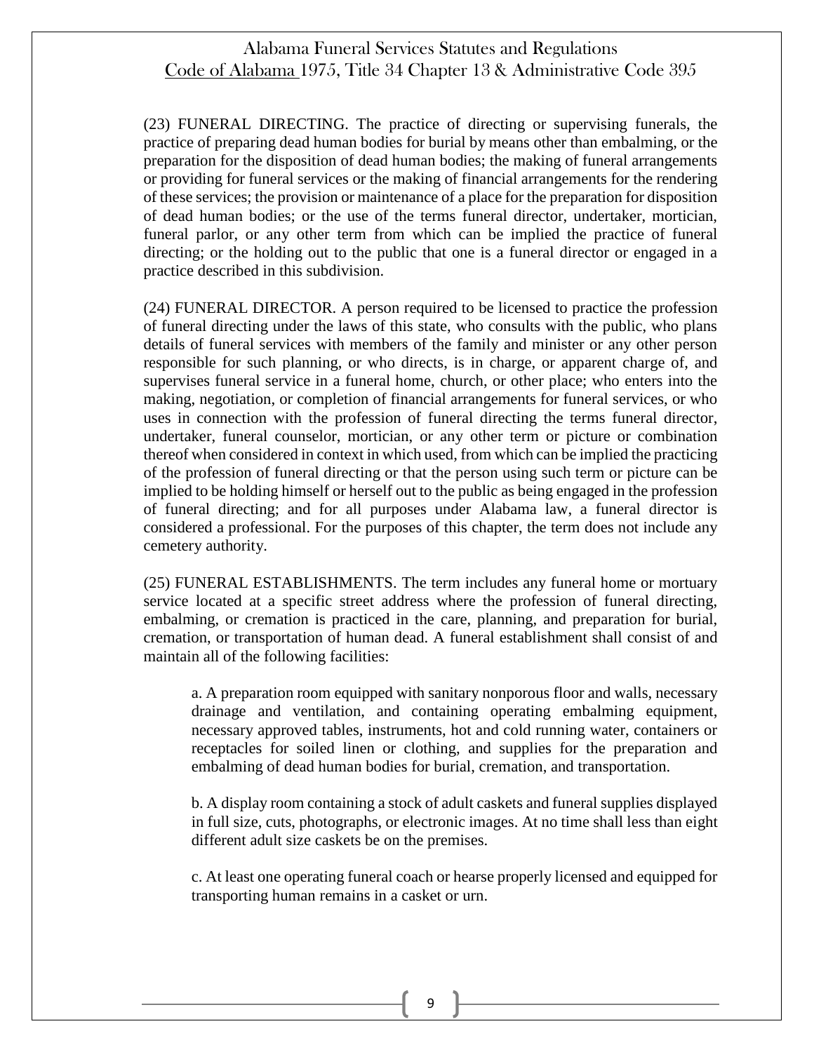(23) FUNERAL DIRECTING. The practice of directing or supervising funerals, the practice of preparing dead human bodies for burial by means other than embalming, or the preparation for the disposition of dead human bodies; the making of funeral arrangements or providing for funeral services or the making of financial arrangements for the rendering of these services; the provision or maintenance of a place for the preparation for disposition of dead human bodies; or the use of the terms funeral director, undertaker, mortician, funeral parlor, or any other term from which can be implied the practice of funeral directing; or the holding out to the public that one is a funeral director or engaged in a practice described in this subdivision.

(24) FUNERAL DIRECTOR. A person required to be licensed to practice the profession of funeral directing under the laws of this state, who consults with the public, who plans details of funeral services with members of the family and minister or any other person responsible for such planning, or who directs, is in charge, or apparent charge of, and supervises funeral service in a funeral home, church, or other place; who enters into the making, negotiation, or completion of financial arrangements for funeral services, or who uses in connection with the profession of funeral directing the terms funeral director, undertaker, funeral counselor, mortician, or any other term or picture or combination thereof when considered in context in which used, from which can be implied the practicing of the profession of funeral directing or that the person using such term or picture can be implied to be holding himself or herself out to the public as being engaged in the profession of funeral directing; and for all purposes under Alabama law, a funeral director is considered a professional. For the purposes of this chapter, the term does not include any cemetery authority.

(25) FUNERAL ESTABLISHMENTS. The term includes any funeral home or mortuary service located at a specific street address where the profession of funeral directing, embalming, or cremation is practiced in the care, planning, and preparation for burial, cremation, or transportation of human dead. A funeral establishment shall consist of and maintain all of the following facilities:

a. A preparation room equipped with sanitary nonporous floor and walls, necessary drainage and ventilation, and containing operating embalming equipment, necessary approved tables, instruments, hot and cold running water, containers or receptacles for soiled linen or clothing, and supplies for the preparation and embalming of dead human bodies for burial, cremation, and transportation.

b. A display room containing a stock of adult caskets and funeral supplies displayed in full size, cuts, photographs, or electronic images. At no time shall less than eight different adult size caskets be on the premises.

c. At least one operating funeral coach or hearse properly licensed and equipped for transporting human remains in a casket or urn.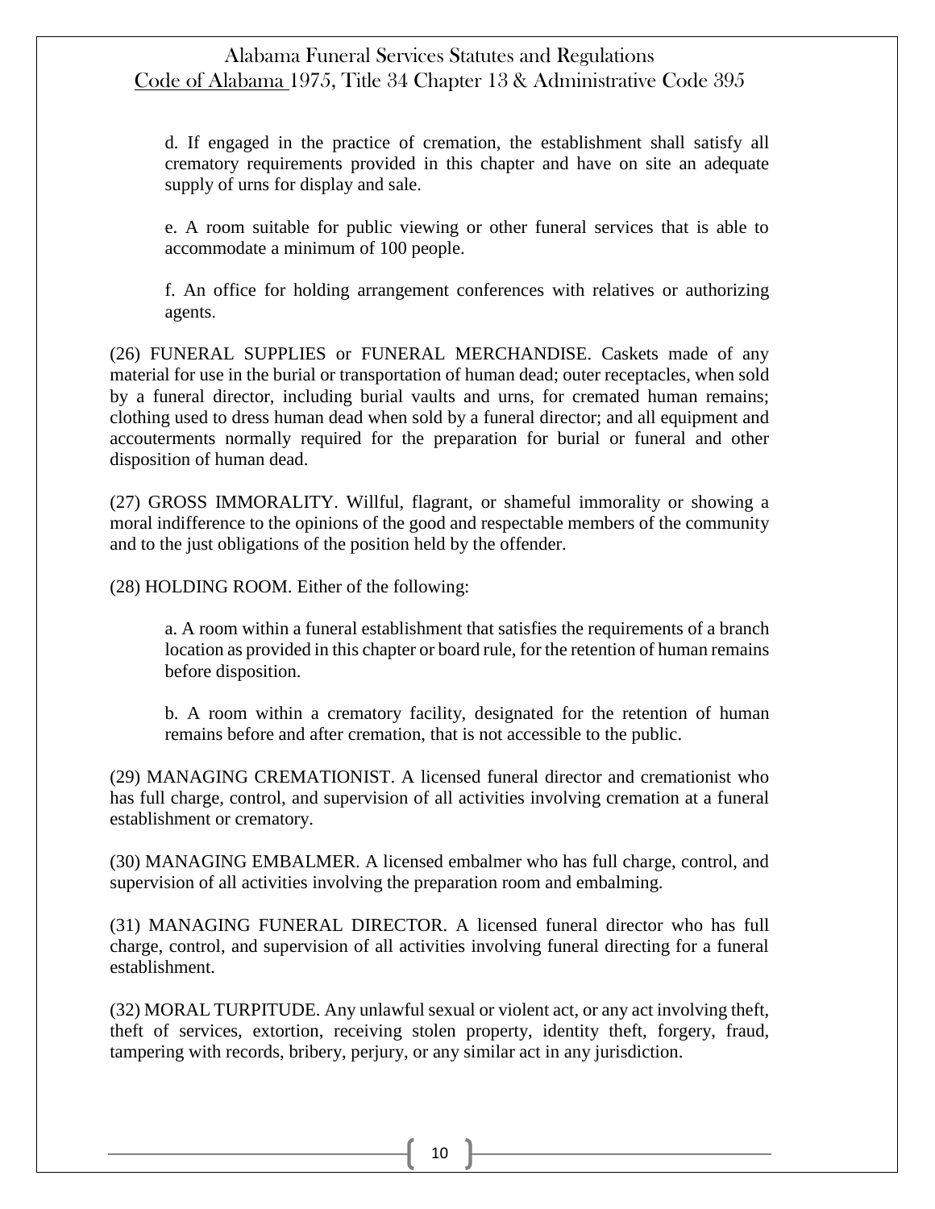d. If engaged in the practice of cremation, the establishment shall satisfy all crematory requirements provided in this chapter and have on site an adequate supply of urns for display and sale.

e. A room suitable for public viewing or other funeral services that is able to accommodate a minimum of 100 people.

f. An office for holding arrangement conferences with relatives or authorizing agents.

(26) FUNERAL SUPPLIES or FUNERAL MERCHANDISE. Caskets made of any material for use in the burial or transportation of human dead; outer receptacles, when sold by a funeral director, including burial vaults and urns, for cremated human remains; clothing used to dress human dead when sold by a funeral director; and all equipment and accouterments normally required for the preparation for burial or funeral and other disposition of human dead.

(27) GROSS IMMORALITY. Willful, flagrant, or shameful immorality or showing a moral indifference to the opinions of the good and respectable members of the community and to the just obligations of the position held by the offender.

(28) HOLDING ROOM. Either of the following:

a. A room within a funeral establishment that satisfies the requirements of a branch location as provided in this chapter or board rule, for the retention of human remains before disposition.

b. A room within a crematory facility, designated for the retention of human remains before and after cremation, that is not accessible to the public.

(29) MANAGING CREMATIONIST. A licensed funeral director and cremationist who has full charge, control, and supervision of all activities involving cremation at a funeral establishment or crematory.

(30) MANAGING EMBALMER. A licensed embalmer who has full charge, control, and supervision of all activities involving the preparation room and embalming.

(31) MANAGING FUNERAL DIRECTOR. A licensed funeral director who has full charge, control, and supervision of all activities involving funeral directing for a funeral establishment.

(32) MORAL TURPITUDE. Any unlawful sexual or violent act, or any act involving theft, theft of services, extortion, receiving stolen property, identity theft, forgery, fraud, tampering with records, bribery, perjury, or any similar act in any jurisdiction.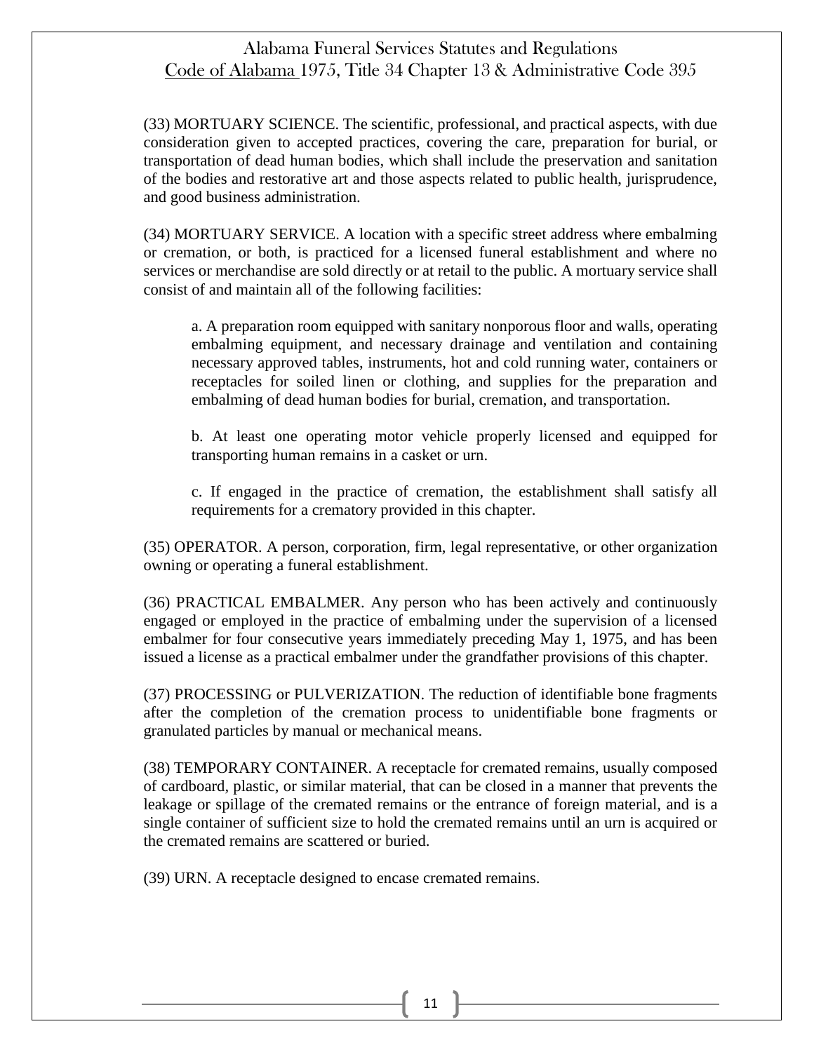(33) MORTUARY SCIENCE. The scientific, professional, and practical aspects, with due consideration given to accepted practices, covering the care, preparation for burial, or transportation of dead human bodies, which shall include the preservation and sanitation of the bodies and restorative art and those aspects related to public health, jurisprudence, and good business administration.

(34) MORTUARY SERVICE. A location with a specific street address where embalming or cremation, or both, is practiced for a licensed funeral establishment and where no services or merchandise are sold directly or at retail to the public. A mortuary service shall consist of and maintain all of the following facilities:

> a. A preparation room equipped with sanitary nonporous floor and walls, operating embalming equipment, and necessary drainage and ventilation and containing necessary approved tables, instruments, hot and cold running water, containers or receptacles for soiled linen or clothing, and supplies for the preparation and embalming of dead human bodies for burial, cremation, and transportation.
>
> b. At least one operating motor vehicle properly licensed and equipped for transporting human remains in a casket or urn.
>
> c. If engaged in the practice of cremation, the establishment shall satisfy all requirements for a crematory provided in this chapter.

(35) OPERATOR. A person, corporation, firm, legal representative, or other organization owning or operating a funeral establishment.

(36) PRACTICAL EMBALMER. Any person who has been actively and continuously engaged or employed in the practice of embalming under the supervision of a licensed embalmer for four consecutive years immediately preceding May 1, 1975, and has been issued a license as a practical embalmer under the grandfather provisions of this chapter.

(37) PROCESSING or PULVERIZATION. The reduction of identifiable bone fragments after the completion of the cremation process to unidentifiable bone fragments or granulated particles by manual or mechanical means.

(38) TEMPORARY CONTAINER. A receptacle for cremated remains, usually composed of cardboard, plastic, or similar material, that can be closed in a manner that prevents the leakage or spillage of the cremated remains or the entrance of foreign material, and is a single container of sufficient size to hold the cremated remains until an urn is acquired or the cremated remains are scattered or buried.

(39) URN. A receptacle designed to encase cremated remains.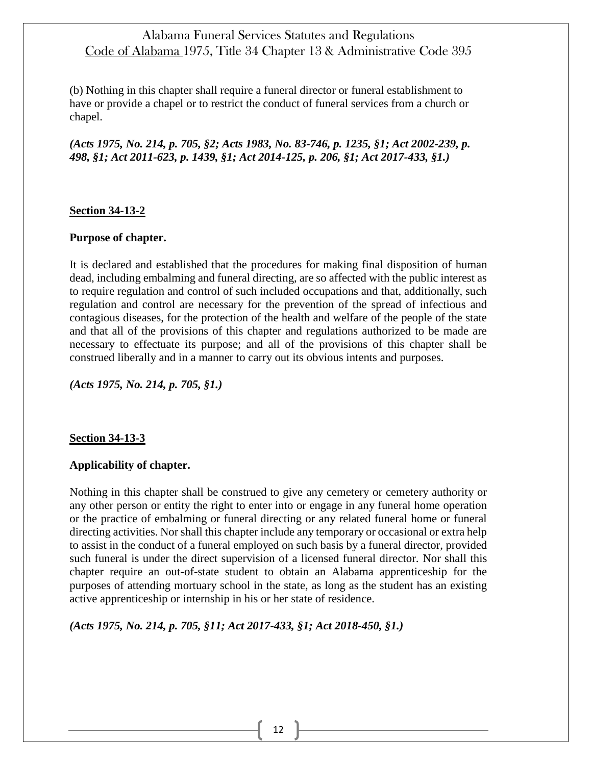(b) Nothing in this chapter shall require a funeral director or funeral establishment to have or provide a chapel or to restrict the conduct of funeral services from a church or chapel.

***(Acts 1975, No. 214, p. 705, §2; Acts 1983, No. 83-746, p. 1235, §1; Act 2002-239, p. 498, §1; Act 2011-623, p. 1439, §1; Act 2014-125, p. 206, §1; Act 2017-433, §1.)***

## Section 34-13-2

### Purpose of chapter.

It is declared and established that the procedures for making final disposition of human dead, including embalming and funeral directing, are so affected with the public interest as to require regulation and control of such included occupations and that, additionally, such regulation and control are necessary for the prevention of the spread of infectious and contagious diseases, for the protection of the health and welfare of the people of the state and that all of the provisions of this chapter and regulations authorized to be made are necessary to effectuate its purpose; and all of the provisions of this chapter shall be construed liberally and in a manner to carry out its obvious intents and purposes.

***(Acts 1975, No. 214, p. 705, §1.)***

## Section 34-13-3

### Applicability of chapter.

Nothing in this chapter shall be construed to give any cemetery or cemetery authority or any other person or entity the right to enter into or engage in any funeral home operation or the practice of embalming or funeral directing or any related funeral home or funeral directing activities. Nor shall this chapter include any temporary or occasional or extra help to assist in the conduct of a funeral employed on such basis by a funeral director, provided such funeral is under the direct supervision of a licensed funeral director. Nor shall this chapter require an out-of-state student to obtain an Alabama apprenticeship for the purposes of attending mortuary school in the state, as long as the student has an existing active apprenticeship or internship in his or her state of residence.

***(Acts 1975, No. 214, p. 705, §11; Act 2017-433, §1; Act 2018-450, §1.)***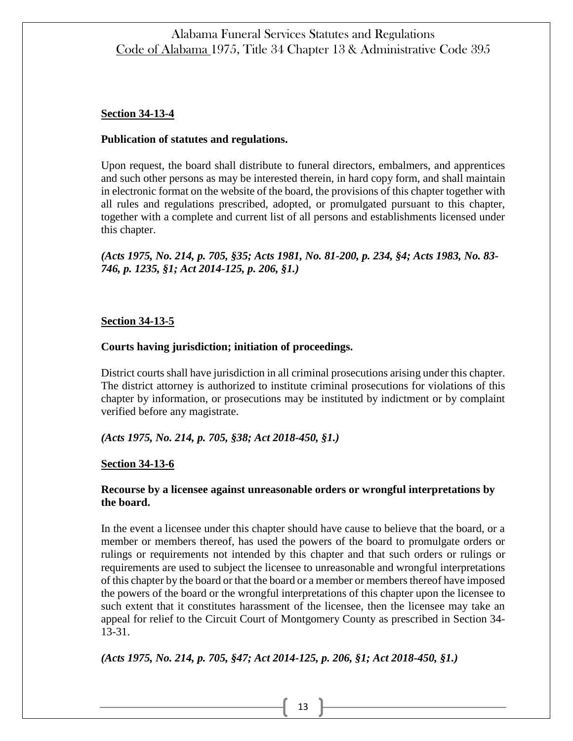**Section 34-13-4**

**Publication of statutes and regulations.**

Upon request, the board shall distribute to funeral directors, embalmers, and apprentices and such other persons as may be interested therein, in hard copy form, and shall maintain in electronic format on the website of the board, the provisions of this chapter together with all rules and regulations prescribed, adopted, or promulgated pursuant to this chapter, together with a complete and current list of all persons and establishments licensed under this chapter.

***(Acts 1975, No. 214, p. 705, §35; Acts 1981, No. 81-200, p. 234, §4; Acts 1983, No. 83-746, p. 1235, §1; Act 2014-125, p. 206, §1.)***

**Section 34-13-5**

**Courts having jurisdiction; initiation of proceedings.**

District courts shall have jurisdiction in all criminal prosecutions arising under this chapter. The district attorney is authorized to institute criminal prosecutions for violations of this chapter by information, or prosecutions may be instituted by indictment or by complaint verified before any magistrate.

***(Acts 1975, No. 214, p. 705, §38; Act 2018-450, §1.)***

**Section 34-13-6**

**Recourse by a licensee against unreasonable orders or wrongful interpretations by the board.**

In the event a licensee under this chapter should have cause to believe that the board, or a member or members thereof, has used the powers of the board to promulgate orders or rulings or requirements not intended by this chapter and that such orders or rulings or requirements are used to subject the licensee to unreasonable and wrongful interpretations of this chapter by the board or that the board or a member or members thereof have imposed the powers of the board or the wrongful interpretations of this chapter upon the licensee to such extent that it constitutes harassment of the licensee, then the licensee may take an appeal for relief to the Circuit Court of Montgomery County as prescribed in Section 34-13-31.

***(Acts 1975, No. 214, p. 705, §47; Act 2014-125, p. 206, §1; Act 2018-450, §1.)***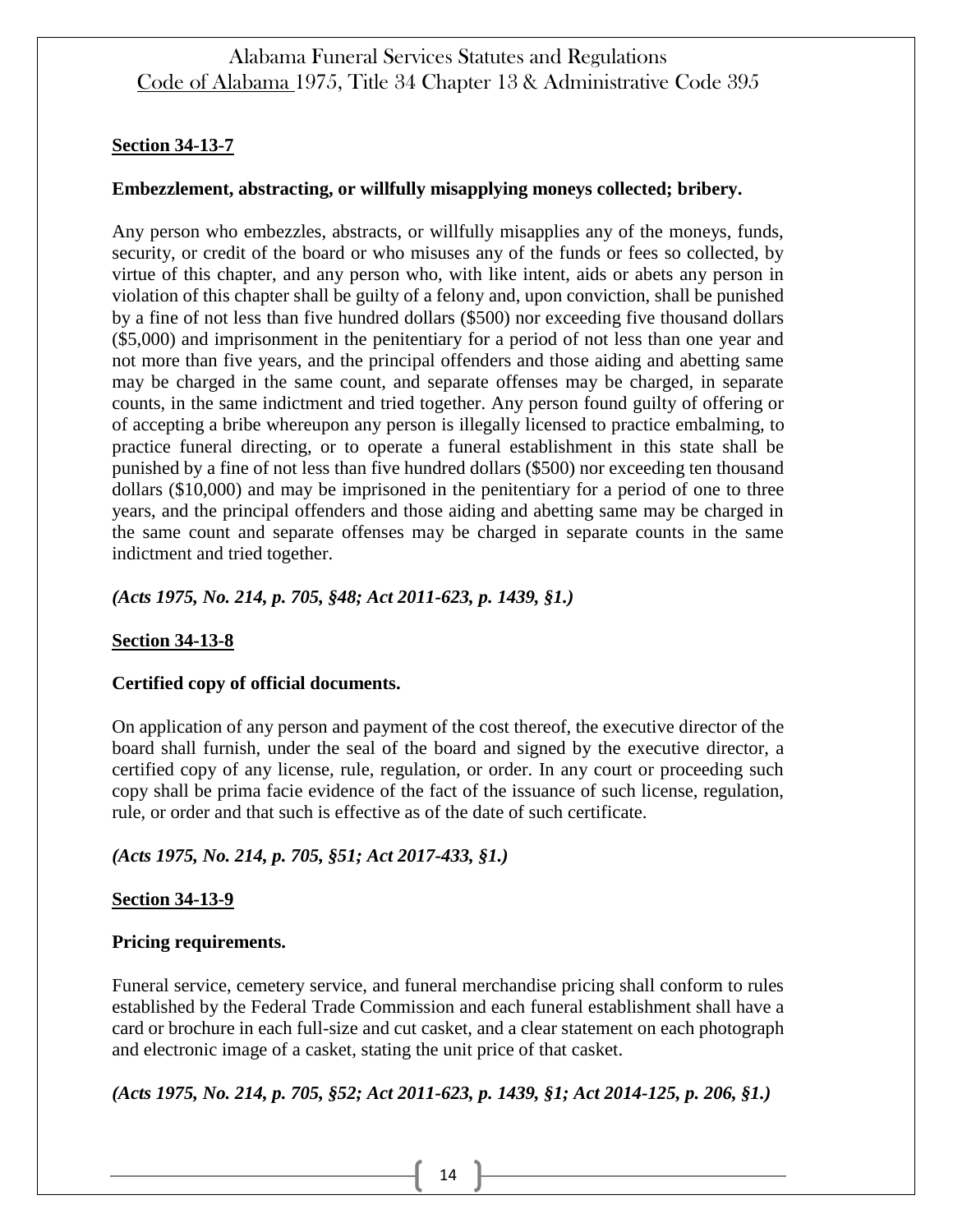**Section 34-13-7**

**Embezzlement, abstracting, or willfully misapplying moneys collected; bribery.**

Any person who embezzles, abstracts, or willfully misapplies any of the moneys, funds, security, or credit of the board or who misuses any of the funds or fees so collected, by virtue of this chapter, and any person who, with like intent, aids or abets any person in violation of this chapter shall be guilty of a felony and, upon conviction, shall be punished by a fine of not less than five hundred dollars ($500) nor exceeding five thousand dollars ($5,000) and imprisonment in the penitentiary for a period of not less than one year and not more than five years, and the principal offenders and those aiding and abetting same may be charged in the same count, and separate offenses may be charged, in separate counts, in the same indictment and tried together. Any person found guilty of offering or of accepting a bribe whereupon any person is illegally licensed to practice embalming, to practice funeral directing, or to operate a funeral establishment in this state shall be punished by a fine of not less than five hundred dollars ($500) nor exceeding ten thousand dollars ($10,000) and may be imprisoned in the penitentiary for a period of one to three years, and the principal offenders and those aiding and abetting same may be charged in the same count and separate offenses may be charged in separate counts in the same indictment and tried together.

***(Acts 1975, No. 214, p. 705, §48; Act 2011-623, p. 1439, §1.)***

**Section 34-13-8**

**Certified copy of official documents.**

On application of any person and payment of the cost thereof, the executive director of the board shall furnish, under the seal of the board and signed by the executive director, a certified copy of any license, rule, regulation, or order. In any court or proceeding such copy shall be prima facie evidence of the fact of the issuance of such license, regulation, rule, or order and that such is effective as of the date of such certificate.

***(Acts 1975, No. 214, p. 705, §51; Act 2017-433, §1.)***

**Section 34-13-9**

**Pricing requirements.**

Funeral service, cemetery service, and funeral merchandise pricing shall conform to rules established by the Federal Trade Commission and each funeral establishment shall have a card or brochure in each full-size and cut casket, and a clear statement on each photograph and electronic image of a casket, stating the unit price of that casket.

***(Acts 1975, No. 214, p. 705, §52; Act 2011-623, p. 1439, §1; Act 2014-125, p. 206, §1.)***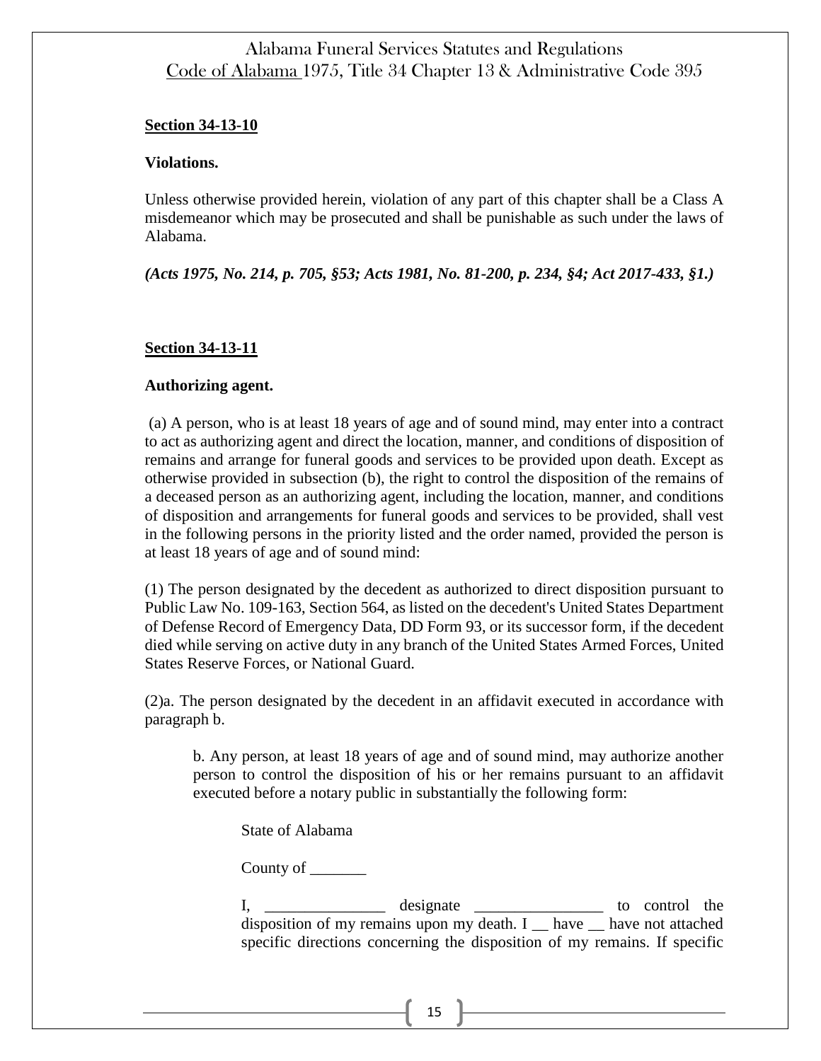**Section 34-13-10**

**Violations.**

Unless otherwise provided herein, violation of any part of this chapter shall be a Class A misdemeanor which may be prosecuted and shall be punishable as such under the laws of Alabama.

***(Acts 1975, No. 214, p. 705, §53; Acts 1981, No. 81-200, p. 234, §4; Act 2017-433, §1.)***

**Section 34-13-11**

**Authorizing agent.**

(a) A person, who is at least 18 years of age and of sound mind, may enter into a contract to act as authorizing agent and direct the location, manner, and conditions of disposition of remains and arrange for funeral goods and services to be provided upon death. Except as otherwise provided in subsection (b), the right to control the disposition of the remains of a deceased person as an authorizing agent, including the location, manner, and conditions of disposition and arrangements for funeral goods and services to be provided, shall vest in the following persons in the priority listed and the order named, provided the person is at least 18 years of age and of sound mind:

(1) The person designated by the decedent as authorized to direct disposition pursuant to Public Law No. 109-163, Section 564, as listed on the decedent's United States Department of Defense Record of Emergency Data, DD Form 93, or its successor form, if the decedent died while serving on active duty in any branch of the United States Armed Forces, United States Reserve Forces, or National Guard.

(2)a. The person designated by the decedent in an affidavit executed in accordance with paragraph b.

b. Any person, at least 18 years of age and of sound mind, may authorize another person to control the disposition of his or her remains pursuant to an affidavit executed before a notary public in substantially the following form:

State of Alabama

County of _______

I, _______________ designate ________________ to control the disposition of my remains upon my death. I __ have __ have not attached specific directions concerning the disposition of my remains. If specific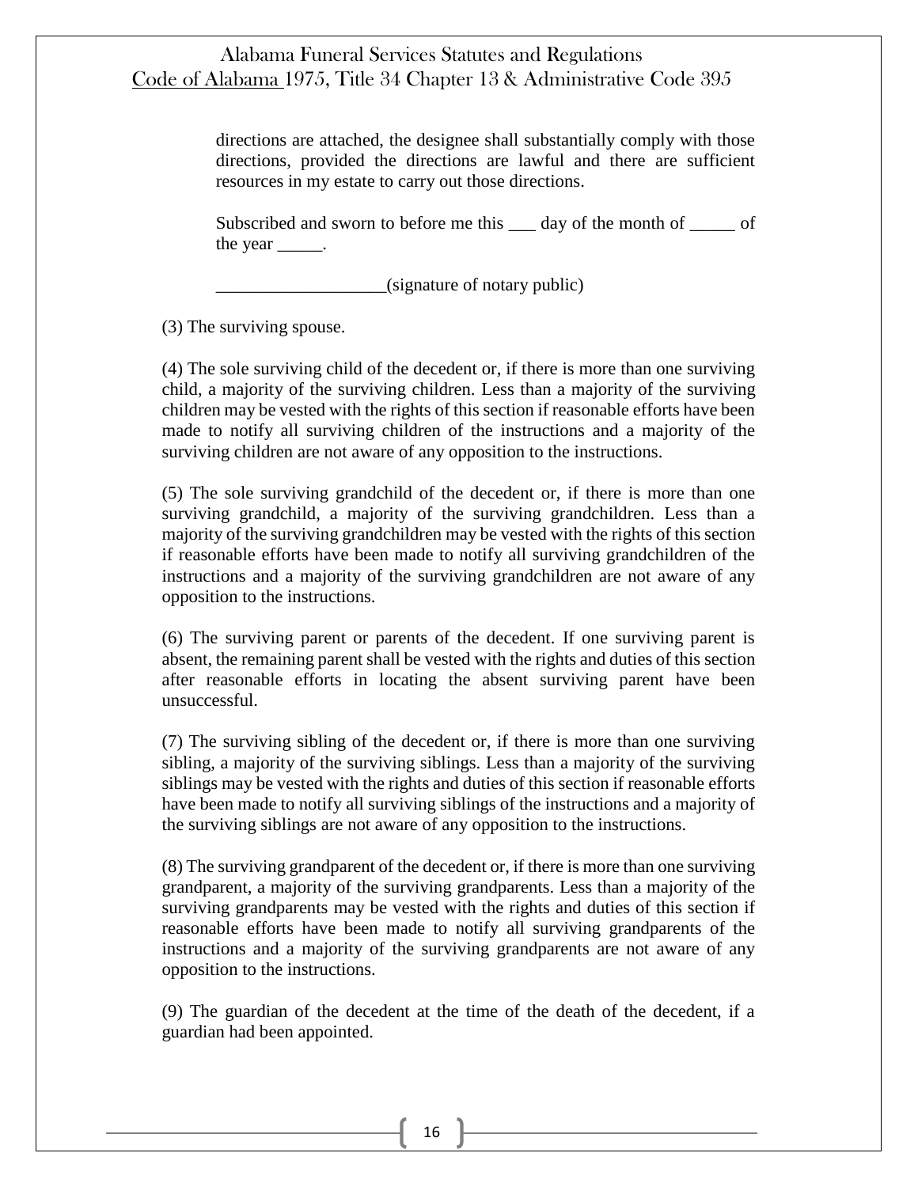directions are attached, the designee shall substantially comply with those directions, provided the directions are lawful and there are sufficient resources in my estate to carry out those directions.

Subscribed and sworn to before me this ___ day of the month of _____ of the year _____.

___________________(signature of notary public)

(3) The surviving spouse.

(4) The sole surviving child of the decedent or, if there is more than one surviving child, a majority of the surviving children. Less than a majority of the surviving children may be vested with the rights of this section if reasonable efforts have been made to notify all surviving children of the instructions and a majority of the surviving children are not aware of any opposition to the instructions.

(5) The sole surviving grandchild of the decedent or, if there is more than one surviving grandchild, a majority of the surviving grandchildren. Less than a majority of the surviving grandchildren may be vested with the rights of this section if reasonable efforts have been made to notify all surviving grandchildren of the instructions and a majority of the surviving grandchildren are not aware of any opposition to the instructions.

(6) The surviving parent or parents of the decedent. If one surviving parent is absent, the remaining parent shall be vested with the rights and duties of this section after reasonable efforts in locating the absent surviving parent have been unsuccessful.

(7) The surviving sibling of the decedent or, if there is more than one surviving sibling, a majority of the surviving siblings. Less than a majority of the surviving siblings may be vested with the rights and duties of this section if reasonable efforts have been made to notify all surviving siblings of the instructions and a majority of the surviving siblings are not aware of any opposition to the instructions.

(8) The surviving grandparent of the decedent or, if there is more than one surviving grandparent, a majority of the surviving grandparents. Less than a majority of the surviving grandparents may be vested with the rights and duties of this section if reasonable efforts have been made to notify all surviving grandparents of the instructions and a majority of the surviving grandparents are not aware of any opposition to the instructions.

(9) The guardian of the decedent at the time of the death of the decedent, if a guardian had been appointed.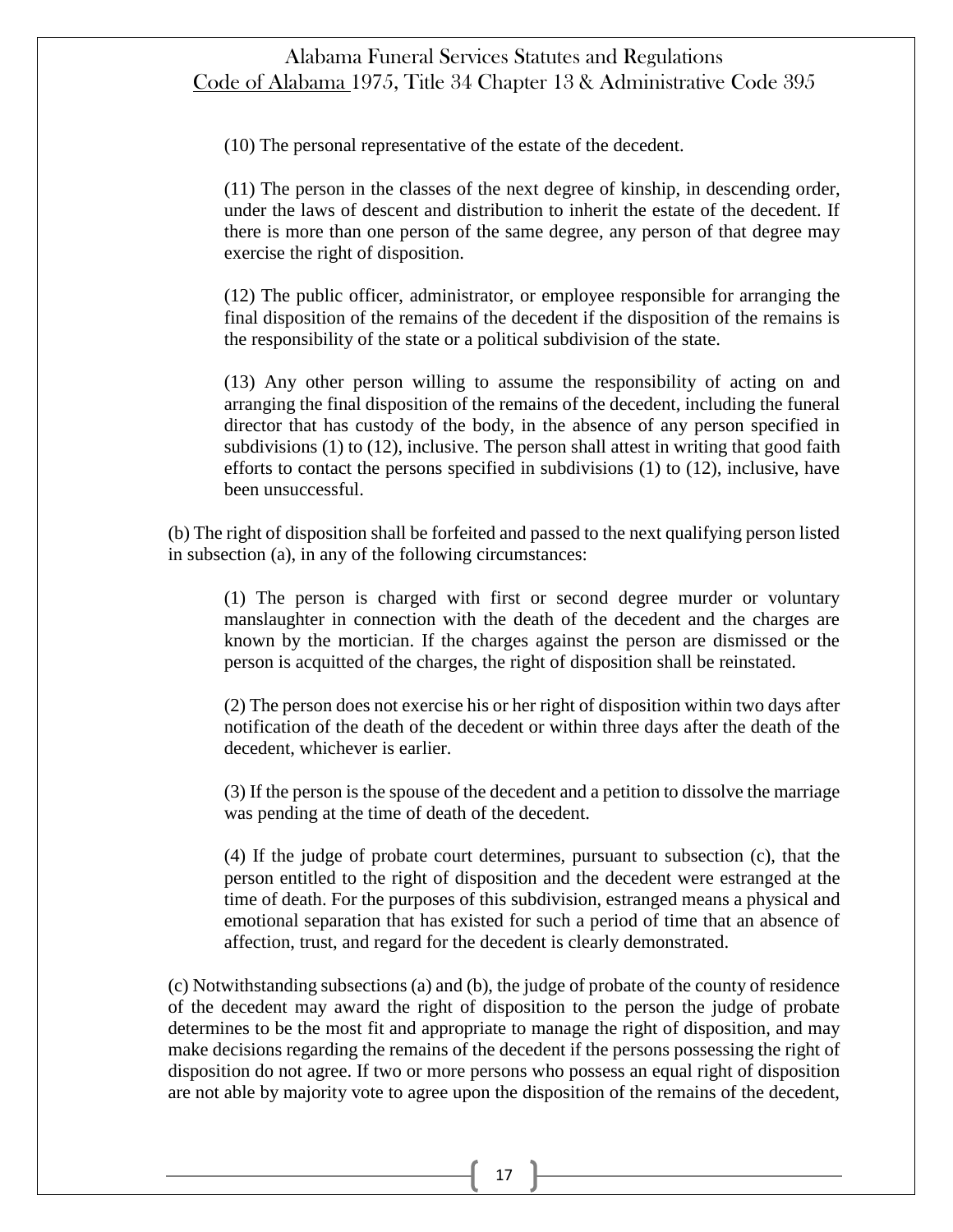(10) The personal representative of the estate of the decedent.

(11) The person in the classes of the next degree of kinship, in descending order, under the laws of descent and distribution to inherit the estate of the decedent. If there is more than one person of the same degree, any person of that degree may exercise the right of disposition.

(12) The public officer, administrator, or employee responsible for arranging the final disposition of the remains of the decedent if the disposition of the remains is the responsibility of the state or a political subdivision of the state.

(13) Any other person willing to assume the responsibility of acting on and arranging the final disposition of the remains of the decedent, including the funeral director that has custody of the body, in the absence of any person specified in subdivisions (1) to (12), inclusive. The person shall attest in writing that good faith efforts to contact the persons specified in subdivisions (1) to (12), inclusive, have been unsuccessful.

(b) The right of disposition shall be forfeited and passed to the next qualifying person listed in subsection (a), in any of the following circumstances:

(1) The person is charged with first or second degree murder or voluntary manslaughter in connection with the death of the decedent and the charges are known by the mortician. If the charges against the person are dismissed or the person is acquitted of the charges, the right of disposition shall be reinstated.

(2) The person does not exercise his or her right of disposition within two days after notification of the death of the decedent or within three days after the death of the decedent, whichever is earlier.

(3) If the person is the spouse of the decedent and a petition to dissolve the marriage was pending at the time of death of the decedent.

(4) If the judge of probate court determines, pursuant to subsection (c), that the person entitled to the right of disposition and the decedent were estranged at the time of death. For the purposes of this subdivision, estranged means a physical and emotional separation that has existed for such a period of time that an absence of affection, trust, and regard for the decedent is clearly demonstrated.

(c) Notwithstanding subsections (a) and (b), the judge of probate of the county of residence of the decedent may award the right of disposition to the person the judge of probate determines to be the most fit and appropriate to manage the right of disposition, and may make decisions regarding the remains of the decedent if the persons possessing the right of disposition do not agree. If two or more persons who possess an equal right of disposition are not able by majority vote to agree upon the disposition of the remains of the decedent,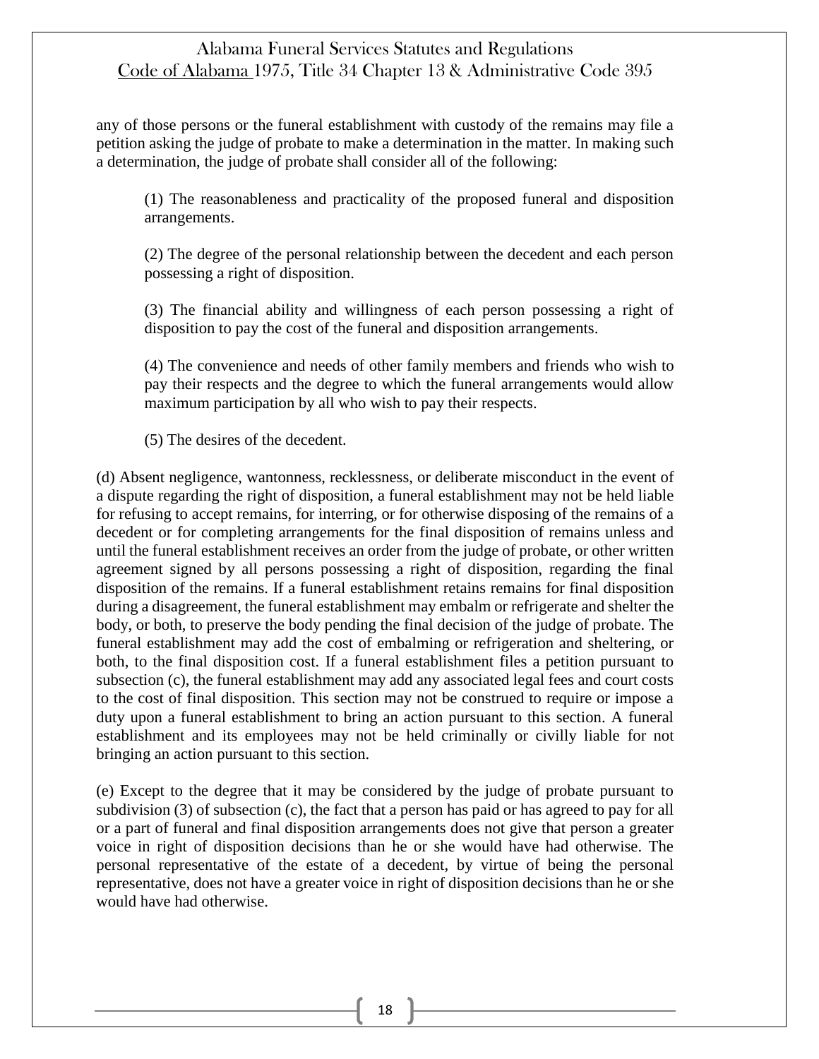any of those persons or the funeral establishment with custody of the remains may file a petition asking the judge of probate to make a determination in the matter. In making such a determination, the judge of probate shall consider all of the following:

(1) The reasonableness and practicality of the proposed funeral and disposition arrangements.

(2) The degree of the personal relationship between the decedent and each person possessing a right of disposition.

(3) The financial ability and willingness of each person possessing a right of disposition to pay the cost of the funeral and disposition arrangements.

(4) The convenience and needs of other family members and friends who wish to pay their respects and the degree to which the funeral arrangements would allow maximum participation by all who wish to pay their respects.

(5) The desires of the decedent.

(d) Absent negligence, wantonness, recklessness, or deliberate misconduct in the event of a dispute regarding the right of disposition, a funeral establishment may not be held liable for refusing to accept remains, for interring, or for otherwise disposing of the remains of a decedent or for completing arrangements for the final disposition of remains unless and until the funeral establishment receives an order from the judge of probate, or other written agreement signed by all persons possessing a right of disposition, regarding the final disposition of the remains. If a funeral establishment retains remains for final disposition during a disagreement, the funeral establishment may embalm or refrigerate and shelter the body, or both, to preserve the body pending the final decision of the judge of probate. The funeral establishment may add the cost of embalming or refrigeration and sheltering, or both, to the final disposition cost. If a funeral establishment files a petition pursuant to subsection (c), the funeral establishment may add any associated legal fees and court costs to the cost of final disposition. This section may not be construed to require or impose a duty upon a funeral establishment to bring an action pursuant to this section. A funeral establishment and its employees may not be held criminally or civilly liable for not bringing an action pursuant to this section.

(e) Except to the degree that it may be considered by the judge of probate pursuant to subdivision (3) of subsection (c), the fact that a person has paid or has agreed to pay for all or a part of funeral and final disposition arrangements does not give that person a greater voice in right of disposition decisions than he or she would have had otherwise. The personal representative of the estate of a decedent, by virtue of being the personal representative, does not have a greater voice in right of disposition decisions than he or she would have had otherwise.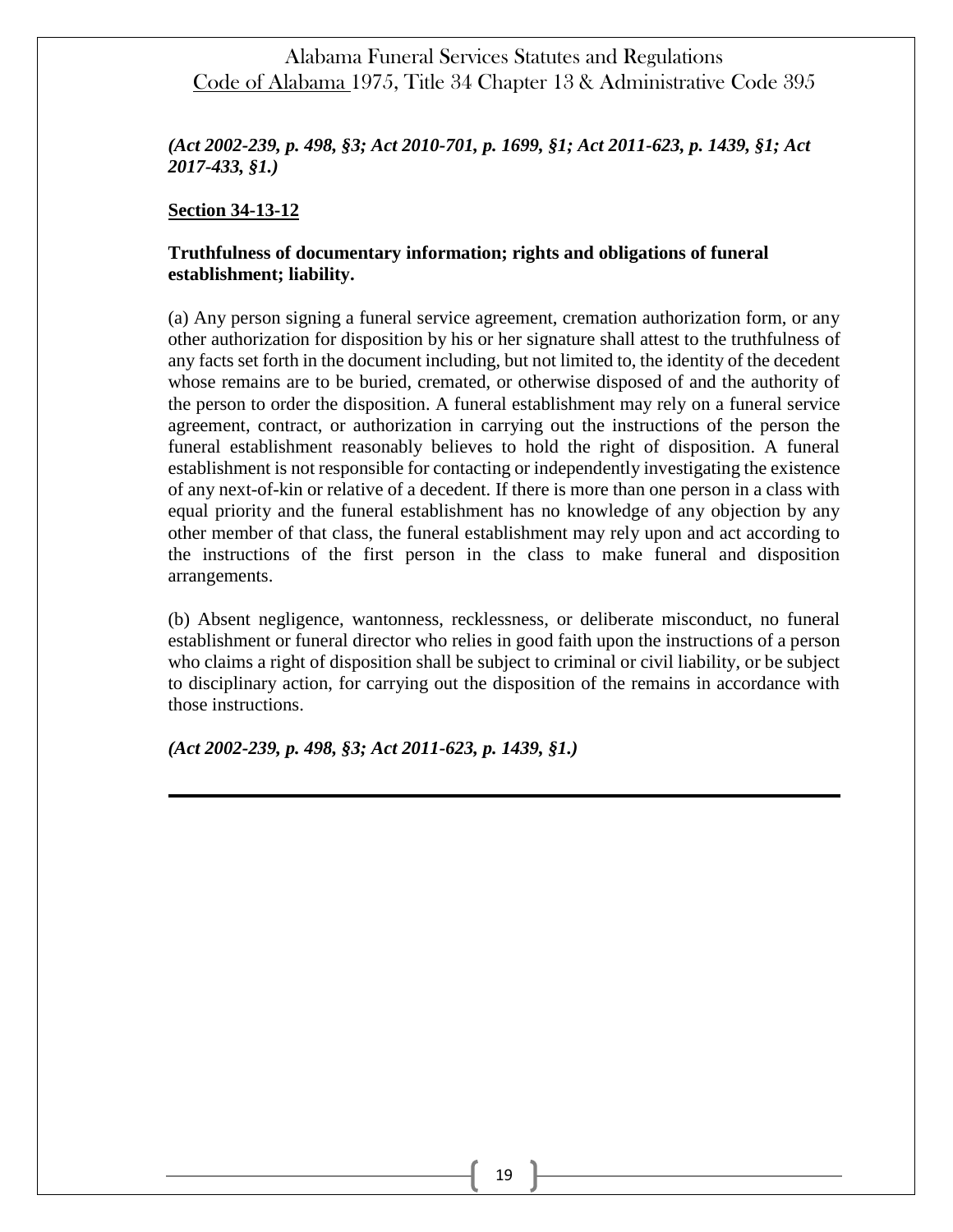*(Act 2002-239, p. 498, §3; Act 2010-701, p. 1699, §1; Act 2011-623, p. 1439, §1; Act 2017-433, §1.)*

**Section 34-13-12**

**Truthfulness of documentary information; rights and obligations of funeral establishment; liability.**

(a) Any person signing a funeral service agreement, cremation authorization form, or any other authorization for disposition by his or her signature shall attest to the truthfulness of any facts set forth in the document including, but not limited to, the identity of the decedent whose remains are to be buried, cremated, or otherwise disposed of and the authority of the person to order the disposition. A funeral establishment may rely on a funeral service agreement, contract, or authorization in carrying out the instructions of the person the funeral establishment reasonably believes to hold the right of disposition. A funeral establishment is not responsible for contacting or independently investigating the existence of any next-of-kin or relative of a decedent. If there is more than one person in a class with equal priority and the funeral establishment has no knowledge of any objection by any other member of that class, the funeral establishment may rely upon and act according to the instructions of the first person in the class to make funeral and disposition arrangements.

(b) Absent negligence, wantonness, recklessness, or deliberate misconduct, no funeral establishment or funeral director who relies in good faith upon the instructions of a person who claims a right of disposition shall be subject to criminal or civil liability, or be subject to disciplinary action, for carrying out the disposition of the remains in accordance with those instructions.

*(Act 2002-239, p. 498, §3; Act 2011-623, p. 1439, §1.)*

---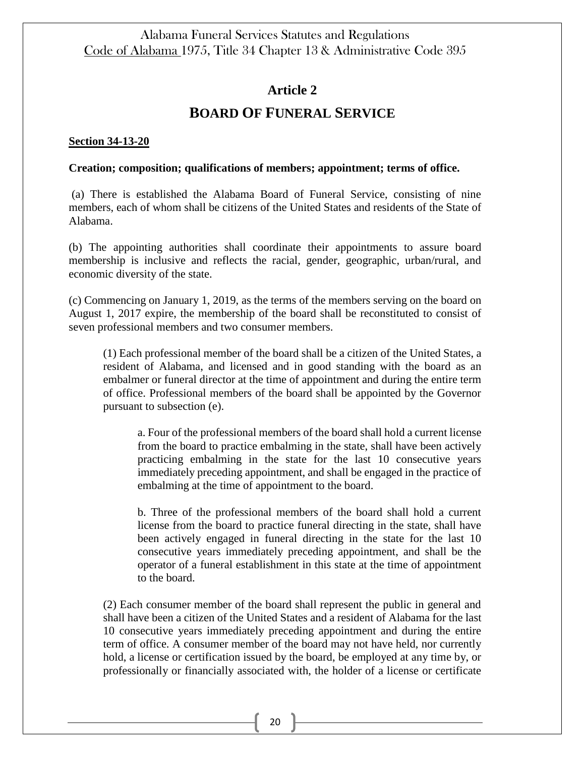## Article 2

## BOARD OF FUNERAL SERVICE

**Section 34-13-20**

**Creation; composition; qualifications of members; appointment; terms of office.**

(a) There is established the Alabama Board of Funeral Service, consisting of nine members, each of whom shall be citizens of the United States and residents of the State of Alabama.

(b) The appointing authorities shall coordinate their appointments to assure board membership is inclusive and reflects the racial, gender, geographic, urban/rural, and economic diversity of the state.

(c) Commencing on January 1, 2019, as the terms of the members serving on the board on August 1, 2017 expire, the membership of the board shall be reconstituted to consist of seven professional members and two consumer members.

(1) Each professional member of the board shall be a citizen of the United States, a resident of Alabama, and licensed and in good standing with the board as an embalmer or funeral director at the time of appointment and during the entire term of office. Professional members of the board shall be appointed by the Governor pursuant to subsection (e).

a. Four of the professional members of the board shall hold a current license from the board to practice embalming in the state, shall have been actively practicing embalming in the state for the last 10 consecutive years immediately preceding appointment, and shall be engaged in the practice of embalming at the time of appointment to the board.

b. Three of the professional members of the board shall hold a current license from the board to practice funeral directing in the state, shall have been actively engaged in funeral directing in the state for the last 10 consecutive years immediately preceding appointment, and shall be the operator of a funeral establishment in this state at the time of appointment to the board.

(2) Each consumer member of the board shall represent the public in general and shall have been a citizen of the United States and a resident of Alabama for the last 10 consecutive years immediately preceding appointment and during the entire term of office. A consumer member of the board may not have held, nor currently hold, a license or certification issued by the board, be employed at any time by, or professionally or financially associated with, the holder of a license or certificate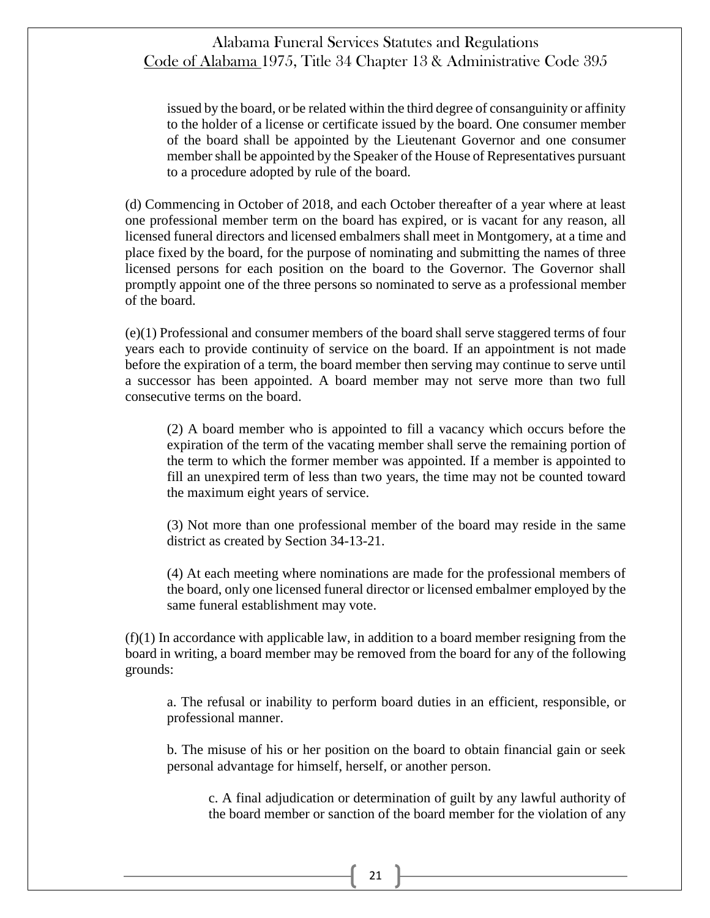issued by the board, or be related within the third degree of consanguinity or affinity to the holder of a license or certificate issued by the board. One consumer member of the board shall be appointed by the Lieutenant Governor and one consumer member shall be appointed by the Speaker of the House of Representatives pursuant to a procedure adopted by rule of the board.

(d) Commencing in October of 2018, and each October thereafter of a year where at least one professional member term on the board has expired, or is vacant for any reason, all licensed funeral directors and licensed embalmers shall meet in Montgomery, at a time and place fixed by the board, for the purpose of nominating and submitting the names of three licensed persons for each position on the board to the Governor. The Governor shall promptly appoint one of the three persons so nominated to serve as a professional member of the board.

(e)(1) Professional and consumer members of the board shall serve staggered terms of four years each to provide continuity of service on the board. If an appointment is not made before the expiration of a term, the board member then serving may continue to serve until a successor has been appointed. A board member may not serve more than two full consecutive terms on the board.

(2) A board member who is appointed to fill a vacancy which occurs before the expiration of the term of the vacating member shall serve the remaining portion of the term to which the former member was appointed. If a member is appointed to fill an unexpired term of less than two years, the time may not be counted toward the maximum eight years of service.

(3) Not more than one professional member of the board may reside in the same district as created by Section 34-13-21.

(4) At each meeting where nominations are made for the professional members of the board, only one licensed funeral director or licensed embalmer employed by the same funeral establishment may vote.

(f)(1) In accordance with applicable law, in addition to a board member resigning from the board in writing, a board member may be removed from the board for any of the following grounds:

a. The refusal or inability to perform board duties in an efficient, responsible, or professional manner.

b. The misuse of his or her position on the board to obtain financial gain or seek personal advantage for himself, herself, or another person.

c. A final adjudication or determination of guilt by any lawful authority of the board member or sanction of the board member for the violation of any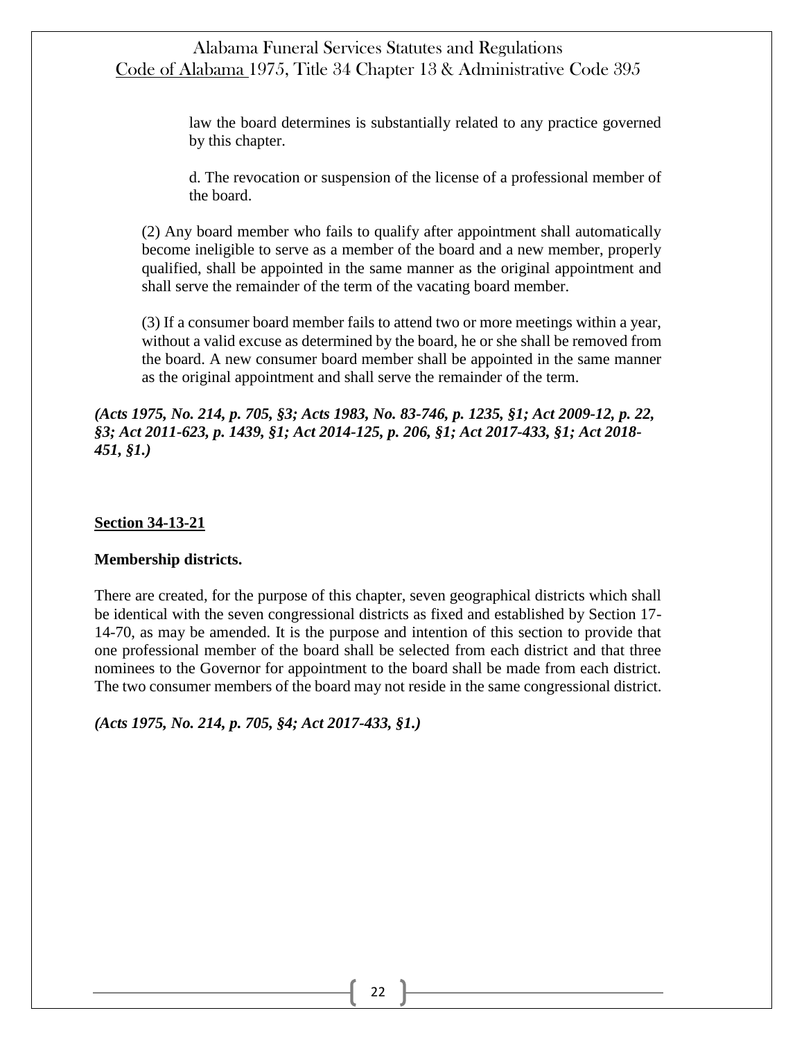law the board determines is substantially related to any practice governed by this chapter.

d. The revocation or suspension of the license of a professional member of the board.

(2) Any board member who fails to qualify after appointment shall automatically become ineligible to serve as a member of the board and a new member, properly qualified, shall be appointed in the same manner as the original appointment and shall serve the remainder of the term of the vacating board member.

(3) If a consumer board member fails to attend two or more meetings within a year, without a valid excuse as determined by the board, he or she shall be removed from the board. A new consumer board member shall be appointed in the same manner as the original appointment and shall serve the remainder of the term.

***(Acts 1975, No. 214, p. 705, §3; Acts 1983, No. 83-746, p. 1235, §1; Act 2009-12, p. 22, §3; Act 2011-623, p. 1439, §1; Act 2014-125, p. 206, §1; Act 2017-433, §1; Act 2018-451, §1.)***

**Section 34-13-21**

**Membership districts.**

There are created, for the purpose of this chapter, seven geographical districts which shall be identical with the seven congressional districts as fixed and established by Section 17-14-70, as may be amended. It is the purpose and intention of this section to provide that one professional member of the board shall be selected from each district and that three nominees to the Governor for appointment to the board shall be made from each district. The two consumer members of the board may not reside in the same congressional district.

***(Acts 1975, No. 214, p. 705, §4; Act 2017-433, §1.)***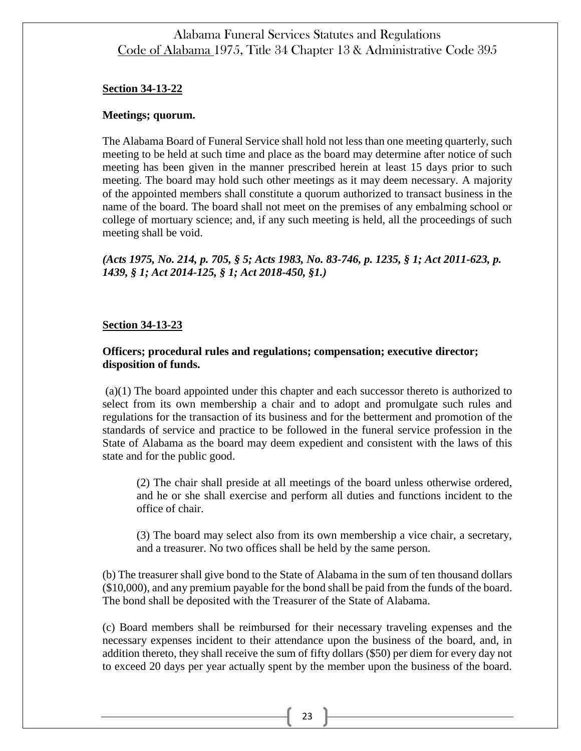**Section 34-13-22**

**Meetings; quorum.**

The Alabama Board of Funeral Service shall hold not less than one meeting quarterly, such meeting to be held at such time and place as the board may determine after notice of such meeting has been given in the manner prescribed herein at least 15 days prior to such meeting. The board may hold such other meetings as it may deem necessary. A majority of the appointed members shall constitute a quorum authorized to transact business in the name of the board. The board shall not meet on the premises of any embalming school or college of mortuary science; and, if any such meeting is held, all the proceedings of such meeting shall be void.

***(Acts 1975, No. 214, p. 705, § 5; Acts 1983, No. 83-746, p. 1235, § 1; Act 2011-623, p. 1439, § 1; Act 2014-125, § 1; Act 2018-450, §1.)***

**Section 34-13-23**

**Officers; procedural rules and regulations; compensation; executive director; disposition of funds.**

(a)(1) The board appointed under this chapter and each successor thereto is authorized to select from its own membership a chair and to adopt and promulgate such rules and regulations for the transaction of its business and for the betterment and promotion of the standards of service and practice to be followed in the funeral service profession in the State of Alabama as the board may deem expedient and consistent with the laws of this state and for the public good.

> (2) The chair shall preside at all meetings of the board unless otherwise ordered, and he or she shall exercise and perform all duties and functions incident to the office of chair.
>
> (3) The board may select also from its own membership a vice chair, a secretary, and a treasurer. No two offices shall be held by the same person.

(b) The treasurer shall give bond to the State of Alabama in the sum of ten thousand dollars ($10,000), and any premium payable for the bond shall be paid from the funds of the board. The bond shall be deposited with the Treasurer of the State of Alabama.

(c) Board members shall be reimbursed for their necessary traveling expenses and the necessary expenses incident to their attendance upon the business of the board, and, in addition thereto, they shall receive the sum of fifty dollars ($50) per diem for every day not to exceed 20 days per year actually spent by the member upon the business of the board.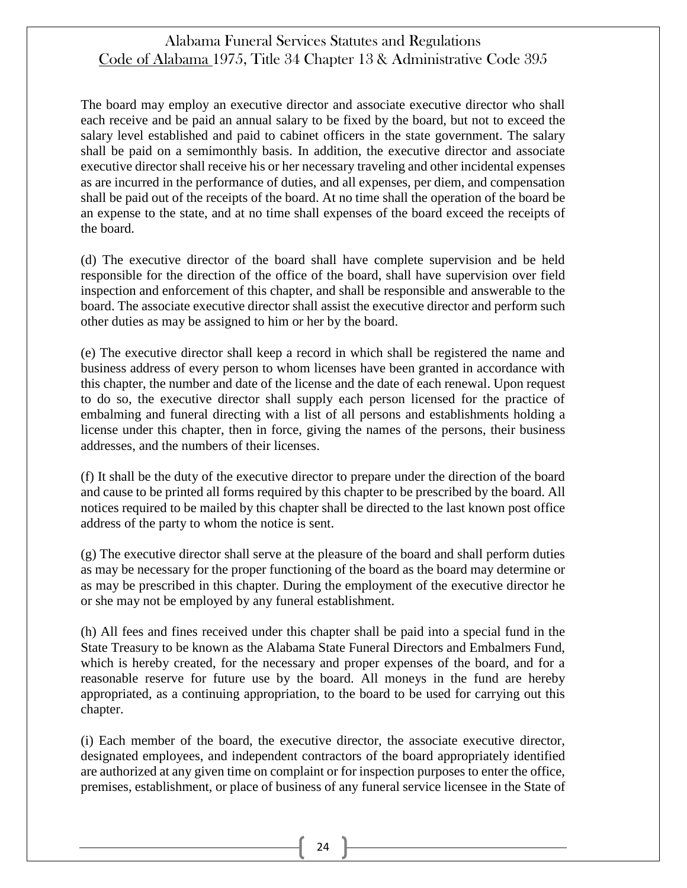The board may employ an executive director and associate executive director who shall each receive and be paid an annual salary to be fixed by the board, but not to exceed the salary level established and paid to cabinet officers in the state government. The salary shall be paid on a semimonthly basis. In addition, the executive director and associate executive director shall receive his or her necessary traveling and other incidental expenses as are incurred in the performance of duties, and all expenses, per diem, and compensation shall be paid out of the receipts of the board. At no time shall the operation of the board be an expense to the state, and at no time shall expenses of the board exceed the receipts of the board.

(d) The executive director of the board shall have complete supervision and be held responsible for the direction of the office of the board, shall have supervision over field inspection and enforcement of this chapter, and shall be responsible and answerable to the board. The associate executive director shall assist the executive director and perform such other duties as may be assigned to him or her by the board.

(e) The executive director shall keep a record in which shall be registered the name and business address of every person to whom licenses have been granted in accordance with this chapter, the number and date of the license and the date of each renewal. Upon request to do so, the executive director shall supply each person licensed for the practice of embalming and funeral directing with a list of all persons and establishments holding a license under this chapter, then in force, giving the names of the persons, their business addresses, and the numbers of their licenses.

(f) It shall be the duty of the executive director to prepare under the direction of the board and cause to be printed all forms required by this chapter to be prescribed by the board. All notices required to be mailed by this chapter shall be directed to the last known post office address of the party to whom the notice is sent.

(g) The executive director shall serve at the pleasure of the board and shall perform duties as may be necessary for the proper functioning of the board as the board may determine or as may be prescribed in this chapter. During the employment of the executive director he or she may not be employed by any funeral establishment.

(h) All fees and fines received under this chapter shall be paid into a special fund in the State Treasury to be known as the Alabama State Funeral Directors and Embalmers Fund, which is hereby created, for the necessary and proper expenses of the board, and for a reasonable reserve for future use by the board. All moneys in the fund are hereby appropriated, as a continuing appropriation, to the board to be used for carrying out this chapter.

(i) Each member of the board, the executive director, the associate executive director, designated employees, and independent contractors of the board appropriately identified are authorized at any given time on complaint or for inspection purposes to enter the office, premises, establishment, or place of business of any funeral service licensee in the State of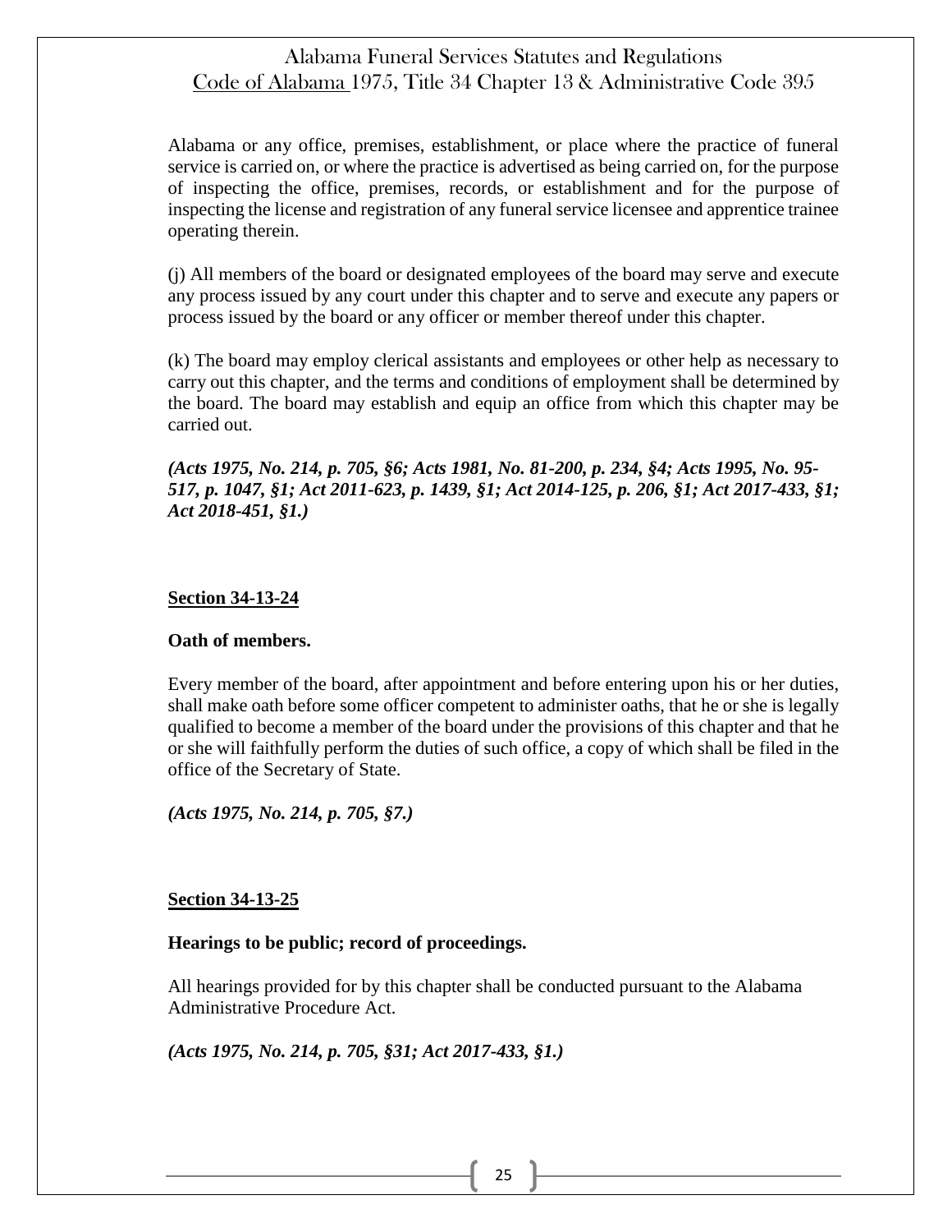Alabama or any office, premises, establishment, or place where the practice of funeral service is carried on, or where the practice is advertised as being carried on, for the purpose of inspecting the office, premises, records, or establishment and for the purpose of inspecting the license and registration of any funeral service licensee and apprentice trainee operating therein.

(j) All members of the board or designated employees of the board may serve and execute any process issued by any court under this chapter and to serve and execute any papers or process issued by the board or any officer or member thereof under this chapter.

(k) The board may employ clerical assistants and employees or other help as necessary to carry out this chapter, and the terms and conditions of employment shall be determined by the board. The board may establish and equip an office from which this chapter may be carried out.

***(Acts 1975, No. 214, p. 705, §6; Acts 1981, No. 81-200, p. 234, §4; Acts 1995, No. 95-517, p. 1047, §1; Act 2011-623, p. 1439, §1; Act 2014-125, p. 206, §1; Act 2017-433, §1; Act 2018-451, §1.)***

## Section 34-13-24

### Oath of members.

Every member of the board, after appointment and before entering upon his or her duties, shall make oath before some officer competent to administer oaths, that he or she is legally qualified to become a member of the board under the provisions of this chapter and that he or she will faithfully perform the duties of such office, a copy of which shall be filed in the office of the Secretary of State.

***(Acts 1975, No. 214, p. 705, §7.)***

## Section 34-13-25

### Hearings to be public; record of proceedings.

All hearings provided for by this chapter shall be conducted pursuant to the Alabama Administrative Procedure Act.

***(Acts 1975, No. 214, p. 705, §31; Act 2017-433, §1.)***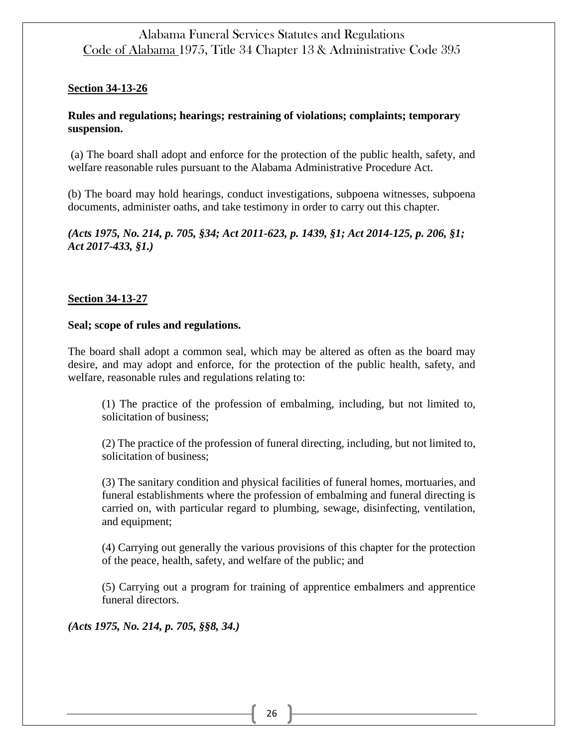**Section 34-13-26**

**Rules and regulations; hearings; restraining of violations; complaints; temporary suspension.**

(a) The board shall adopt and enforce for the protection of the public health, safety, and welfare reasonable rules pursuant to the Alabama Administrative Procedure Act.

(b) The board may hold hearings, conduct investigations, subpoena witnesses, subpoena documents, administer oaths, and take testimony in order to carry out this chapter.

***(Acts 1975, No. 214, p. 705, §34; Act 2011-623, p. 1439, §1; Act 2014-125, p. 206, §1; Act 2017-433, §1.)***

**Section 34-13-27**

**Seal; scope of rules and regulations.**

The board shall adopt a common seal, which may be altered as often as the board may desire, and may adopt and enforce, for the protection of the public health, safety, and welfare, reasonable rules and regulations relating to:

(1) The practice of the profession of embalming, including, but not limited to, solicitation of business;

(2) The practice of the profession of funeral directing, including, but not limited to, solicitation of business;

(3) The sanitary condition and physical facilities of funeral homes, mortuaries, and funeral establishments where the profession of embalming and funeral directing is carried on, with particular regard to plumbing, sewage, disinfecting, ventilation, and equipment;

(4) Carrying out generally the various provisions of this chapter for the protection of the peace, health, safety, and welfare of the public; and

(5) Carrying out a program for training of apprentice embalmers and apprentice funeral directors.

***(Acts 1975, No. 214, p. 705, §§8, 34.)***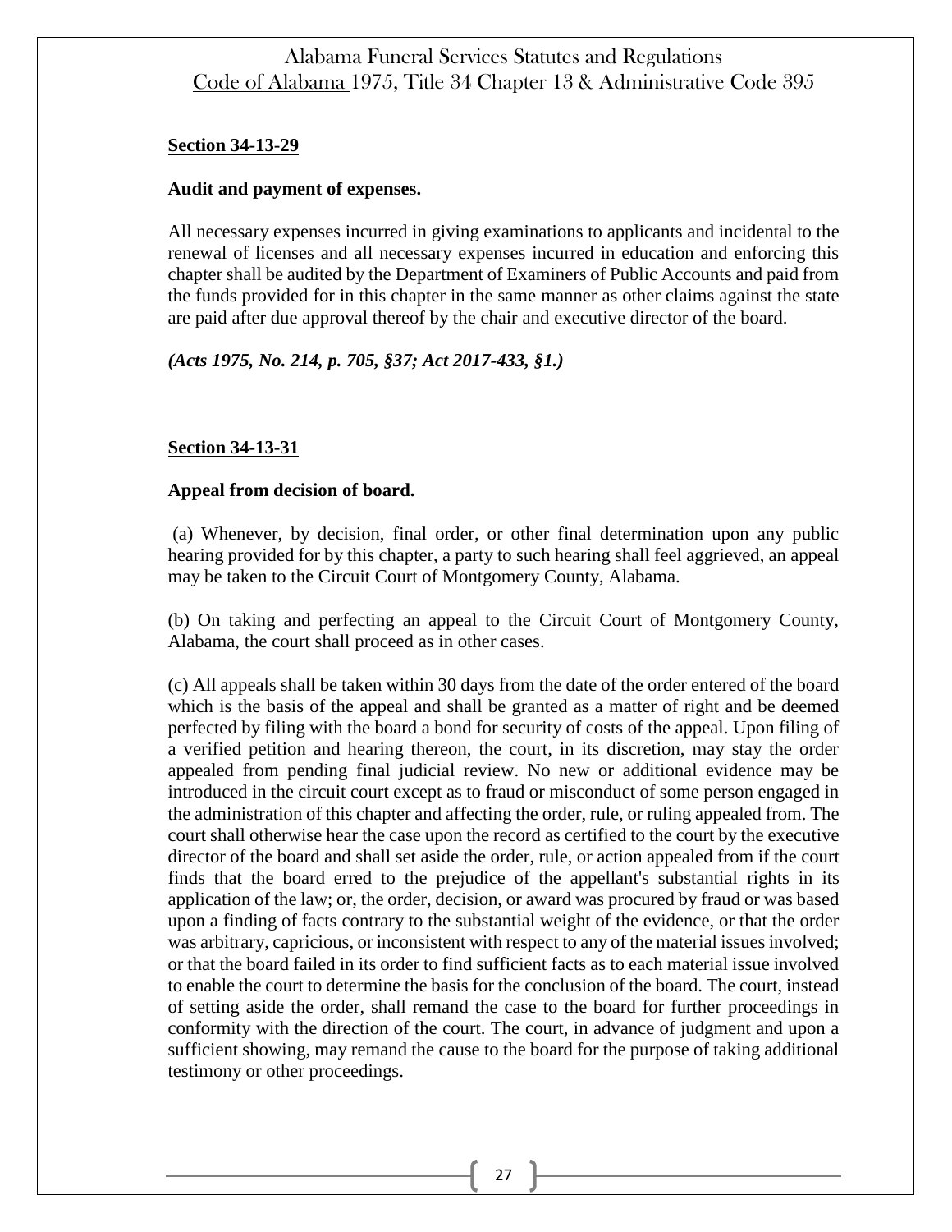**Section 34-13-29**

**Audit and payment of expenses.**

All necessary expenses incurred in giving examinations to applicants and incidental to the renewal of licenses and all necessary expenses incurred in education and enforcing this chapter shall be audited by the Department of Examiners of Public Accounts and paid from the funds provided for in this chapter in the same manner as other claims against the state are paid after due approval thereof by the chair and executive director of the board.

***(Acts 1975, No. 214, p. 705, §37; Act 2017-433, §1.)***

**Section 34-13-31**

**Appeal from decision of board.**

(a) Whenever, by decision, final order, or other final determination upon any public hearing provided for by this chapter, a party to such hearing shall feel aggrieved, an appeal may be taken to the Circuit Court of Montgomery County, Alabama.

(b) On taking and perfecting an appeal to the Circuit Court of Montgomery County, Alabama, the court shall proceed as in other cases.

(c) All appeals shall be taken within 30 days from the date of the order entered of the board which is the basis of the appeal and shall be granted as a matter of right and be deemed perfected by filing with the board a bond for security of costs of the appeal. Upon filing of a verified petition and hearing thereon, the court, in its discretion, may stay the order appealed from pending final judicial review. No new or additional evidence may be introduced in the circuit court except as to fraud or misconduct of some person engaged in the administration of this chapter and affecting the order, rule, or ruling appealed from. The court shall otherwise hear the case upon the record as certified to the court by the executive director of the board and shall set aside the order, rule, or action appealed from if the court finds that the board erred to the prejudice of the appellant's substantial rights in its application of the law; or, the order, decision, or award was procured by fraud or was based upon a finding of facts contrary to the substantial weight of the evidence, or that the order was arbitrary, capricious, or inconsistent with respect to any of the material issues involved; or that the board failed in its order to find sufficient facts as to each material issue involved to enable the court to determine the basis for the conclusion of the board. The court, instead of setting aside the order, shall remand the case to the board for further proceedings in conformity with the direction of the court. The court, in advance of judgment and upon a sufficient showing, may remand the cause to the board for the purpose of taking additional testimony or other proceedings.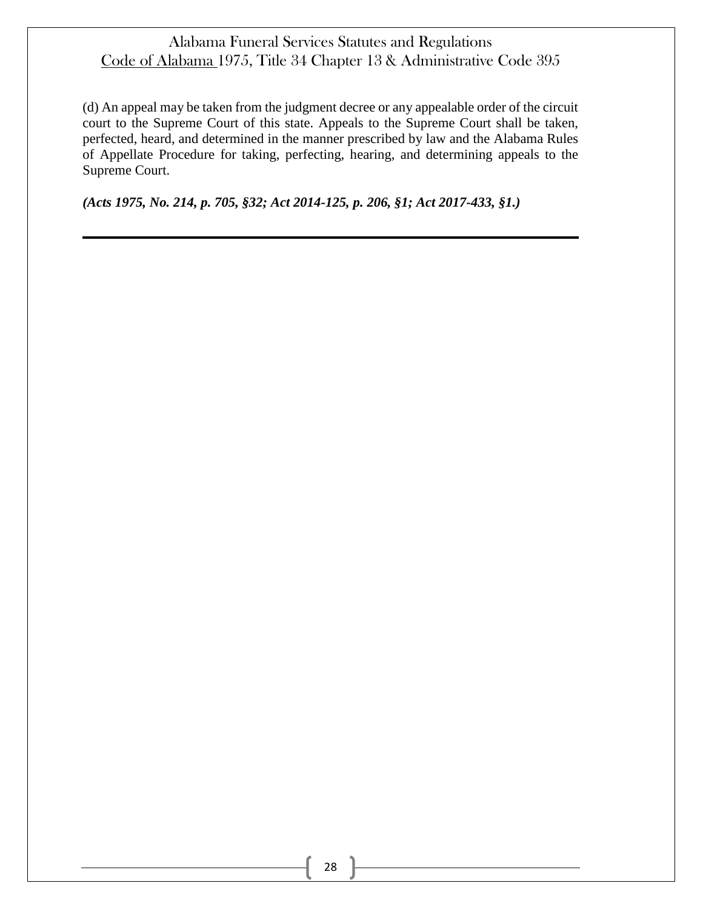(d) An appeal may be taken from the judgment decree or any appealable order of the circuit court to the Supreme Court of this state. Appeals to the Supreme Court shall be taken, perfected, heard, and determined in the manner prescribed by law and the Alabama Rules of Appellate Procedure for taking, perfecting, hearing, and determining appeals to the Supreme Court.

***(Acts 1975, No. 214, p. 705, §32; Act 2014-125, p. 206, §1; Act 2017-433, §1.)***

---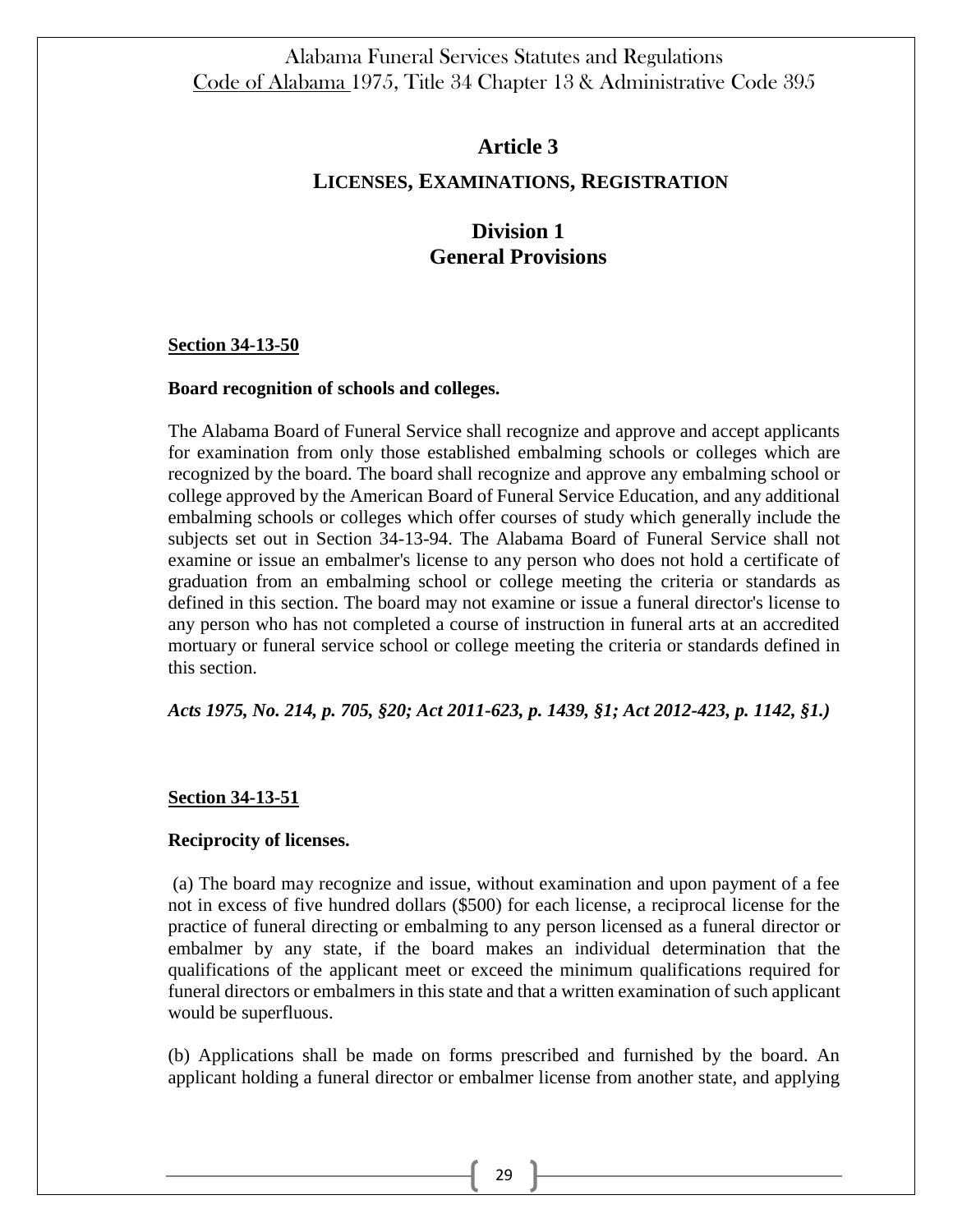## Article 3

### LICENSES, EXAMINATIONS, REGISTRATION

### Division 1
### General Provisions

**Section 34-13-50**

**Board recognition of schools and colleges.**

The Alabama Board of Funeral Service shall recognize and approve and accept applicants for examination from only those established embalming schools or colleges which are recognized by the board. The board shall recognize and approve any embalming school or college approved by the American Board of Funeral Service Education, and any additional embalming schools or colleges which offer courses of study which generally include the subjects set out in Section 34-13-94. The Alabama Board of Funeral Service shall not examine or issue an embalmer's license to any person who does not hold a certificate of graduation from an embalming school or college meeting the criteria or standards as defined in this section. The board may not examine or issue a funeral director's license to any person who has not completed a course of instruction in funeral arts at an accredited mortuary or funeral service school or college meeting the criteria or standards defined in this section.

***Acts 1975, No. 214, p. 705, §20; Act 2011-623, p. 1439, §1; Act 2012-423, p. 1142, §1.)***

**Section 34-13-51**

**Reciprocity of licenses.**

(a) The board may recognize and issue, without examination and upon payment of a fee not in excess of five hundred dollars ($500) for each license, a reciprocal license for the practice of funeral directing or embalming to any person licensed as a funeral director or embalmer by any state, if the board makes an individual determination that the qualifications of the applicant meet or exceed the minimum qualifications required for funeral directors or embalmers in this state and that a written examination of such applicant would be superfluous.

(b) Applications shall be made on forms prescribed and furnished by the board. An applicant holding a funeral director or embalmer license from another state, and applying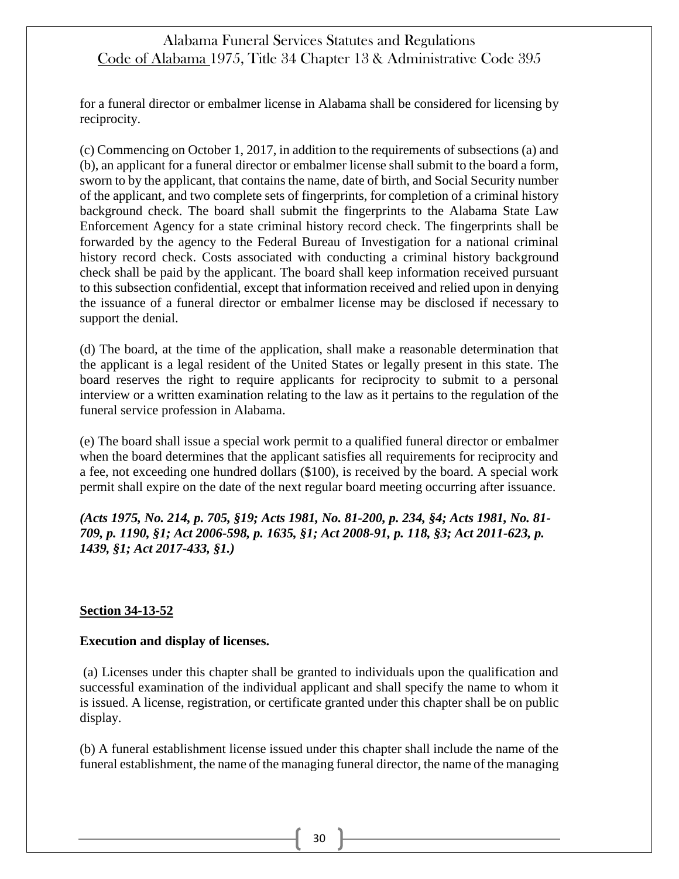for a funeral director or embalmer license in Alabama shall be considered for licensing by reciprocity.

(c) Commencing on October 1, 2017, in addition to the requirements of subsections (a) and (b), an applicant for a funeral director or embalmer license shall submit to the board a form, sworn to by the applicant, that contains the name, date of birth, and Social Security number of the applicant, and two complete sets of fingerprints, for completion of a criminal history background check. The board shall submit the fingerprints to the Alabama State Law Enforcement Agency for a state criminal history record check. The fingerprints shall be forwarded by the agency to the Federal Bureau of Investigation for a national criminal history record check. Costs associated with conducting a criminal history background check shall be paid by the applicant. The board shall keep information received pursuant to this subsection confidential, except that information received and relied upon in denying the issuance of a funeral director or embalmer license may be disclosed if necessary to support the denial.

(d) The board, at the time of the application, shall make a reasonable determination that the applicant is a legal resident of the United States or legally present in this state. The board reserves the right to require applicants for reciprocity to submit to a personal interview or a written examination relating to the law as it pertains to the regulation of the funeral service profession in Alabama.

(e) The board shall issue a special work permit to a qualified funeral director or embalmer when the board determines that the applicant satisfies all requirements for reciprocity and a fee, not exceeding one hundred dollars ($100), is received by the board. A special work permit shall expire on the date of the next regular board meeting occurring after issuance.

***(Acts 1975, No. 214, p. 705, §19; Acts 1981, No. 81-200, p. 234, §4; Acts 1981, No. 81-709, p. 1190, §1; Act 2006-598, p. 1635, §1; Act 2008-91, p. 118, §3; Act 2011-623, p. 1439, §1; Act 2017-433, §1.)***

**Section 34-13-52**

**Execution and display of licenses.**

(a) Licenses under this chapter shall be granted to individuals upon the qualification and successful examination of the individual applicant and shall specify the name to whom it is issued. A license, registration, or certificate granted under this chapter shall be on public display.

(b) A funeral establishment license issued under this chapter shall include the name of the funeral establishment, the name of the managing funeral director, the name of the managing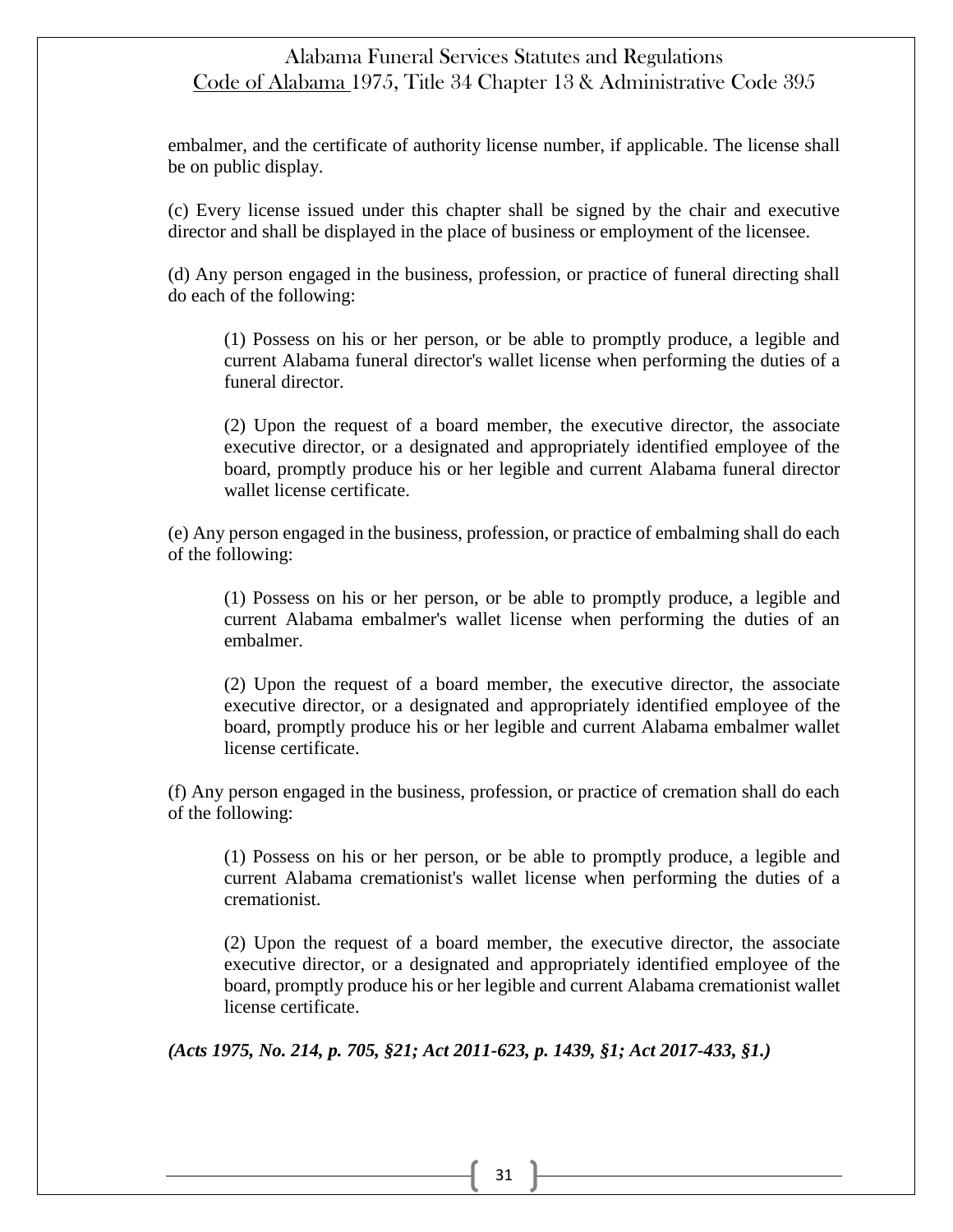embalmer, and the certificate of authority license number, if applicable. The license shall be on public display.

(c) Every license issued under this chapter shall be signed by the chair and executive director and shall be displayed in the place of business or employment of the licensee.

(d) Any person engaged in the business, profession, or practice of funeral directing shall do each of the following:

(1) Possess on his or her person, or be able to promptly produce, a legible and current Alabama funeral director's wallet license when performing the duties of a funeral director.

(2) Upon the request of a board member, the executive director, the associate executive director, or a designated and appropriately identified employee of the board, promptly produce his or her legible and current Alabama funeral director wallet license certificate.

(e) Any person engaged in the business, profession, or practice of embalming shall do each of the following:

(1) Possess on his or her person, or be able to promptly produce, a legible and current Alabama embalmer's wallet license when performing the duties of an embalmer.

(2) Upon the request of a board member, the executive director, the associate executive director, or a designated and appropriately identified employee of the board, promptly produce his or her legible and current Alabama embalmer wallet license certificate.

(f) Any person engaged in the business, profession, or practice of cremation shall do each of the following:

(1) Possess on his or her person, or be able to promptly produce, a legible and current Alabama cremationist's wallet license when performing the duties of a cremationist.

(2) Upon the request of a board member, the executive director, the associate executive director, or a designated and appropriately identified employee of the board, promptly produce his or her legible and current Alabama cremationist wallet license certificate.

***(Acts 1975, No. 214, p. 705, §21; Act 2011-623, p. 1439, §1; Act 2017-433, §1.)***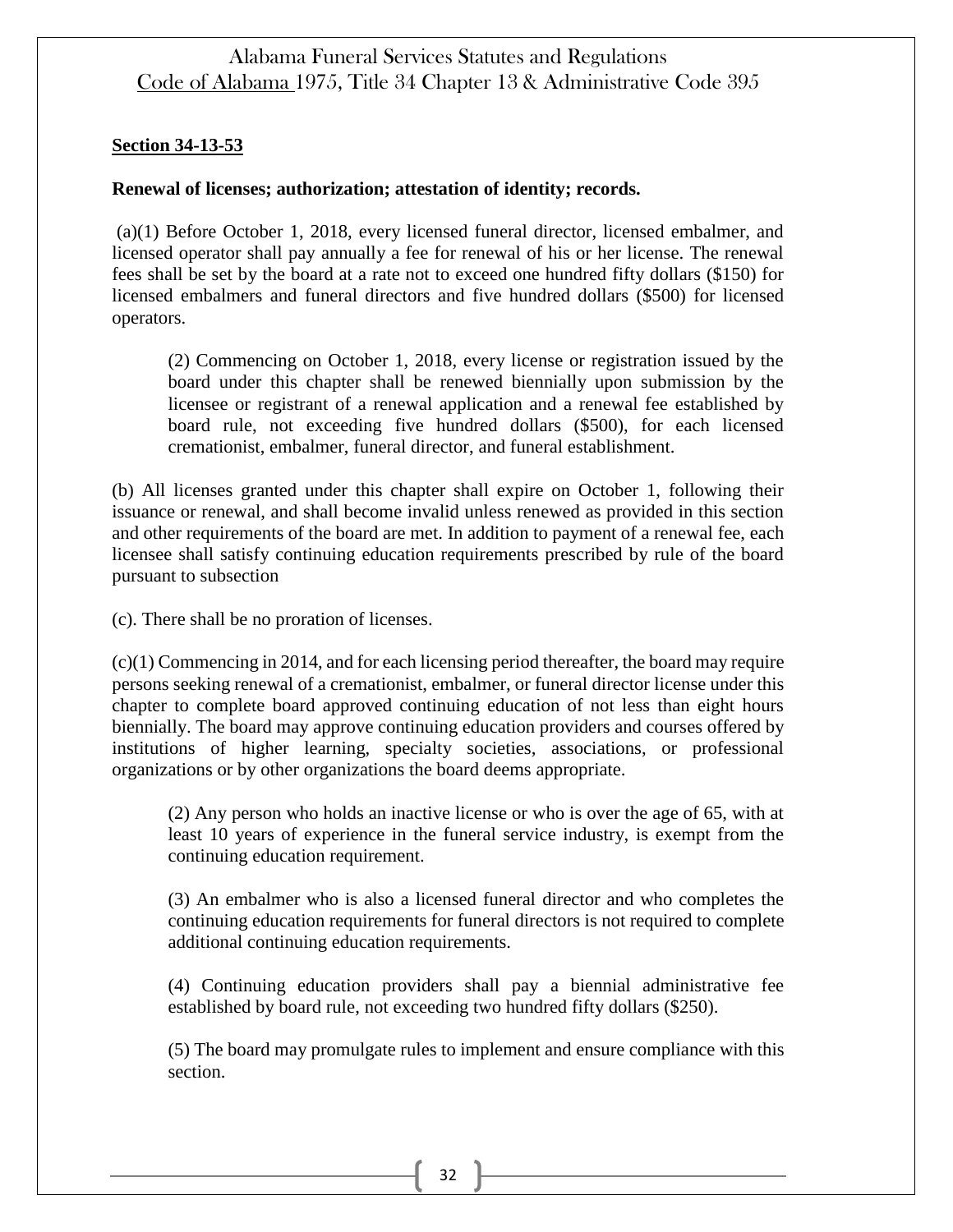**Section 34-13-53**

**Renewal of licenses; authorization; attestation of identity; records.**

(a)(1) Before October 1, 2018, every licensed funeral director, licensed embalmer, and licensed operator shall pay annually a fee for renewal of his or her license. The renewal fees shall be set by the board at a rate not to exceed one hundred fifty dollars ($150) for licensed embalmers and funeral directors and five hundred dollars ($500) for licensed operators.

(2) Commencing on October 1, 2018, every license or registration issued by the board under this chapter shall be renewed biennially upon submission by the licensee or registrant of a renewal application and a renewal fee established by board rule, not exceeding five hundred dollars ($500), for each licensed cremationist, embalmer, funeral director, and funeral establishment.

(b) All licenses granted under this chapter shall expire on October 1, following their issuance or renewal, and shall become invalid unless renewed as provided in this section and other requirements of the board are met. In addition to payment of a renewal fee, each licensee shall satisfy continuing education requirements prescribed by rule of the board pursuant to subsection

(c). There shall be no proration of licenses.

(c)(1) Commencing in 2014, and for each licensing period thereafter, the board may require persons seeking renewal of a cremationist, embalmer, or funeral director license under this chapter to complete board approved continuing education of not less than eight hours biennially. The board may approve continuing education providers and courses offered by institutions of higher learning, specialty societies, associations, or professional organizations or by other organizations the board deems appropriate.

(2) Any person who holds an inactive license or who is over the age of 65, with at least 10 years of experience in the funeral service industry, is exempt from the continuing education requirement.

(3) An embalmer who is also a licensed funeral director and who completes the continuing education requirements for funeral directors is not required to complete additional continuing education requirements.

(4) Continuing education providers shall pay a biennial administrative fee established by board rule, not exceeding two hundred fifty dollars ($250).

(5) The board may promulgate rules to implement and ensure compliance with this section.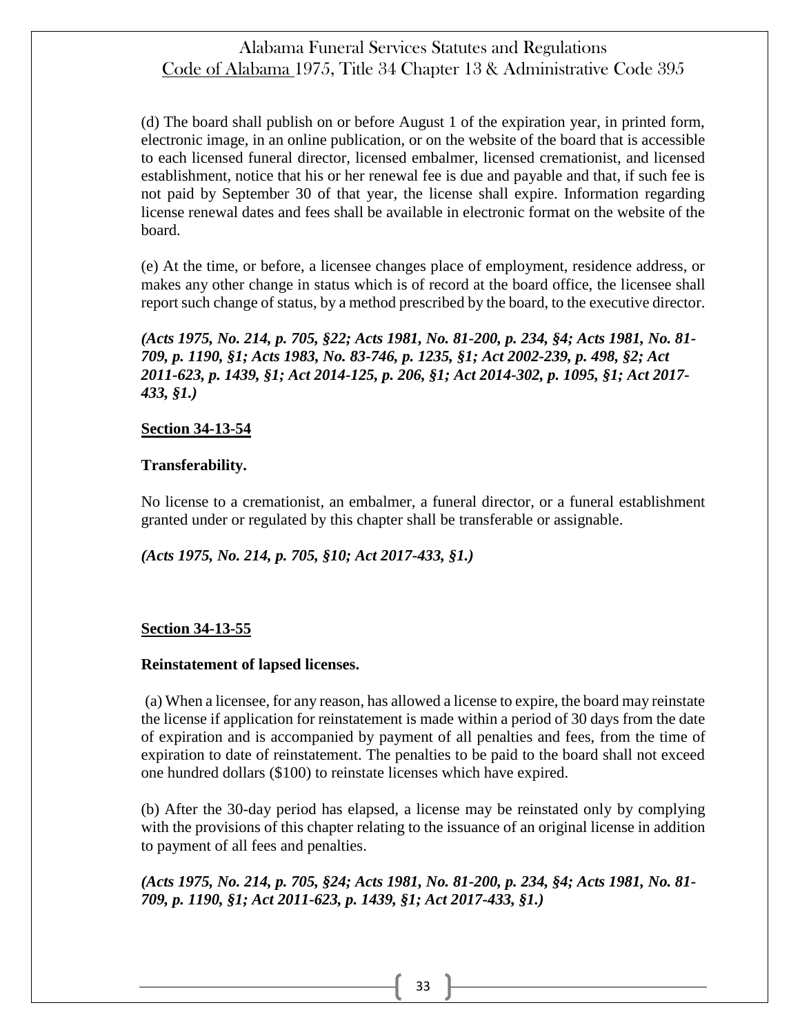(d) The board shall publish on or before August 1 of the expiration year, in printed form, electronic image, in an online publication, or on the website of the board that is accessible to each licensed funeral director, licensed embalmer, licensed cremationist, and licensed establishment, notice that his or her renewal fee is due and payable and that, if such fee is not paid by September 30 of that year, the license shall expire. Information regarding license renewal dates and fees shall be available in electronic format on the website of the board.

(e) At the time, or before, a licensee changes place of employment, residence address, or makes any other change in status which is of record at the board office, the licensee shall report such change of status, by a method prescribed by the board, to the executive director.

***(Acts 1975, No. 214, p. 705, §22; Acts 1981, No. 81-200, p. 234, §4; Acts 1981, No. 81-709, p. 1190, §1; Acts 1983, No. 83-746, p. 1235, §1; Act 2002-239, p. 498, §2; Act 2011-623, p. 1439, §1; Act 2014-125, p. 206, §1; Act 2014-302, p. 1095, §1; Act 2017-433, §1.)***

**Section 34-13-54**

**Transferability.**

No license to a cremationist, an embalmer, a funeral director, or a funeral establishment granted under or regulated by this chapter shall be transferable or assignable.

***(Acts 1975, No. 214, p. 705, §10; Act 2017-433, §1.)***

**Section 34-13-55**

**Reinstatement of lapsed licenses.**

(a) When a licensee, for any reason, has allowed a license to expire, the board may reinstate the license if application for reinstatement is made within a period of 30 days from the date of expiration and is accompanied by payment of all penalties and fees, from the time of expiration to date of reinstatement. The penalties to be paid to the board shall not exceed one hundred dollars ($100) to reinstate licenses which have expired.

(b) After the 30-day period has elapsed, a license may be reinstated only by complying with the provisions of this chapter relating to the issuance of an original license in addition to payment of all fees and penalties.

***(Acts 1975, No. 214, p. 705, §24; Acts 1981, No. 81-200, p. 234, §4; Acts 1981, No. 81-709, p. 1190, §1; Act 2011-623, p. 1439, §1; Act 2017-433, §1.)***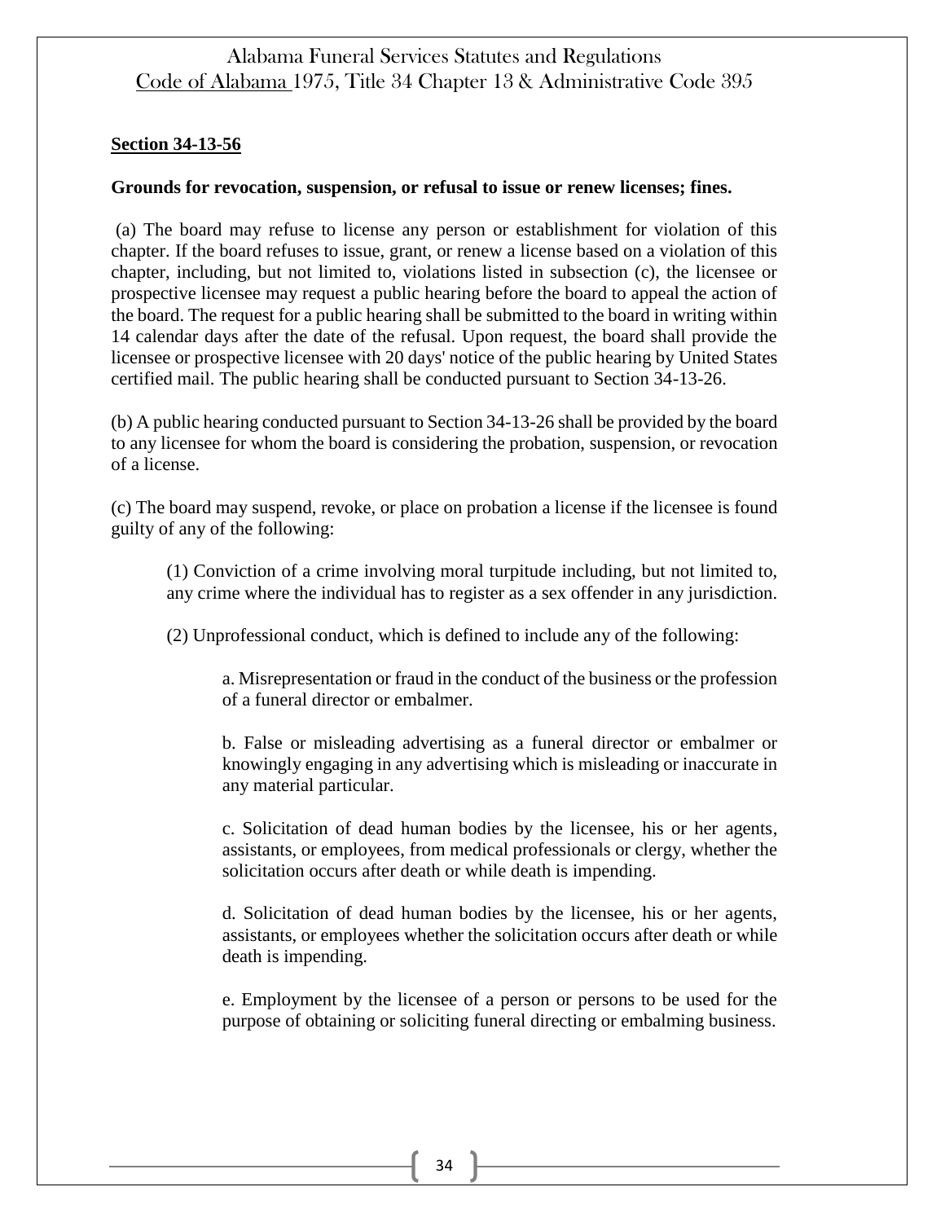**Section 34-13-56**

**Grounds for revocation, suspension, or refusal to issue or renew licenses; fines.**

(a) The board may refuse to license any person or establishment for violation of this chapter. If the board refuses to issue, grant, or renew a license based on a violation of this chapter, including, but not limited to, violations listed in subsection (c), the licensee or prospective licensee may request a public hearing before the board to appeal the action of the board. The request for a public hearing shall be submitted to the board in writing within 14 calendar days after the date of the refusal. Upon request, the board shall provide the licensee or prospective licensee with 20 days' notice of the public hearing by United States certified mail. The public hearing shall be conducted pursuant to Section 34-13-26.

(b) A public hearing conducted pursuant to Section 34-13-26 shall be provided by the board to any licensee for whom the board is considering the probation, suspension, or revocation of a license.

(c) The board may suspend, revoke, or place on probation a license if the licensee is found guilty of any of the following:

(1) Conviction of a crime involving moral turpitude including, but not limited to, any crime where the individual has to register as a sex offender in any jurisdiction.

(2) Unprofessional conduct, which is defined to include any of the following:

a. Misrepresentation or fraud in the conduct of the business or the profession of a funeral director or embalmer.

b. False or misleading advertising as a funeral director or embalmer or knowingly engaging in any advertising which is misleading or inaccurate in any material particular.

c. Solicitation of dead human bodies by the licensee, his or her agents, assistants, or employees, from medical professionals or clergy, whether the solicitation occurs after death or while death is impending.

d. Solicitation of dead human bodies by the licensee, his or her agents, assistants, or employees whether the solicitation occurs after death or while death is impending.

e. Employment by the licensee of a person or persons to be used for the purpose of obtaining or soliciting funeral directing or embalming business.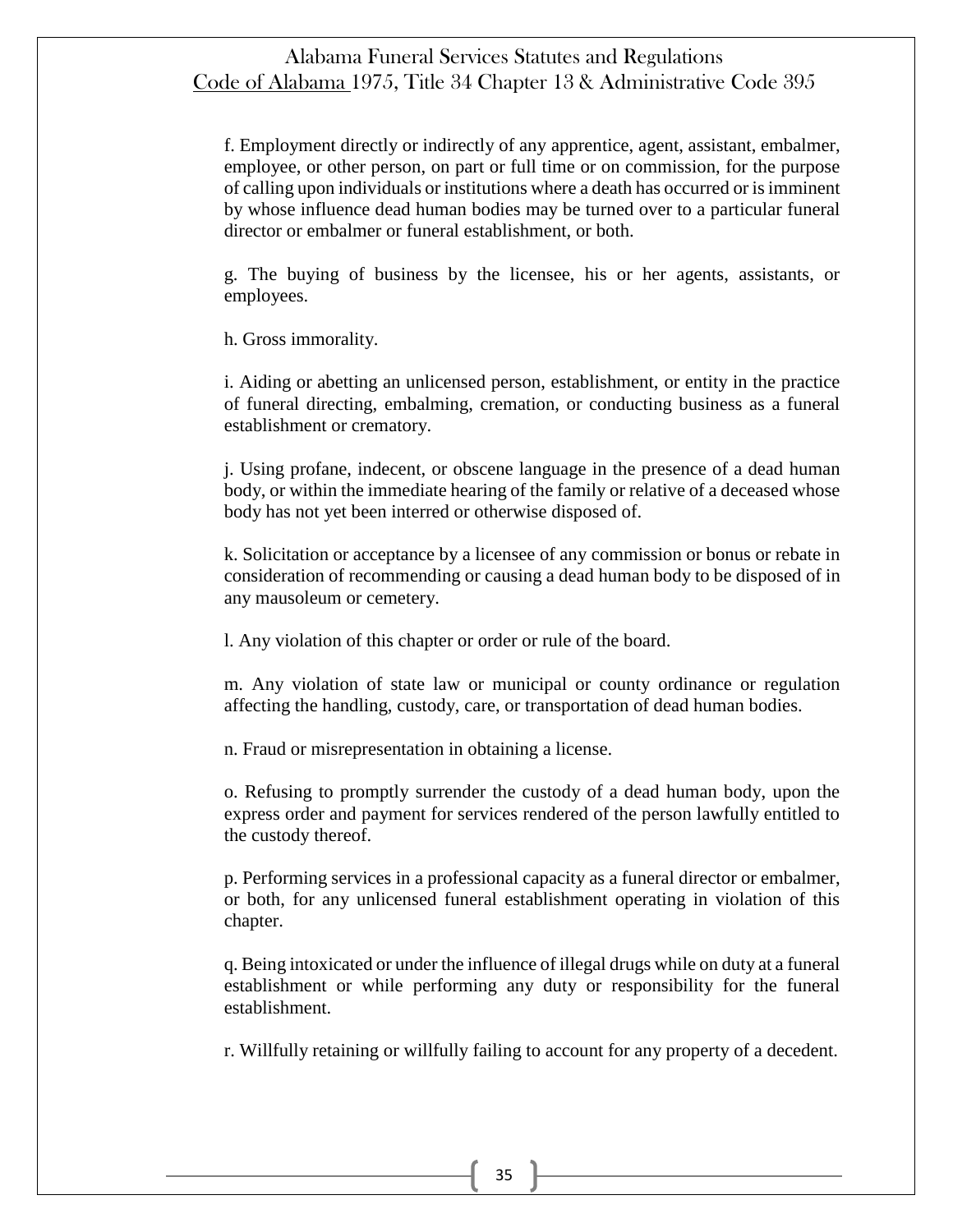f. Employment directly or indirectly of any apprentice, agent, assistant, embalmer, employee, or other person, on part or full time or on commission, for the purpose of calling upon individuals or institutions where a death has occurred or is imminent by whose influence dead human bodies may be turned over to a particular funeral director or embalmer or funeral establishment, or both.

g. The buying of business by the licensee, his or her agents, assistants, or employees.

h. Gross immorality.

i. Aiding or abetting an unlicensed person, establishment, or entity in the practice of funeral directing, embalming, cremation, or conducting business as a funeral establishment or crematory.

j. Using profane, indecent, or obscene language in the presence of a dead human body, or within the immediate hearing of the family or relative of a deceased whose body has not yet been interred or otherwise disposed of.

k. Solicitation or acceptance by a licensee of any commission or bonus or rebate in consideration of recommending or causing a dead human body to be disposed of in any mausoleum or cemetery.

l. Any violation of this chapter or order or rule of the board.

m. Any violation of state law or municipal or county ordinance or regulation affecting the handling, custody, care, or transportation of dead human bodies.

n. Fraud or misrepresentation in obtaining a license.

o. Refusing to promptly surrender the custody of a dead human body, upon the express order and payment for services rendered of the person lawfully entitled to the custody thereof.

p. Performing services in a professional capacity as a funeral director or embalmer, or both, for any unlicensed funeral establishment operating in violation of this chapter.

q. Being intoxicated or under the influence of illegal drugs while on duty at a funeral establishment or while performing any duty or responsibility for the funeral establishment.

r. Willfully retaining or willfully failing to account for any property of a decedent.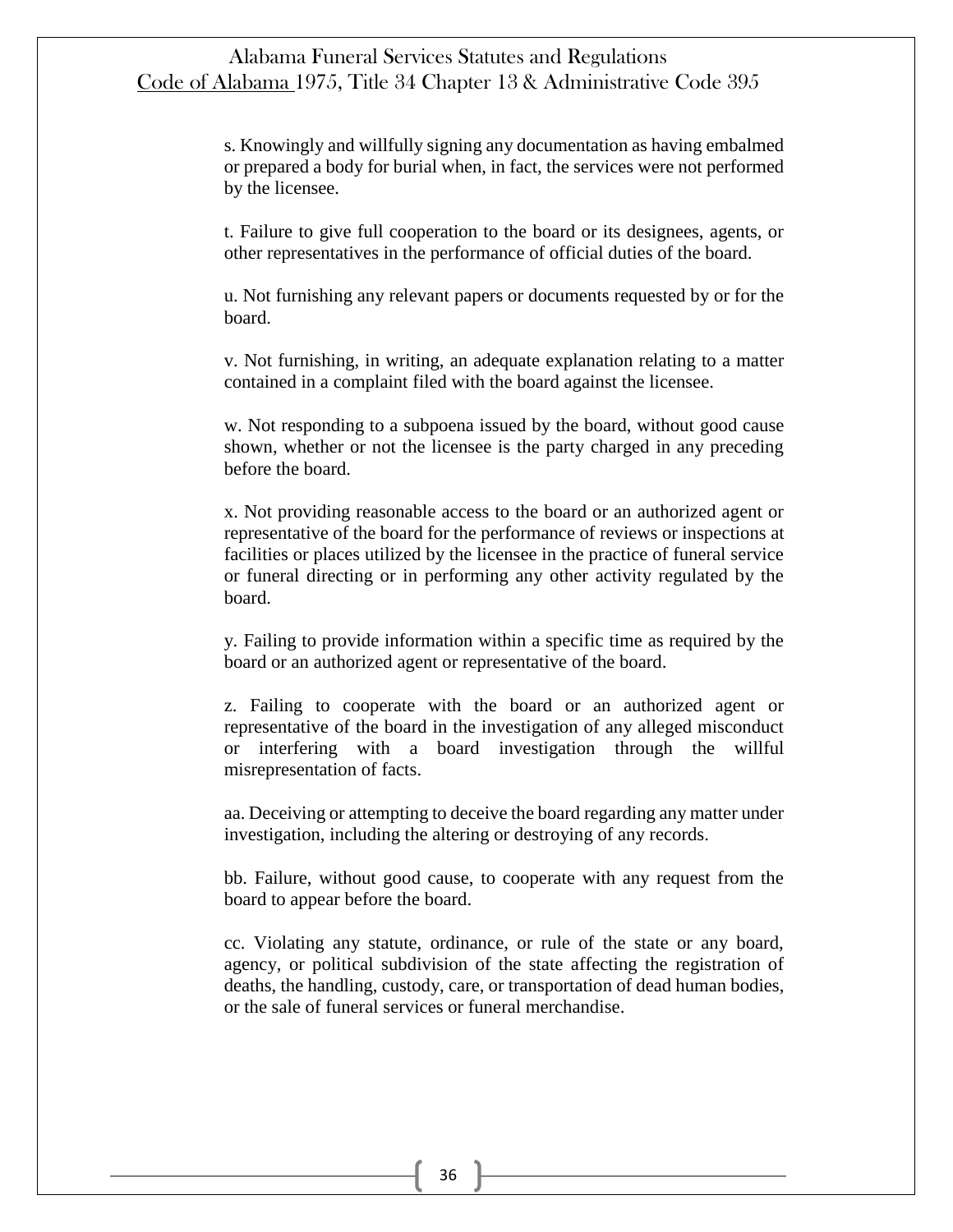s. Knowingly and willfully signing any documentation as having embalmed or prepared a body for burial when, in fact, the services were not performed by the licensee.

t. Failure to give full cooperation to the board or its designees, agents, or other representatives in the performance of official duties of the board.

u. Not furnishing any relevant papers or documents requested by or for the board.

v. Not furnishing, in writing, an adequate explanation relating to a matter contained in a complaint filed with the board against the licensee.

w. Not responding to a subpoena issued by the board, without good cause shown, whether or not the licensee is the party charged in any preceding before the board.

x. Not providing reasonable access to the board or an authorized agent or representative of the board for the performance of reviews or inspections at facilities or places utilized by the licensee in the practice of funeral service or funeral directing or in performing any other activity regulated by the board.

y. Failing to provide information within a specific time as required by the board or an authorized agent or representative of the board.

z. Failing to cooperate with the board or an authorized agent or representative of the board in the investigation of any alleged misconduct or interfering with a board investigation through the willful misrepresentation of facts.

aa. Deceiving or attempting to deceive the board regarding any matter under investigation, including the altering or destroying of any records.

bb. Failure, without good cause, to cooperate with any request from the board to appear before the board.

cc. Violating any statute, ordinance, or rule of the state or any board, agency, or political subdivision of the state affecting the registration of deaths, the handling, custody, care, or transportation of dead human bodies, or the sale of funeral services or funeral merchandise.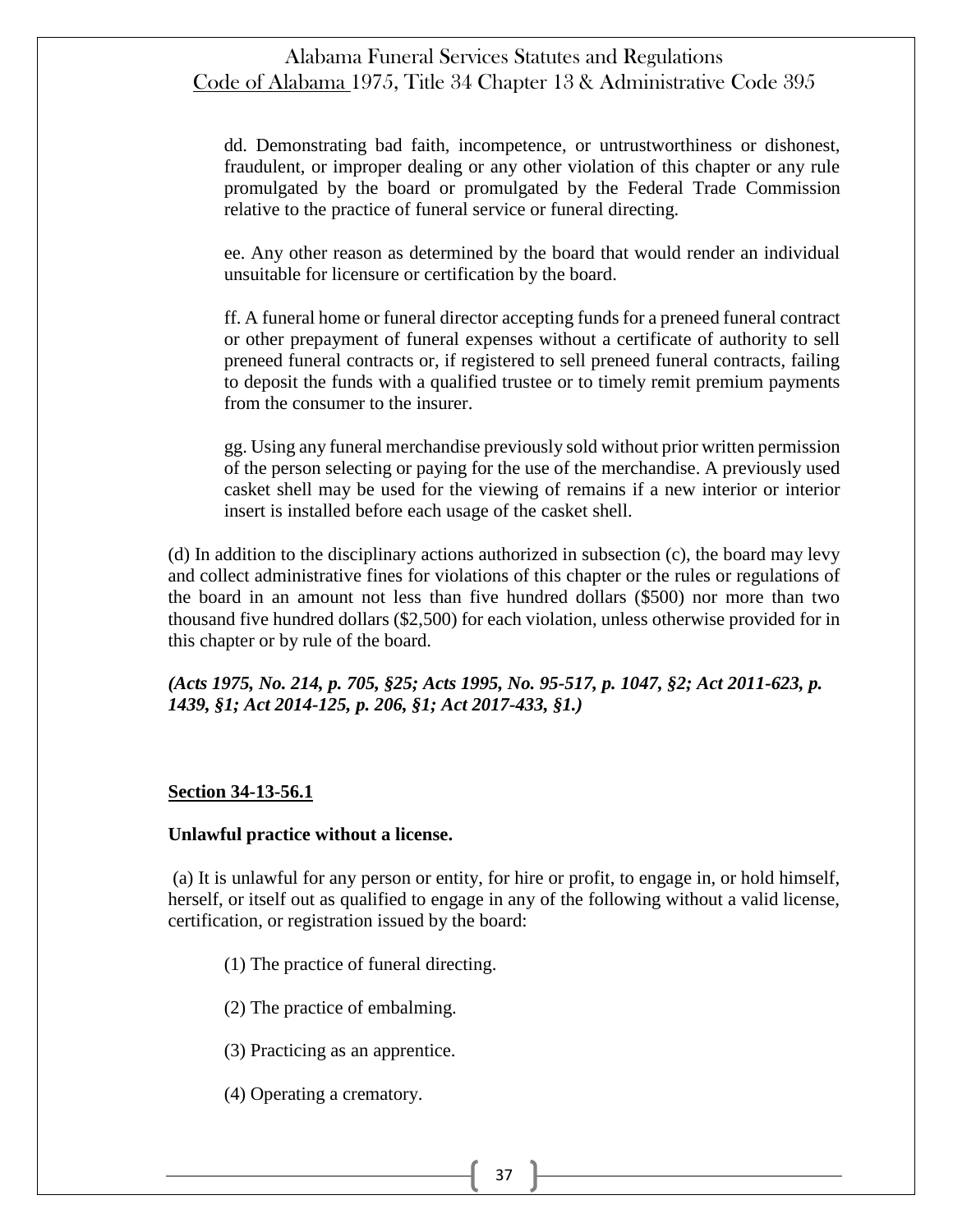dd. Demonstrating bad faith, incompetence, or untrustworthiness or dishonest, fraudulent, or improper dealing or any other violation of this chapter or any rule promulgated by the board or promulgated by the Federal Trade Commission relative to the practice of funeral service or funeral directing.

ee. Any other reason as determined by the board that would render an individual unsuitable for licensure or certification by the board.

ff. A funeral home or funeral director accepting funds for a preneed funeral contract or other prepayment of funeral expenses without a certificate of authority to sell preneed funeral contracts or, if registered to sell preneed funeral contracts, failing to deposit the funds with a qualified trustee or to timely remit premium payments from the consumer to the insurer.

gg. Using any funeral merchandise previously sold without prior written permission of the person selecting or paying for the use of the merchandise. A previously used casket shell may be used for the viewing of remains if a new interior or interior insert is installed before each usage of the casket shell.

(d) In addition to the disciplinary actions authorized in subsection (c), the board may levy and collect administrative fines for violations of this chapter or the rules or regulations of the board in an amount not less than five hundred dollars ($500) nor more than two thousand five hundred dollars ($2,500) for each violation, unless otherwise provided for in this chapter or by rule of the board.

***(Acts 1975, No. 214, p. 705, §25; Acts 1995, No. 95-517, p. 1047, §2; Act 2011-623, p. 1439, §1; Act 2014-125, p. 206, §1; Act 2017-433, §1.)***

**Section 34-13-56.1**

**Unlawful practice without a license.**

(a) It is unlawful for any person or entity, for hire or profit, to engage in, or hold himself, herself, or itself out as qualified to engage in any of the following without a valid license, certification, or registration issued by the board:

(1) The practice of funeral directing.

(2) The practice of embalming.

(3) Practicing as an apprentice.

(4) Operating a crematory.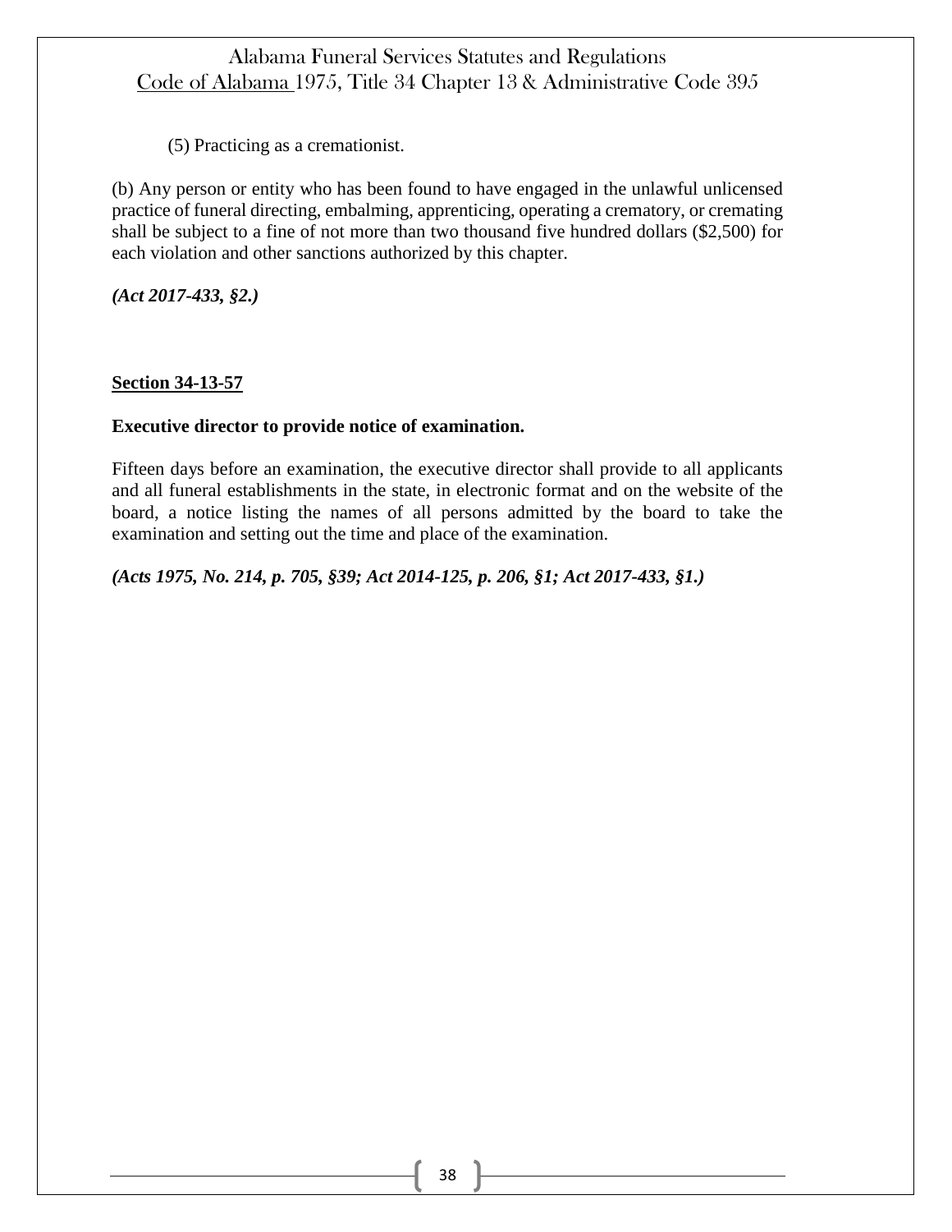(5) Practicing as a cremationist.

(b) Any person or entity who has been found to have engaged in the unlawful unlicensed practice of funeral directing, embalming, apprenticing, operating a crematory, or cremating shall be subject to a fine of not more than two thousand five hundred dollars ($2,500) for each violation and other sanctions authorized by this chapter.

***(Act 2017-433, §2.)***

**Section 34-13-57**

**Executive director to provide notice of examination.**

Fifteen days before an examination, the executive director shall provide to all applicants and all funeral establishments in the state, in electronic format and on the website of the board, a notice listing the names of all persons admitted by the board to take the examination and setting out the time and place of the examination.

***(Acts 1975, No. 214, p. 705, §39; Act 2014-125, p. 206, §1; Act 2017-433, §1.)***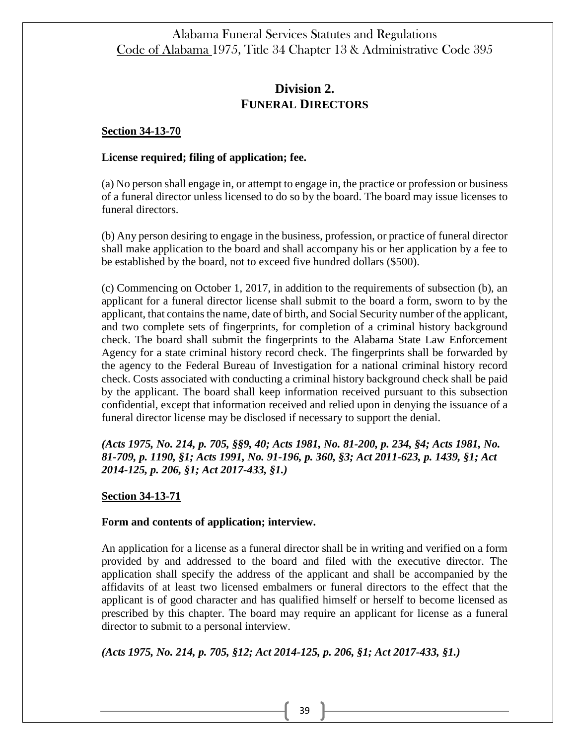## Division 2.
## FUNERAL DIRECTORS

**Section 34-13-70**

**License required; filing of application; fee.**

(a) No person shall engage in, or attempt to engage in, the practice or profession or business of a funeral director unless licensed to do so by the board. The board may issue licenses to funeral directors.

(b) Any person desiring to engage in the business, profession, or practice of funeral director shall make application to the board and shall accompany his or her application by a fee to be established by the board, not to exceed five hundred dollars ($500).

(c) Commencing on October 1, 2017, in addition to the requirements of subsection (b), an applicant for a funeral director license shall submit to the board a form, sworn to by the applicant, that contains the name, date of birth, and Social Security number of the applicant, and two complete sets of fingerprints, for completion of a criminal history background check. The board shall submit the fingerprints to the Alabama State Law Enforcement Agency for a state criminal history record check. The fingerprints shall be forwarded by the agency to the Federal Bureau of Investigation for a national criminal history record check. Costs associated with conducting a criminal history background check shall be paid by the applicant. The board shall keep information received pursuant to this subsection confidential, except that information received and relied upon in denying the issuance of a funeral director license may be disclosed if necessary to support the denial.

***(Acts 1975, No. 214, p. 705, §§9, 40; Acts 1981, No. 81-200, p. 234, §4; Acts 1981, No. 81-709, p. 1190, §1; Acts 1991, No. 91-196, p. 360, §3; Act 2011-623, p. 1439, §1; Act 2014-125, p. 206, §1; Act 2017-433, §1.)***

**Section 34-13-71**

**Form and contents of application; interview.**

An application for a license as a funeral director shall be in writing and verified on a form provided by and addressed to the board and filed with the executive director. The application shall specify the address of the applicant and shall be accompanied by the affidavits of at least two licensed embalmers or funeral directors to the effect that the applicant is of good character and has qualified himself or herself to become licensed as prescribed by this chapter. The board may require an applicant for license as a funeral director to submit to a personal interview.

***(Acts 1975, No. 214, p. 705, §12; Act 2014-125, p. 206, §1; Act 2017-433, §1.)***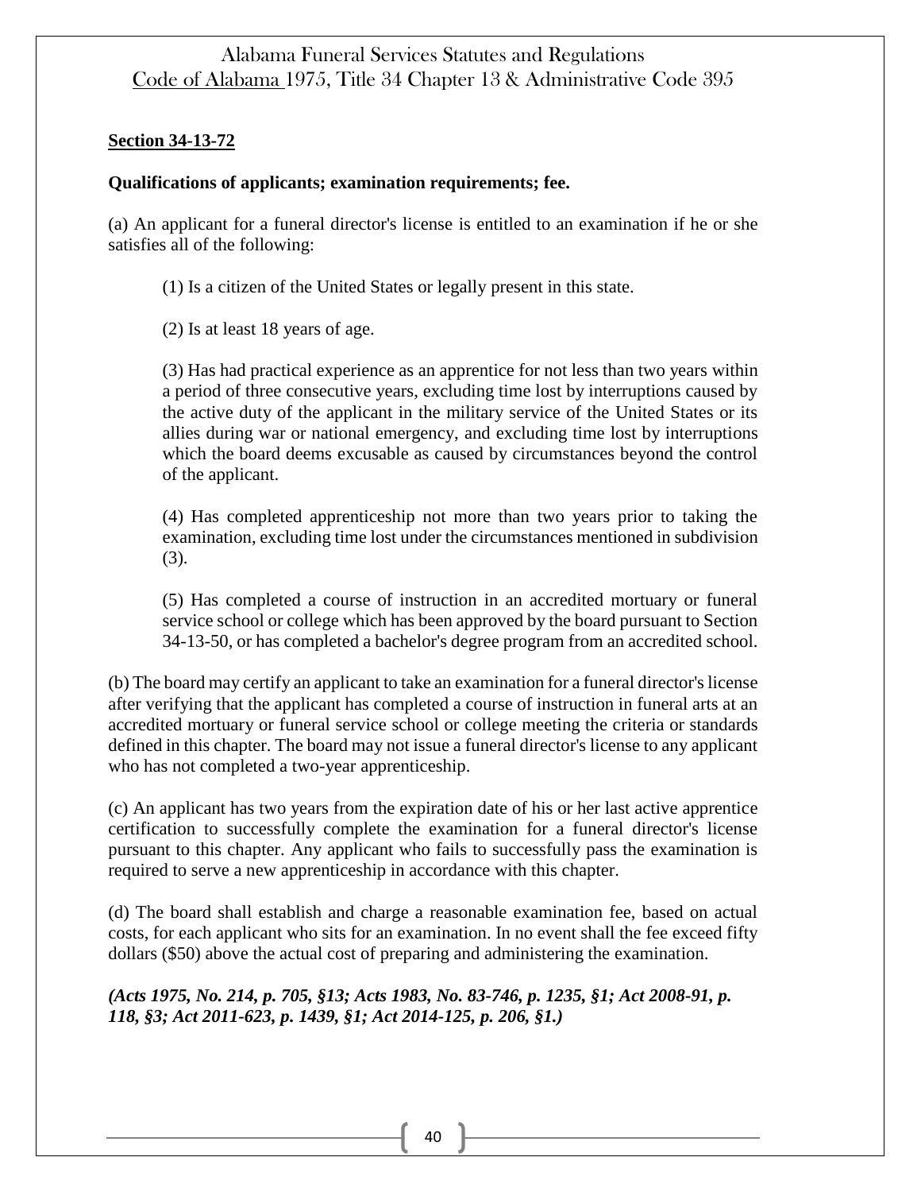**Section 34-13-72**

**Qualifications of applicants; examination requirements; fee.**

(a) An applicant for a funeral director's license is entitled to an examination if he or she satisfies all of the following:

(1) Is a citizen of the United States or legally present in this state.

(2) Is at least 18 years of age.

(3) Has had practical experience as an apprentice for not less than two years within a period of three consecutive years, excluding time lost by interruptions caused by the active duty of the applicant in the military service of the United States or its allies during war or national emergency, and excluding time lost by interruptions which the board deems excusable as caused by circumstances beyond the control of the applicant.

(4) Has completed apprenticeship not more than two years prior to taking the examination, excluding time lost under the circumstances mentioned in subdivision (3).

(5) Has completed a course of instruction in an accredited mortuary or funeral service school or college which has been approved by the board pursuant to Section 34-13-50, or has completed a bachelor's degree program from an accredited school.

(b) The board may certify an applicant to take an examination for a funeral director's license after verifying that the applicant has completed a course of instruction in funeral arts at an accredited mortuary or funeral service school or college meeting the criteria or standards defined in this chapter. The board may not issue a funeral director's license to any applicant who has not completed a two-year apprenticeship.

(c) An applicant has two years from the expiration date of his or her last active apprentice certification to successfully complete the examination for a funeral director's license pursuant to this chapter. Any applicant who fails to successfully pass the examination is required to serve a new apprenticeship in accordance with this chapter.

(d) The board shall establish and charge a reasonable examination fee, based on actual costs, for each applicant who sits for an examination. In no event shall the fee exceed fifty dollars ($50) above the actual cost of preparing and administering the examination.

***(Acts 1975, No. 214, p. 705, §13; Acts 1983, No. 83-746, p. 1235, §1; Act 2008-91, p. 118, §3; Act 2011-623, p. 1439, §1; Act 2014-125, p. 206, §1.)***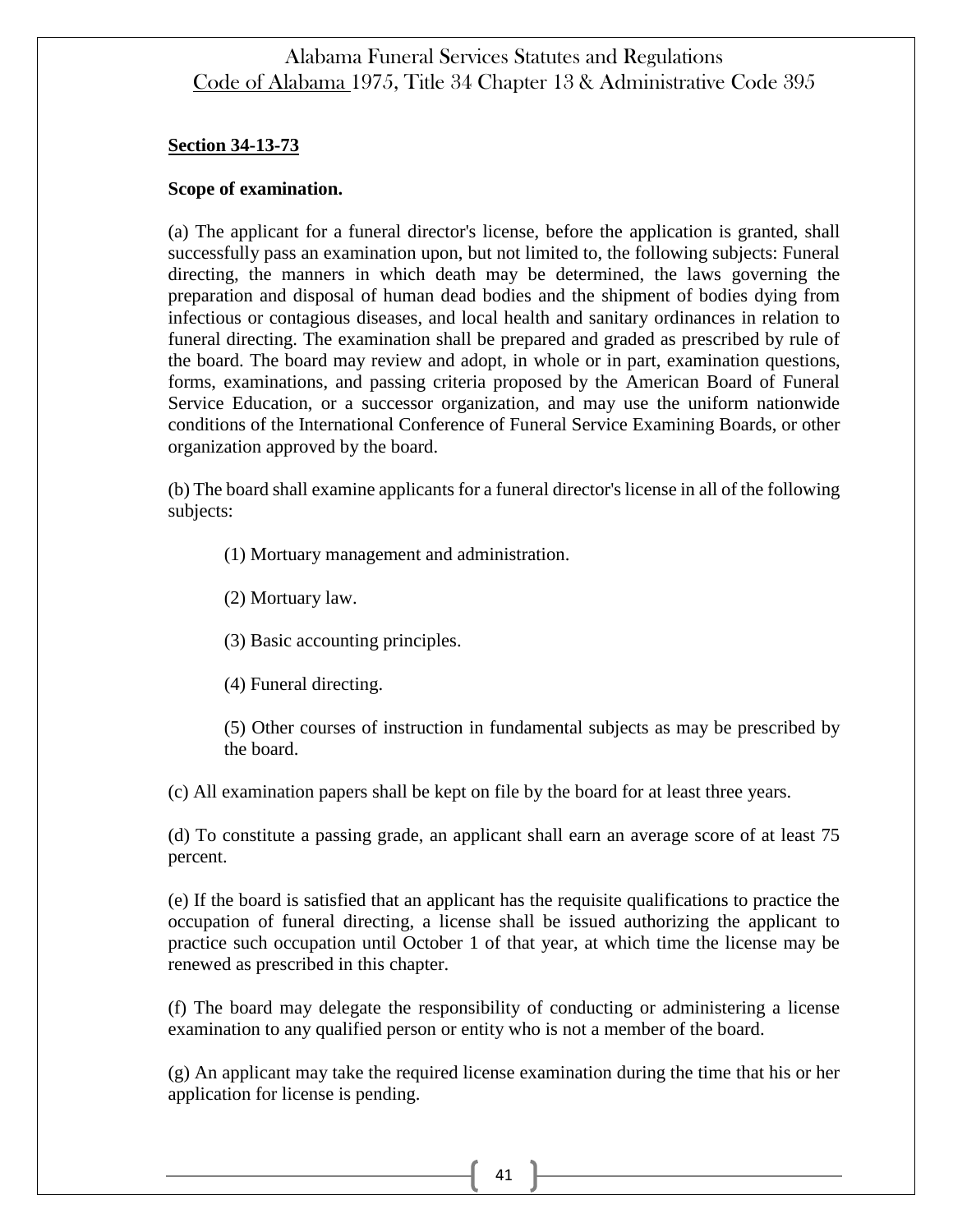**Section 34-13-73**

**Scope of examination.**

(a) The applicant for a funeral director's license, before the application is granted, shall successfully pass an examination upon, but not limited to, the following subjects: Funeral directing, the manners in which death may be determined, the laws governing the preparation and disposal of human dead bodies and the shipment of bodies dying from infectious or contagious diseases, and local health and sanitary ordinances in relation to funeral directing. The examination shall be prepared and graded as prescribed by rule of the board. The board may review and adopt, in whole or in part, examination questions, forms, examinations, and passing criteria proposed by the American Board of Funeral Service Education, or a successor organization, and may use the uniform nationwide conditions of the International Conference of Funeral Service Examining Boards, or other organization approved by the board.

(b) The board shall examine applicants for a funeral director's license in all of the following subjects:

(1) Mortuary management and administration.

(2) Mortuary law.

(3) Basic accounting principles.

(4) Funeral directing.

(5) Other courses of instruction in fundamental subjects as may be prescribed by the board.

(c) All examination papers shall be kept on file by the board for at least three years.

(d) To constitute a passing grade, an applicant shall earn an average score of at least 75 percent.

(e) If the board is satisfied that an applicant has the requisite qualifications to practice the occupation of funeral directing, a license shall be issued authorizing the applicant to practice such occupation until October 1 of that year, at which time the license may be renewed as prescribed in this chapter.

(f) The board may delegate the responsibility of conducting or administering a license examination to any qualified person or entity who is not a member of the board.

(g) An applicant may take the required license examination during the time that his or her application for license is pending.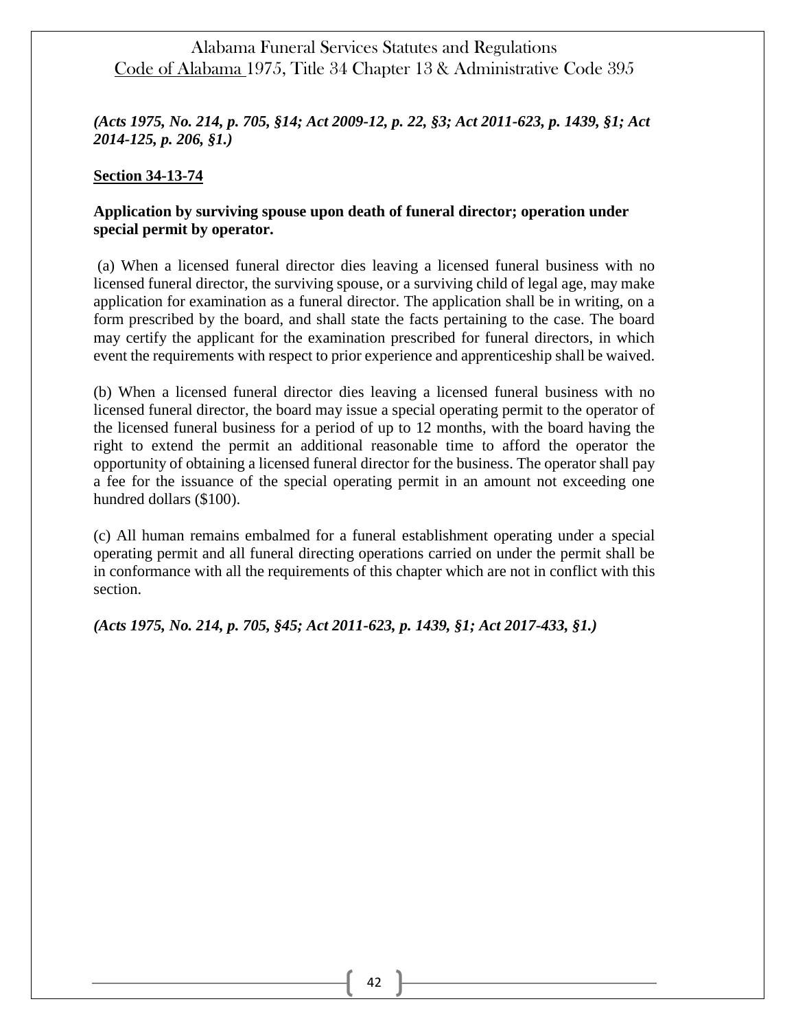***(Acts 1975, No. 214, p. 705, §14; Act 2009-12, p. 22, §3; Act 2011-623, p. 1439, §1; Act 2014-125, p. 206, §1.)***

**Section 34-13-74**

**Application by surviving spouse upon death of funeral director; operation under special permit by operator.**

(a) When a licensed funeral director dies leaving a licensed funeral business with no licensed funeral director, the surviving spouse, or a surviving child of legal age, may make application for examination as a funeral director. The application shall be in writing, on a form prescribed by the board, and shall state the facts pertaining to the case. The board may certify the applicant for the examination prescribed for funeral directors, in which event the requirements with respect to prior experience and apprenticeship shall be waived.

(b) When a licensed funeral director dies leaving a licensed funeral business with no licensed funeral director, the board may issue a special operating permit to the operator of the licensed funeral business for a period of up to 12 months, with the board having the right to extend the permit an additional reasonable time to afford the operator the opportunity of obtaining a licensed funeral director for the business. The operator shall pay a fee for the issuance of the special operating permit in an amount not exceeding one hundred dollars ($100).

(c) All human remains embalmed for a funeral establishment operating under a special operating permit and all funeral directing operations carried on under the permit shall be in conformance with all the requirements of this chapter which are not in conflict with this section.

***(Acts 1975, No. 214, p. 705, §45; Act 2011-623, p. 1439, §1; Act 2017-433, §1.)***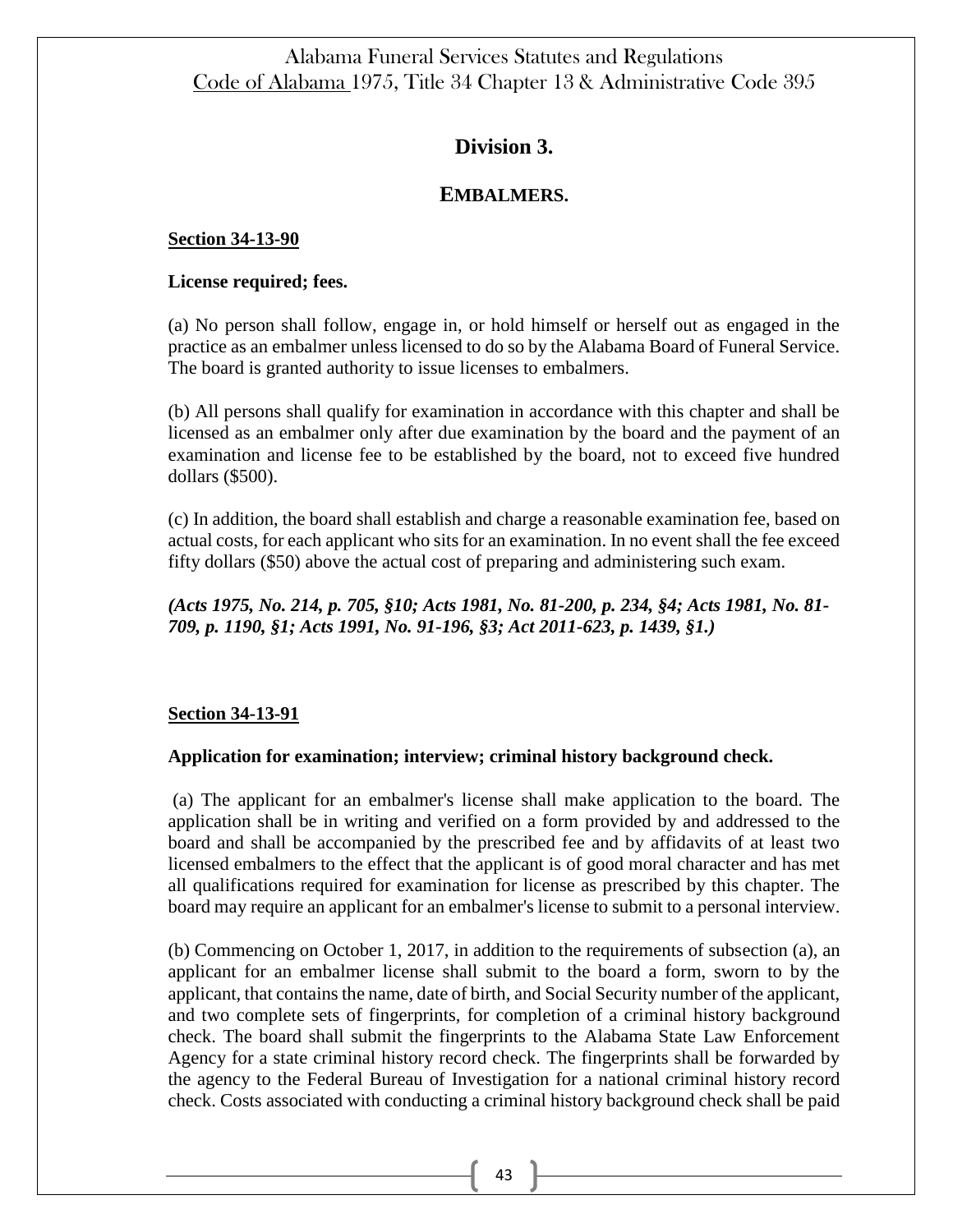## Division 3.

## EMBALMERS.

**Section 34-13-90**

**License required; fees.**

(a) No person shall follow, engage in, or hold himself or herself out as engaged in the practice as an embalmer unless licensed to do so by the Alabama Board of Funeral Service. The board is granted authority to issue licenses to embalmers.

(b) All persons shall qualify for examination in accordance with this chapter and shall be licensed as an embalmer only after due examination by the board and the payment of an examination and license fee to be established by the board, not to exceed five hundred dollars ($500).

(c) In addition, the board shall establish and charge a reasonable examination fee, based on actual costs, for each applicant who sits for an examination. In no event shall the fee exceed fifty dollars ($50) above the actual cost of preparing and administering such exam.

***(Acts 1975, No. 214, p. 705, §10; Acts 1981, No. 81-200, p. 234, §4; Acts 1981, No. 81-709, p. 1190, §1; Acts 1991, No. 91-196, §3; Act 2011-623, p. 1439, §1.)***

**Section 34-13-91**

**Application for examination; interview; criminal history background check.**

(a) The applicant for an embalmer's license shall make application to the board. The application shall be in writing and verified on a form provided by and addressed to the board and shall be accompanied by the prescribed fee and by affidavits of at least two licensed embalmers to the effect that the applicant is of good moral character and has met all qualifications required for examination for license as prescribed by this chapter. The board may require an applicant for an embalmer's license to submit to a personal interview.

(b) Commencing on October 1, 2017, in addition to the requirements of subsection (a), an applicant for an embalmer license shall submit to the board a form, sworn to by the applicant, that contains the name, date of birth, and Social Security number of the applicant, and two complete sets of fingerprints, for completion of a criminal history background check. The board shall submit the fingerprints to the Alabama State Law Enforcement Agency for a state criminal history record check. The fingerprints shall be forwarded by the agency to the Federal Bureau of Investigation for a national criminal history record check. Costs associated with conducting a criminal history background check shall be paid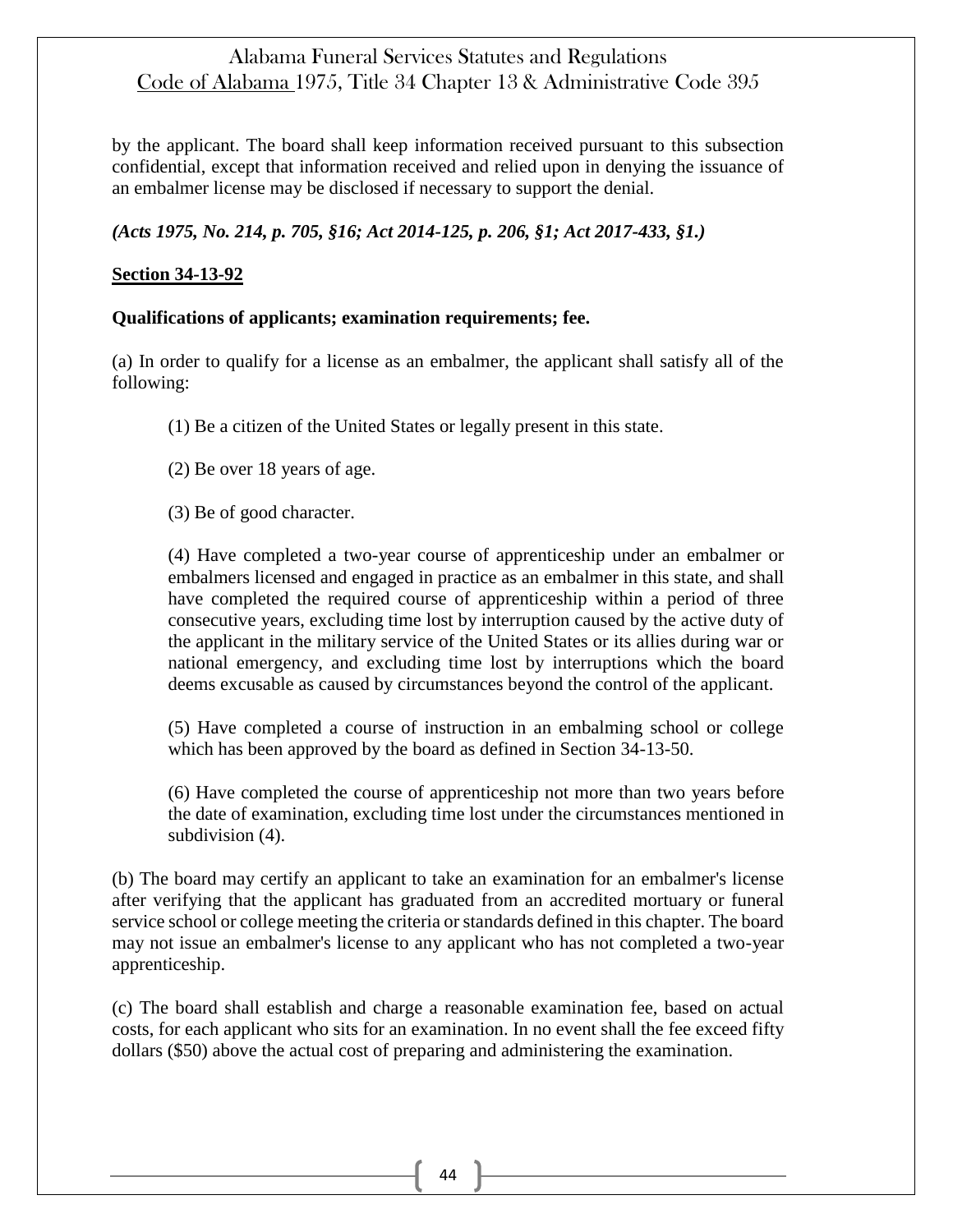by the applicant. The board shall keep information received pursuant to this subsection confidential, except that information received and relied upon in denying the issuance of an embalmer license may be disclosed if necessary to support the denial.

***(Acts 1975, No. 214, p. 705, §16; Act 2014-125, p. 206, §1; Act 2017-433, §1.)***

**Section 34-13-92**

**Qualifications of applicants; examination requirements; fee.**

(a) In order to qualify for a license as an embalmer, the applicant shall satisfy all of the following:

(1) Be a citizen of the United States or legally present in this state.

(2) Be over 18 years of age.

(3) Be of good character.

(4) Have completed a two-year course of apprenticeship under an embalmer or embalmers licensed and engaged in practice as an embalmer in this state, and shall have completed the required course of apprenticeship within a period of three consecutive years, excluding time lost by interruption caused by the active duty of the applicant in the military service of the United States or its allies during war or national emergency, and excluding time lost by interruptions which the board deems excusable as caused by circumstances beyond the control of the applicant.

(5) Have completed a course of instruction in an embalming school or college which has been approved by the board as defined in Section 34-13-50.

(6) Have completed the course of apprenticeship not more than two years before the date of examination, excluding time lost under the circumstances mentioned in subdivision (4).

(b) The board may certify an applicant to take an examination for an embalmer's license after verifying that the applicant has graduated from an accredited mortuary or funeral service school or college meeting the criteria or standards defined in this chapter. The board may not issue an embalmer's license to any applicant who has not completed a two-year apprenticeship.

(c) The board shall establish and charge a reasonable examination fee, based on actual costs, for each applicant who sits for an examination. In no event shall the fee exceed fifty dollars ($50) above the actual cost of preparing and administering the examination.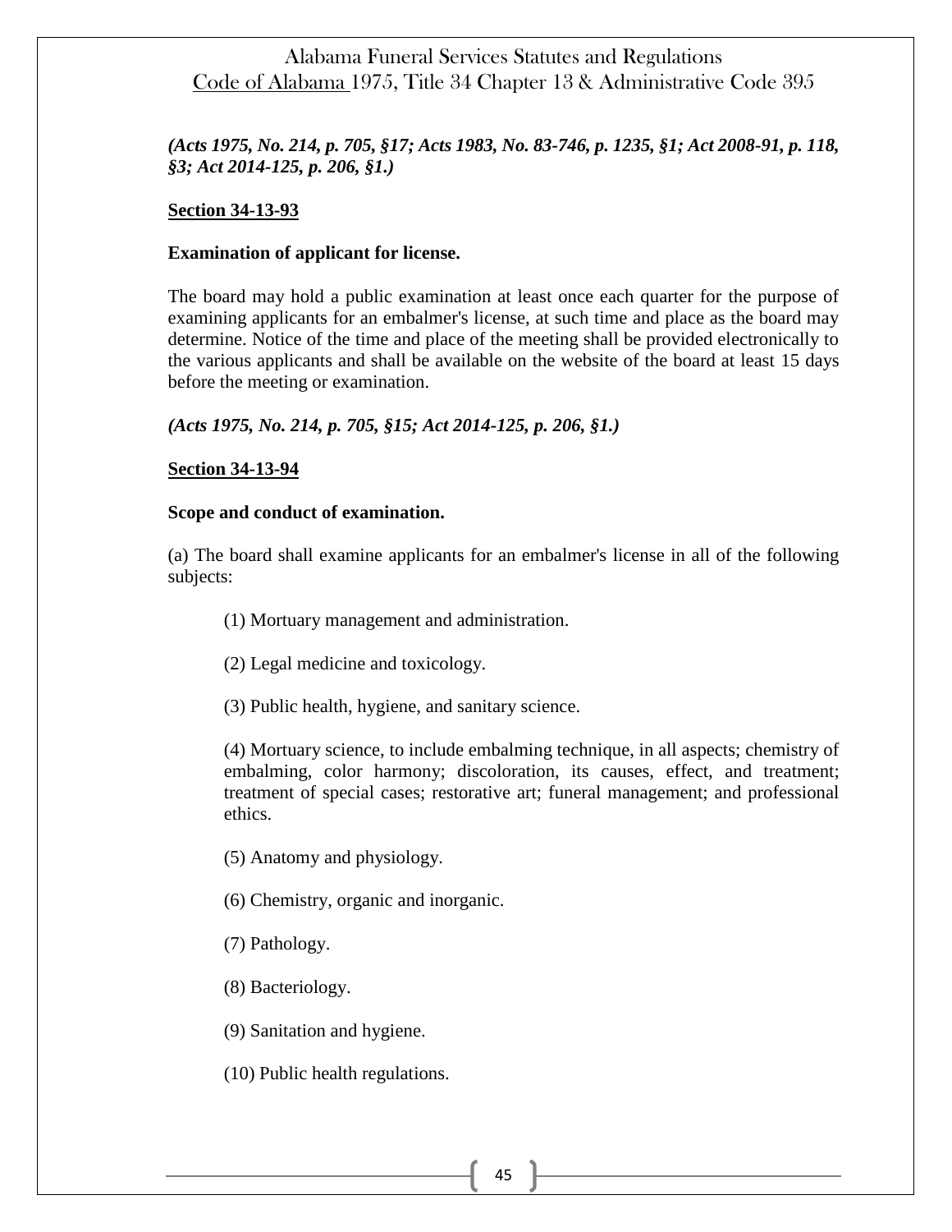*(Acts 1975, No. 214, p. 705, §17; Acts 1983, No. 83-746, p. 1235, §1; Act 2008-91, p. 118, §3; Act 2014-125, p. 206, §1.)*

**Section 34-13-93**

**Examination of applicant for license.**

The board may hold a public examination at least once each quarter for the purpose of examining applicants for an embalmer's license, at such time and place as the board may determine. Notice of the time and place of the meeting shall be provided electronically to the various applicants and shall be available on the website of the board at least 15 days before the meeting or examination.

*(Acts 1975, No. 214, p. 705, §15; Act 2014-125, p. 206, §1.)*

**Section 34-13-94**

**Scope and conduct of examination.**

(a) The board shall examine applicants for an embalmer's license in all of the following subjects:

(1) Mortuary management and administration.

(2) Legal medicine and toxicology.

(3) Public health, hygiene, and sanitary science.

(4) Mortuary science, to include embalming technique, in all aspects; chemistry of embalming, color harmony; discoloration, its causes, effect, and treatment; treatment of special cases; restorative art; funeral management; and professional ethics.

(5) Anatomy and physiology.

(6) Chemistry, organic and inorganic.

(7) Pathology.

(8) Bacteriology.

(9) Sanitation and hygiene.

(10) Public health regulations.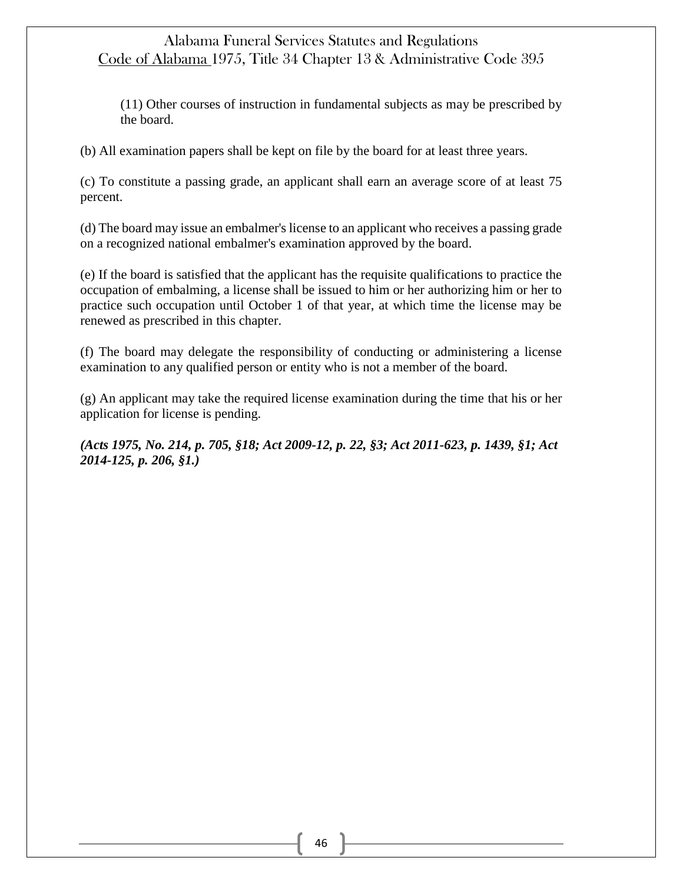(11) Other courses of instruction in fundamental subjects as may be prescribed by the board.

(b) All examination papers shall be kept on file by the board for at least three years.

(c) To constitute a passing grade, an applicant shall earn an average score of at least 75 percent.

(d) The board may issue an embalmer's license to an applicant who receives a passing grade on a recognized national embalmer's examination approved by the board.

(e) If the board is satisfied that the applicant has the requisite qualifications to practice the occupation of embalming, a license shall be issued to him or her authorizing him or her to practice such occupation until October 1 of that year, at which time the license may be renewed as prescribed in this chapter.

(f) The board may delegate the responsibility of conducting or administering a license examination to any qualified person or entity who is not a member of the board.

(g) An applicant may take the required license examination during the time that his or her application for license is pending.

***(Acts 1975, No. 214, p. 705, §18; Act 2009-12, p. 22, §3; Act 2011-623, p. 1439, §1; Act 2014-125, p. 206, §1.)***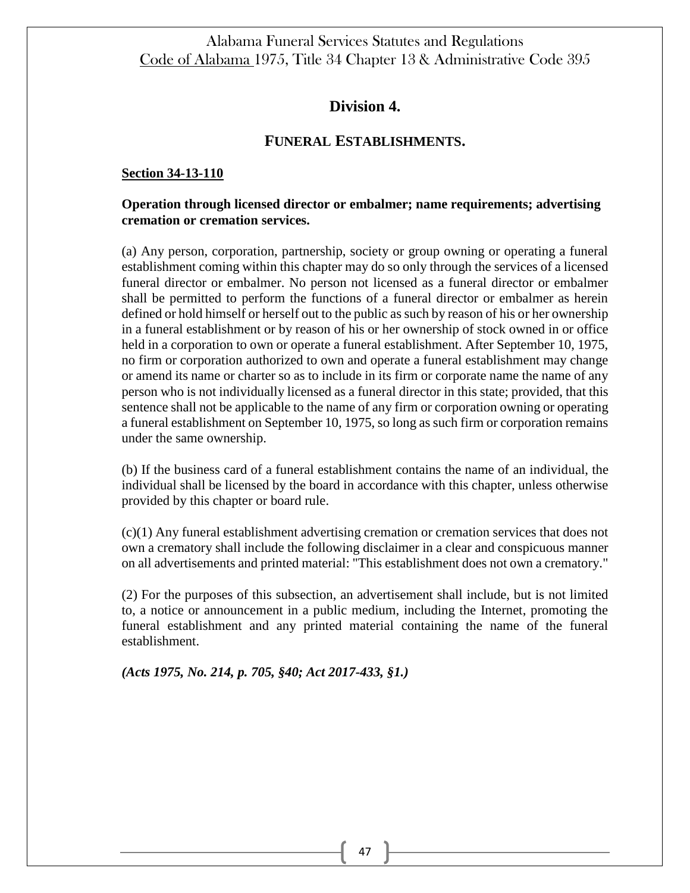## Division 4.

## Funeral Establishments.

**Section 34-13-110**

**Operation through licensed director or embalmer; name requirements; advertising cremation or cremation services.**

(a) Any person, corporation, partnership, society or group owning or operating a funeral establishment coming within this chapter may do so only through the services of a licensed funeral director or embalmer. No person not licensed as a funeral director or embalmer shall be permitted to perform the functions of a funeral director or embalmer as herein defined or hold himself or herself out to the public as such by reason of his or her ownership in a funeral establishment or by reason of his or her ownership of stock owned in or office held in a corporation to own or operate a funeral establishment. After September 10, 1975, no firm or corporation authorized to own and operate a funeral establishment may change or amend its name or charter so as to include in its firm or corporate name the name of any person who is not individually licensed as a funeral director in this state; provided, that this sentence shall not be applicable to the name of any firm or corporation owning or operating a funeral establishment on September 10, 1975, so long as such firm or corporation remains under the same ownership.

(b) If the business card of a funeral establishment contains the name of an individual, the individual shall be licensed by the board in accordance with this chapter, unless otherwise provided by this chapter or board rule.

(c)(1) Any funeral establishment advertising cremation or cremation services that does not own a crematory shall include the following disclaimer in a clear and conspicuous manner on all advertisements and printed material: "This establishment does not own a crematory."

(2) For the purposes of this subsection, an advertisement shall include, but is not limited to, a notice or announcement in a public medium, including the Internet, promoting the funeral establishment and any printed material containing the name of the funeral establishment.

***(Acts 1975, No. 214, p. 705, §40; Act 2017-433, §1.)***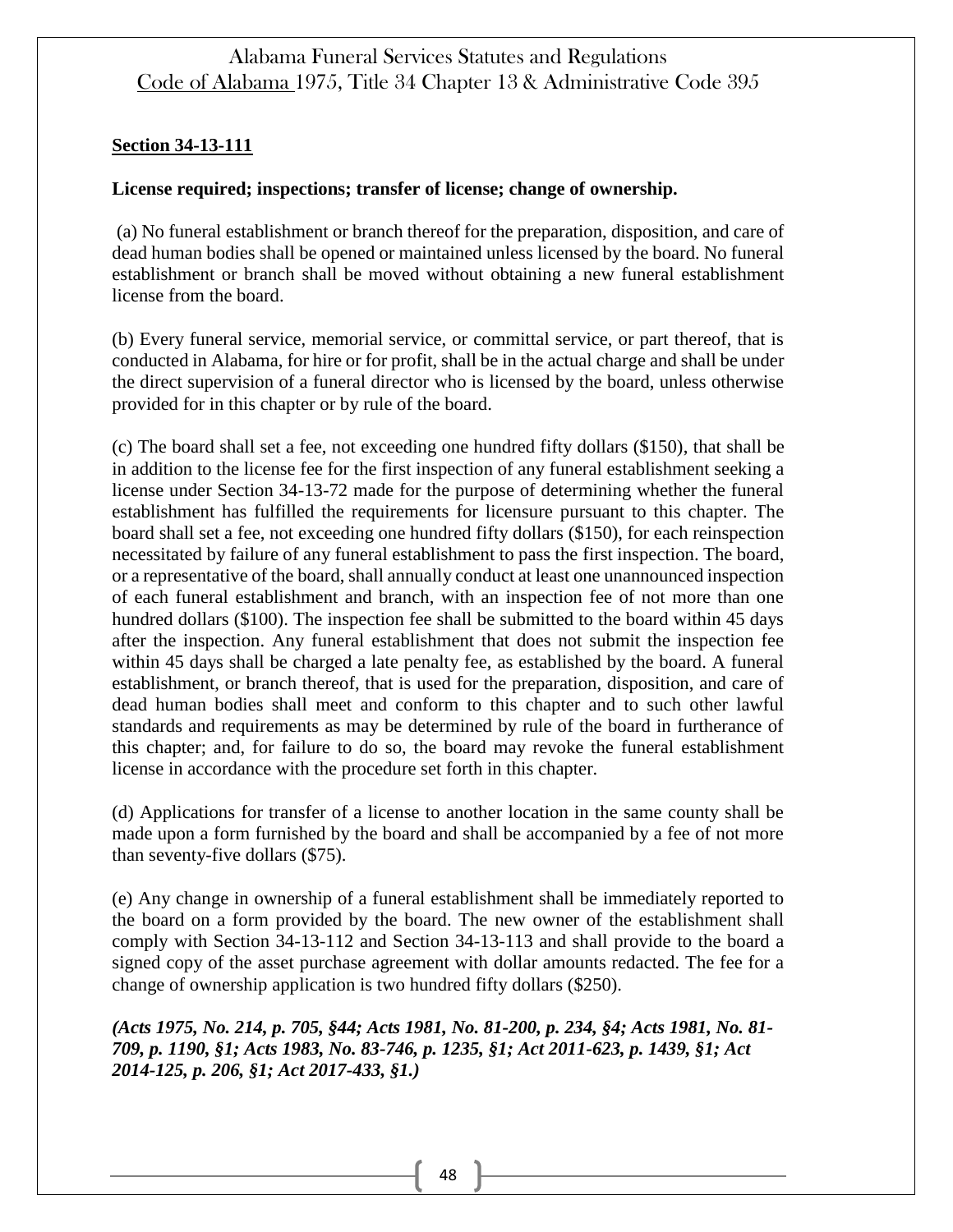**Section 34-13-111**

**License required; inspections; transfer of license; change of ownership.**

(a) No funeral establishment or branch thereof for the preparation, disposition, and care of dead human bodies shall be opened or maintained unless licensed by the board. No funeral establishment or branch shall be moved without obtaining a new funeral establishment license from the board.

(b) Every funeral service, memorial service, or committal service, or part thereof, that is conducted in Alabama, for hire or for profit, shall be in the actual charge and shall be under the direct supervision of a funeral director who is licensed by the board, unless otherwise provided for in this chapter or by rule of the board.

(c) The board shall set a fee, not exceeding one hundred fifty dollars ($150), that shall be in addition to the license fee for the first inspection of any funeral establishment seeking a license under Section 34-13-72 made for the purpose of determining whether the funeral establishment has fulfilled the requirements for licensure pursuant to this chapter. The board shall set a fee, not exceeding one hundred fifty dollars ($150), for each reinspection necessitated by failure of any funeral establishment to pass the first inspection. The board, or a representative of the board, shall annually conduct at least one unannounced inspection of each funeral establishment and branch, with an inspection fee of not more than one hundred dollars ($100). The inspection fee shall be submitted to the board within 45 days after the inspection. Any funeral establishment that does not submit the inspection fee within 45 days shall be charged a late penalty fee, as established by the board. A funeral establishment, or branch thereof, that is used for the preparation, disposition, and care of dead human bodies shall meet and conform to this chapter and to such other lawful standards and requirements as may be determined by rule of the board in furtherance of this chapter; and, for failure to do so, the board may revoke the funeral establishment license in accordance with the procedure set forth in this chapter.

(d) Applications for transfer of a license to another location in the same county shall be made upon a form furnished by the board and shall be accompanied by a fee of not more than seventy-five dollars ($75).

(e) Any change in ownership of a funeral establishment shall be immediately reported to the board on a form provided by the board. The new owner of the establishment shall comply with Section 34-13-112 and Section 34-13-113 and shall provide to the board a signed copy of the asset purchase agreement with dollar amounts redacted. The fee for a change of ownership application is two hundred fifty dollars ($250).

***(Acts 1975, No. 214, p. 705, §44; Acts 1981, No. 81-200, p. 234, §4; Acts 1981, No. 81-709, p. 1190, §1; Acts 1983, No. 83-746, p. 1235, §1; Act 2011-623, p. 1439, §1; Act 2014-125, p. 206, §1; Act 2017-433, §1.)***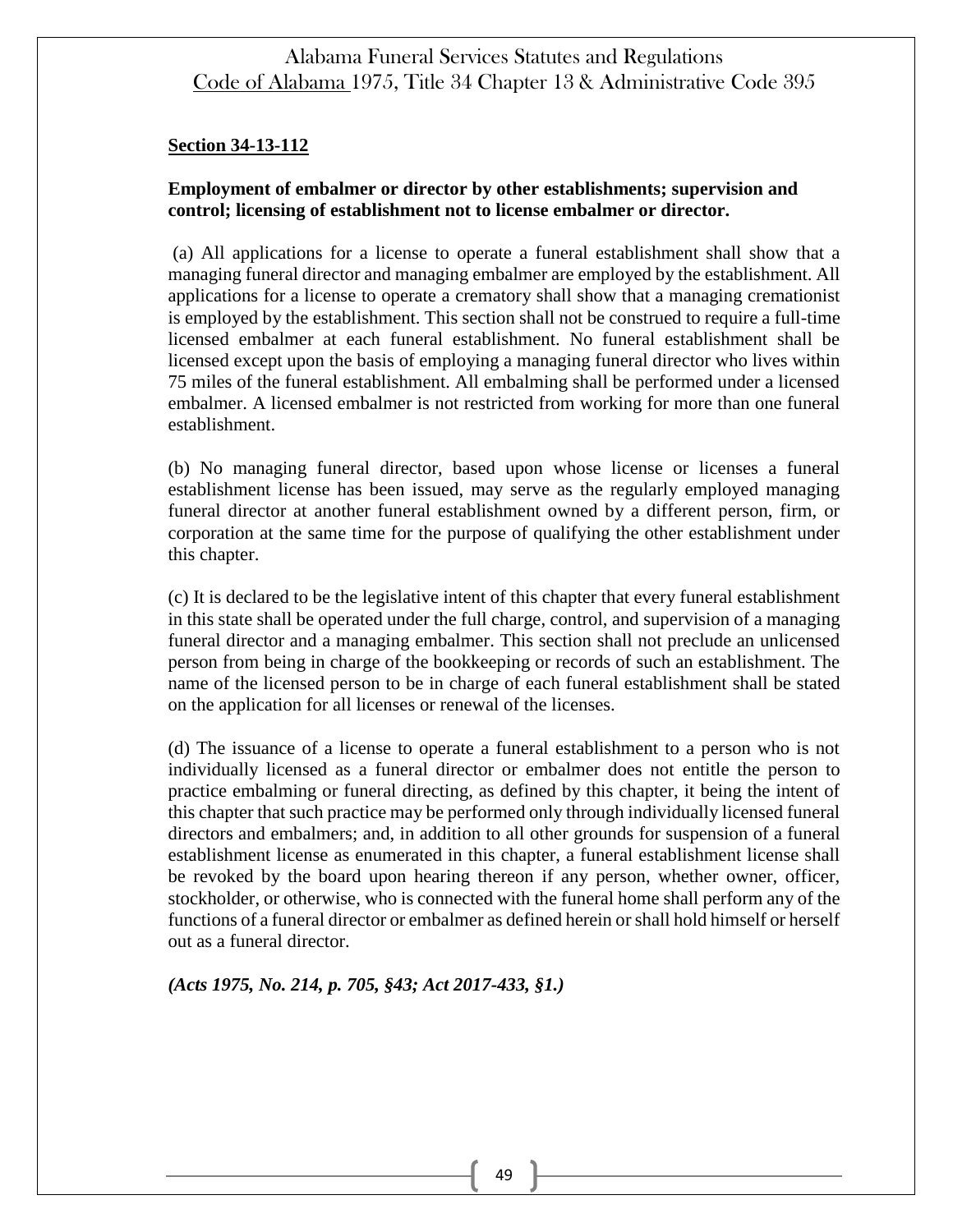**Section 34-13-112**

**Employment of embalmer or director by other establishments; supervision and control; licensing of establishment not to license embalmer or director.**

(a) All applications for a license to operate a funeral establishment shall show that a managing funeral director and managing embalmer are employed by the establishment. All applications for a license to operate a crematory shall show that a managing cremationist is employed by the establishment. This section shall not be construed to require a full-time licensed embalmer at each funeral establishment. No funeral establishment shall be licensed except upon the basis of employing a managing funeral director who lives within 75 miles of the funeral establishment. All embalming shall be performed under a licensed embalmer. A licensed embalmer is not restricted from working for more than one funeral establishment.

(b) No managing funeral director, based upon whose license or licenses a funeral establishment license has been issued, may serve as the regularly employed managing funeral director at another funeral establishment owned by a different person, firm, or corporation at the same time for the purpose of qualifying the other establishment under this chapter.

(c) It is declared to be the legislative intent of this chapter that every funeral establishment in this state shall be operated under the full charge, control, and supervision of a managing funeral director and a managing embalmer. This section shall not preclude an unlicensed person from being in charge of the bookkeeping or records of such an establishment. The name of the licensed person to be in charge of each funeral establishment shall be stated on the application for all licenses or renewal of the licenses.

(d) The issuance of a license to operate a funeral establishment to a person who is not individually licensed as a funeral director or embalmer does not entitle the person to practice embalming or funeral directing, as defined by this chapter, it being the intent of this chapter that such practice may be performed only through individually licensed funeral directors and embalmers; and, in addition to all other grounds for suspension of a funeral establishment license as enumerated in this chapter, a funeral establishment license shall be revoked by the board upon hearing thereon if any person, whether owner, officer, stockholder, or otherwise, who is connected with the funeral home shall perform any of the functions of a funeral director or embalmer as defined herein or shall hold himself or herself out as a funeral director.

***(Acts 1975, No. 214, p. 705, §43; Act 2017-433, §1.)***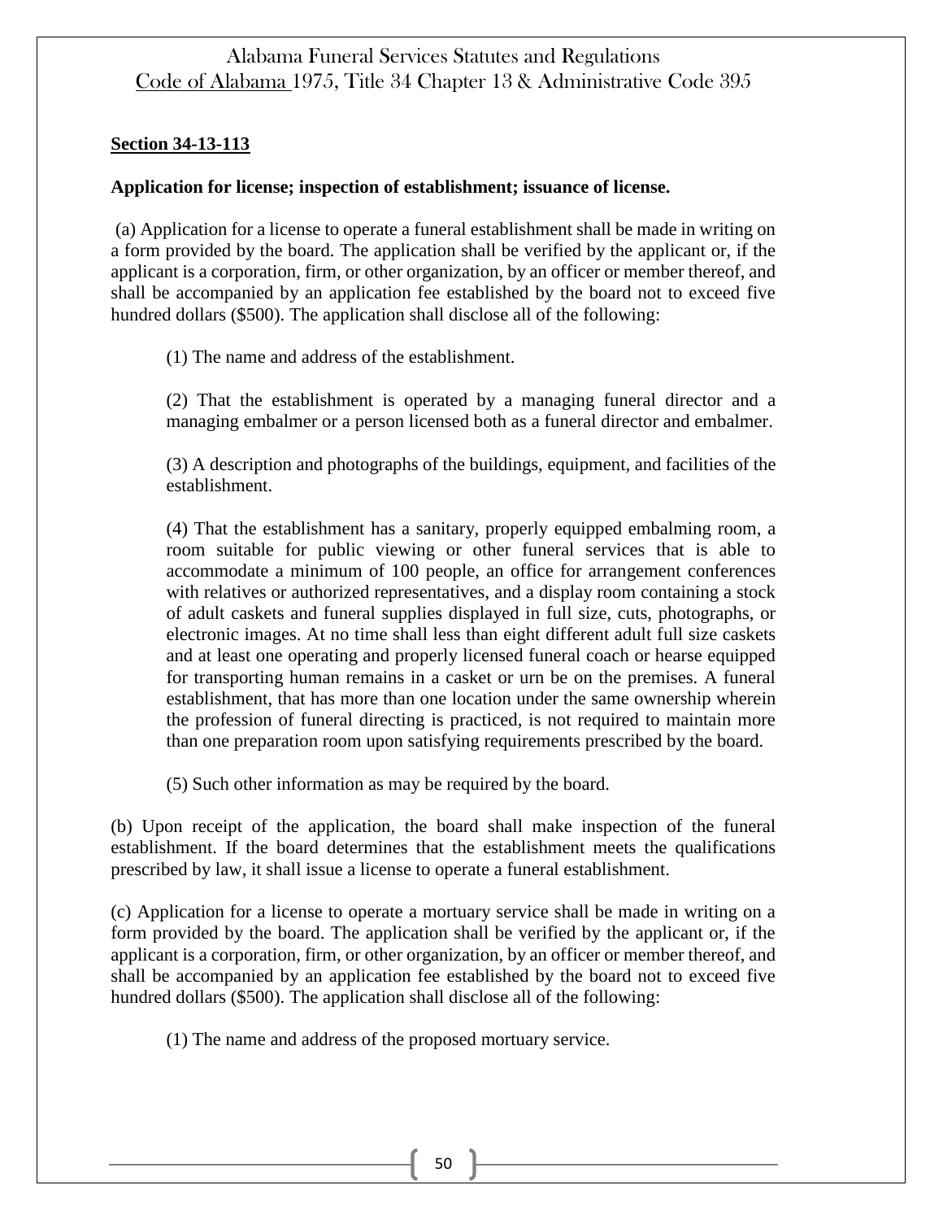**Section 34-13-113**

**Application for license; inspection of establishment; issuance of license.**

(a) Application for a license to operate a funeral establishment shall be made in writing on a form provided by the board. The application shall be verified by the applicant or, if the applicant is a corporation, firm, or other organization, by an officer or member thereof, and shall be accompanied by an application fee established by the board not to exceed five hundred dollars ($500). The application shall disclose all of the following:

(1) The name and address of the establishment.

(2) That the establishment is operated by a managing funeral director and a managing embalmer or a person licensed both as a funeral director and embalmer.

(3) A description and photographs of the buildings, equipment, and facilities of the establishment.

(4) That the establishment has a sanitary, properly equipped embalming room, a room suitable for public viewing or other funeral services that is able to accommodate a minimum of 100 people, an office for arrangement conferences with relatives or authorized representatives, and a display room containing a stock of adult caskets and funeral supplies displayed in full size, cuts, photographs, or electronic images. At no time shall less than eight different adult full size caskets and at least one operating and properly licensed funeral coach or hearse equipped for transporting human remains in a casket or urn be on the premises. A funeral establishment, that has more than one location under the same ownership wherein the profession of funeral directing is practiced, is not required to maintain more than one preparation room upon satisfying requirements prescribed by the board.

(5) Such other information as may be required by the board.

(b) Upon receipt of the application, the board shall make inspection of the funeral establishment. If the board determines that the establishment meets the qualifications prescribed by law, it shall issue a license to operate a funeral establishment.

(c) Application for a license to operate a mortuary service shall be made in writing on a form provided by the board. The application shall be verified by the applicant or, if the applicant is a corporation, firm, or other organization, by an officer or member thereof, and shall be accompanied by an application fee established by the board not to exceed five hundred dollars ($500). The application shall disclose all of the following:

(1) The name and address of the proposed mortuary service.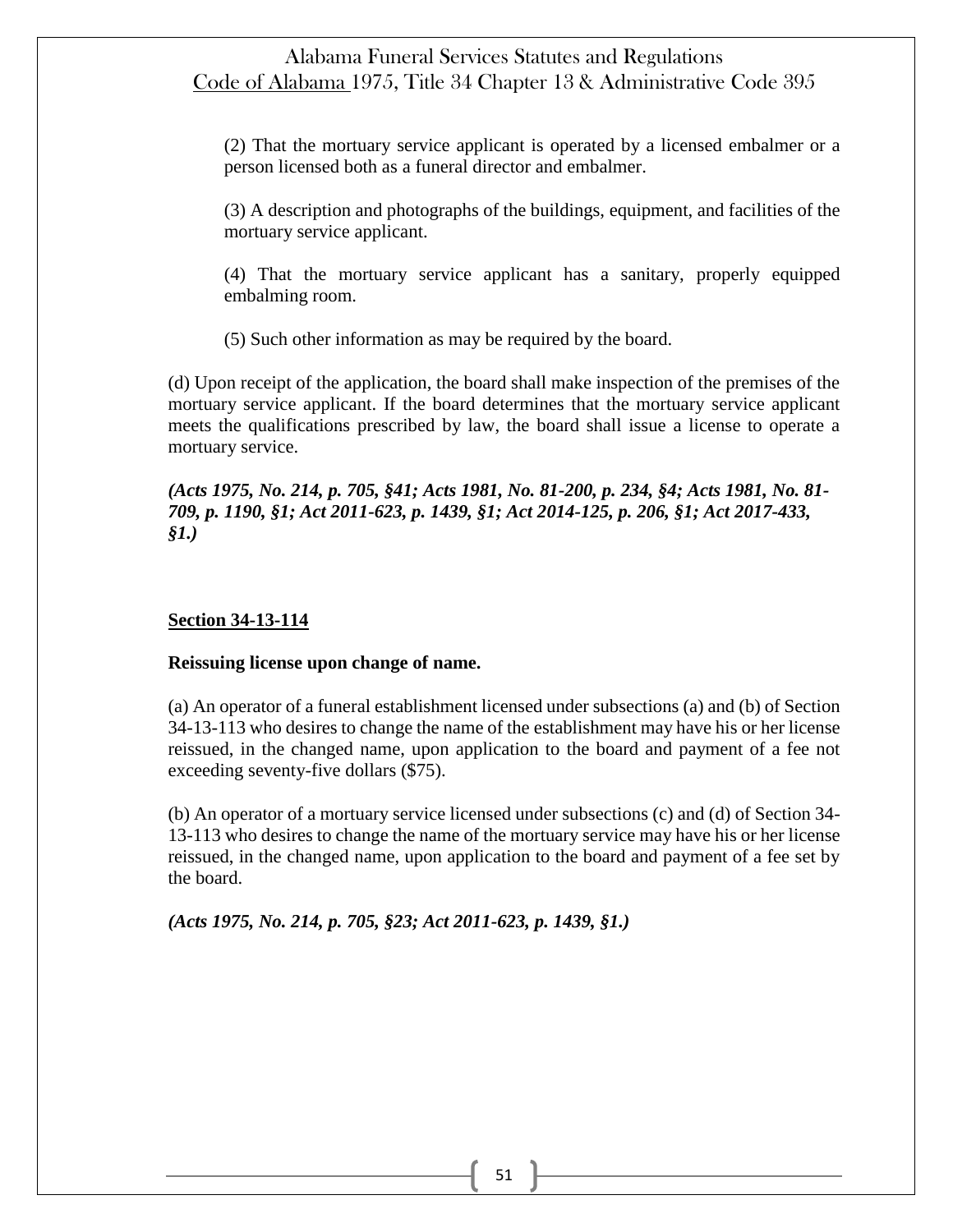(2) That the mortuary service applicant is operated by a licensed embalmer or a person licensed both as a funeral director and embalmer.

(3) A description and photographs of the buildings, equipment, and facilities of the mortuary service applicant.

(4) That the mortuary service applicant has a sanitary, properly equipped embalming room.

(5) Such other information as may be required by the board.

(d) Upon receipt of the application, the board shall make inspection of the premises of the mortuary service applicant. If the board determines that the mortuary service applicant meets the qualifications prescribed by law, the board shall issue a license to operate a mortuary service.

***(Acts 1975, No. 214, p. 705, §41; Acts 1981, No. 81-200, p. 234, §4; Acts 1981, No. 81-709, p. 1190, §1; Act 2011-623, p. 1439, §1; Act 2014-125, p. 206, §1; Act 2017-433, §1.)***

## Section 34-13-114

**Reissuing license upon change of name.**

(a) An operator of a funeral establishment licensed under subsections (a) and (b) of Section 34-13-113 who desires to change the name of the establishment may have his or her license reissued, in the changed name, upon application to the board and payment of a fee not exceeding seventy-five dollars ($75).

(b) An operator of a mortuary service licensed under subsections (c) and (d) of Section 34-13-113 who desires to change the name of the mortuary service may have his or her license reissued, in the changed name, upon application to the board and payment of a fee set by the board.

***(Acts 1975, No. 214, p. 705, §23; Act 2011-623, p. 1439, §1.)***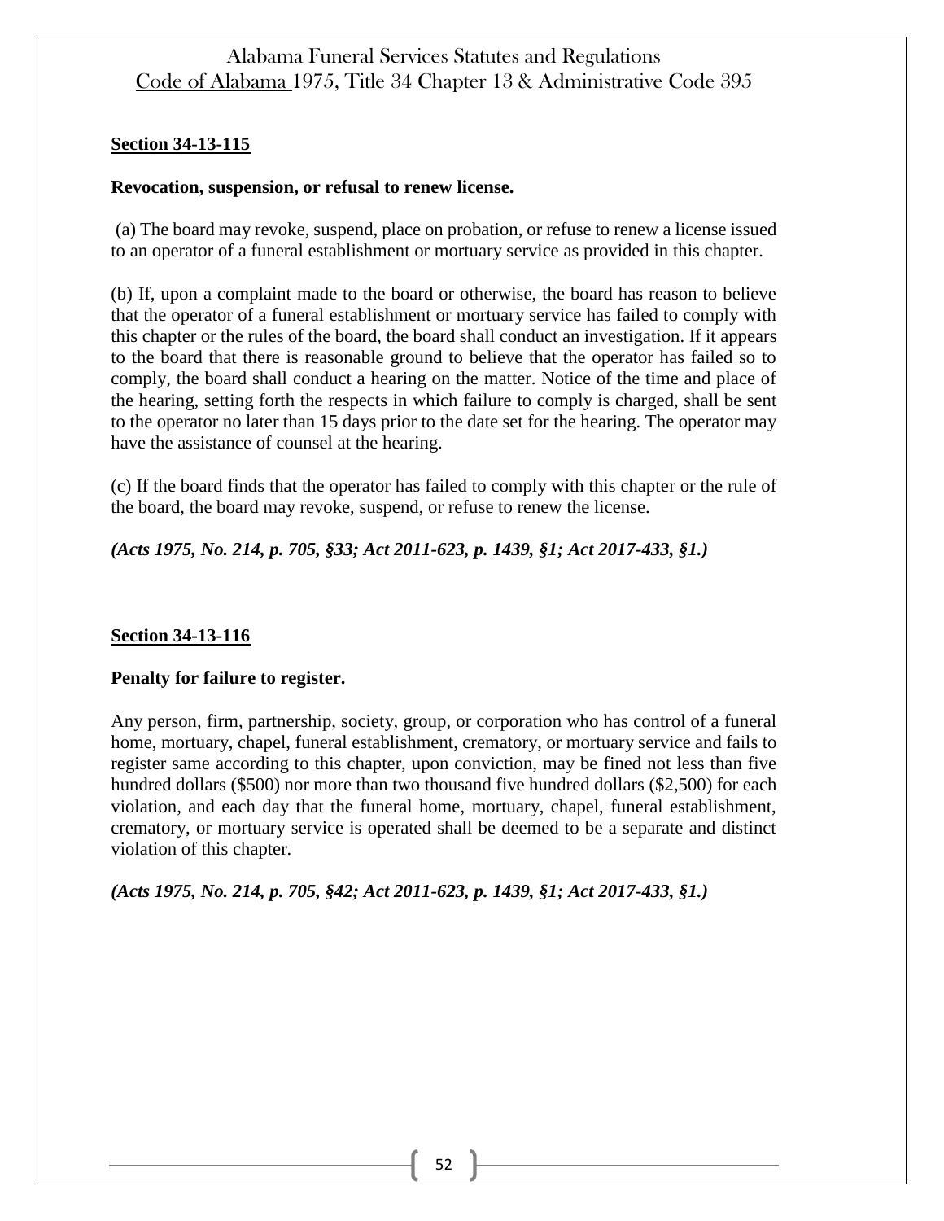### Section 34-13-115

**Revocation, suspension, or refusal to renew license.**

(a) The board may revoke, suspend, place on probation, or refuse to renew a license issued to an operator of a funeral establishment or mortuary service as provided in this chapter.

(b) If, upon a complaint made to the board or otherwise, the board has reason to believe that the operator of a funeral establishment or mortuary service has failed to comply with this chapter or the rules of the board, the board shall conduct an investigation. If it appears to the board that there is reasonable ground to believe that the operator has failed so to comply, the board shall conduct a hearing on the matter. Notice of the time and place of the hearing, setting forth the respects in which failure to comply is charged, shall be sent to the operator no later than 15 days prior to the date set for the hearing. The operator may have the assistance of counsel at the hearing.

(c) If the board finds that the operator has failed to comply with this chapter or the rule of the board, the board may revoke, suspend, or refuse to renew the license.

***(Acts 1975, No. 214, p. 705, §33; Act 2011-623, p. 1439, §1; Act 2017-433, §1.)***

### Section 34-13-116

**Penalty for failure to register.**

Any person, firm, partnership, society, group, or corporation who has control of a funeral home, mortuary, chapel, funeral establishment, crematory, or mortuary service and fails to register same according to this chapter, upon conviction, may be fined not less than five hundred dollars ($500) nor more than two thousand five hundred dollars ($2,500) for each violation, and each day that the funeral home, mortuary, chapel, funeral establishment, crematory, or mortuary service is operated shall be deemed to be a separate and distinct violation of this chapter.

***(Acts 1975, No. 214, p. 705, §42; Act 2011-623, p. 1439, §1; Act 2017-433, §1.)***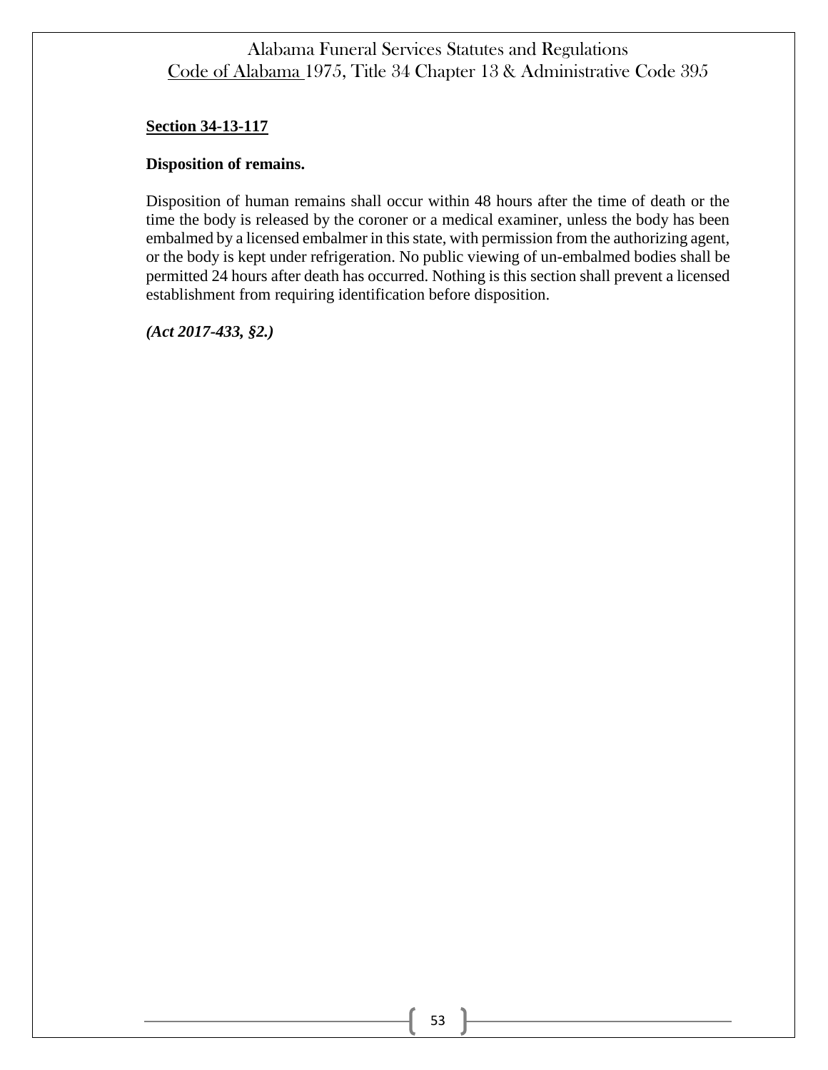**Section 34-13-117**

**Disposition of remains.**

Disposition of human remains shall occur within 48 hours after the time of death or the time the body is released by the coroner or a medical examiner, unless the body has been embalmed by a licensed embalmer in this state, with permission from the authorizing agent, or the body is kept under refrigeration. No public viewing of un-embalmed bodies shall be permitted 24 hours after death has occurred. Nothing is this section shall prevent a licensed establishment from requiring identification before disposition.

***(Act 2017-433, §2.)***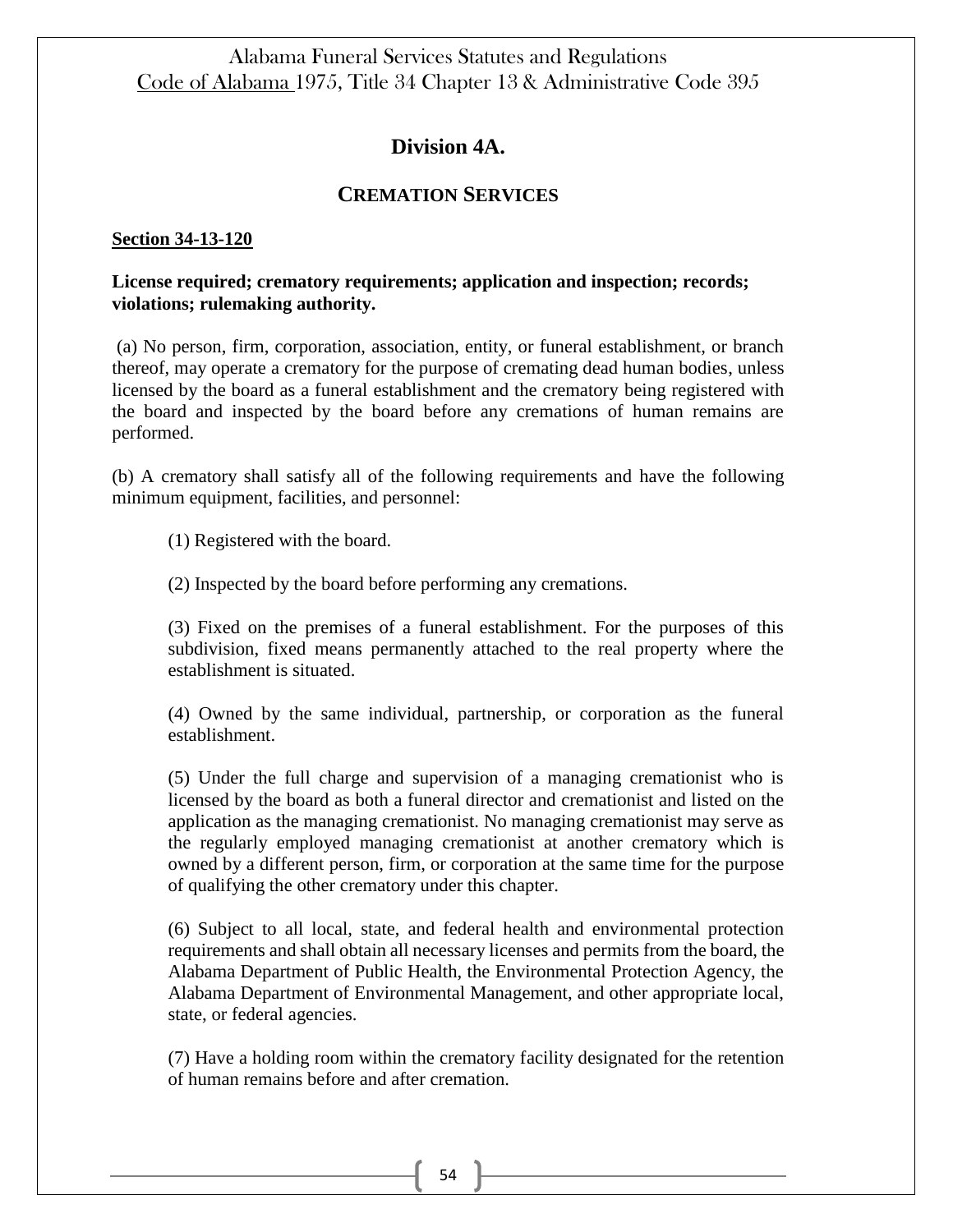## Division 4A.

### CREMATION SERVICES

**Section 34-13-120**

**License required; crematory requirements; application and inspection; records; violations; rulemaking authority.**

(a) No person, firm, corporation, association, entity, or funeral establishment, or branch thereof, may operate a crematory for the purpose of cremating dead human bodies, unless licensed by the board as a funeral establishment and the crematory being registered with the board and inspected by the board before any cremations of human remains are performed.

(b) A crematory shall satisfy all of the following requirements and have the following minimum equipment, facilities, and personnel:

(1) Registered with the board.

(2) Inspected by the board before performing any cremations.

(3) Fixed on the premises of a funeral establishment. For the purposes of this subdivision, fixed means permanently attached to the real property where the establishment is situated.

(4) Owned by the same individual, partnership, or corporation as the funeral establishment.

(5) Under the full charge and supervision of a managing cremationist who is licensed by the board as both a funeral director and cremationist and listed on the application as the managing cremationist. No managing cremationist may serve as the regularly employed managing cremationist at another crematory which is owned by a different person, firm, or corporation at the same time for the purpose of qualifying the other crematory under this chapter.

(6) Subject to all local, state, and federal health and environmental protection requirements and shall obtain all necessary licenses and permits from the board, the Alabama Department of Public Health, the Environmental Protection Agency, the Alabama Department of Environmental Management, and other appropriate local, state, or federal agencies.

(7) Have a holding room within the crematory facility designated for the retention of human remains before and after cremation.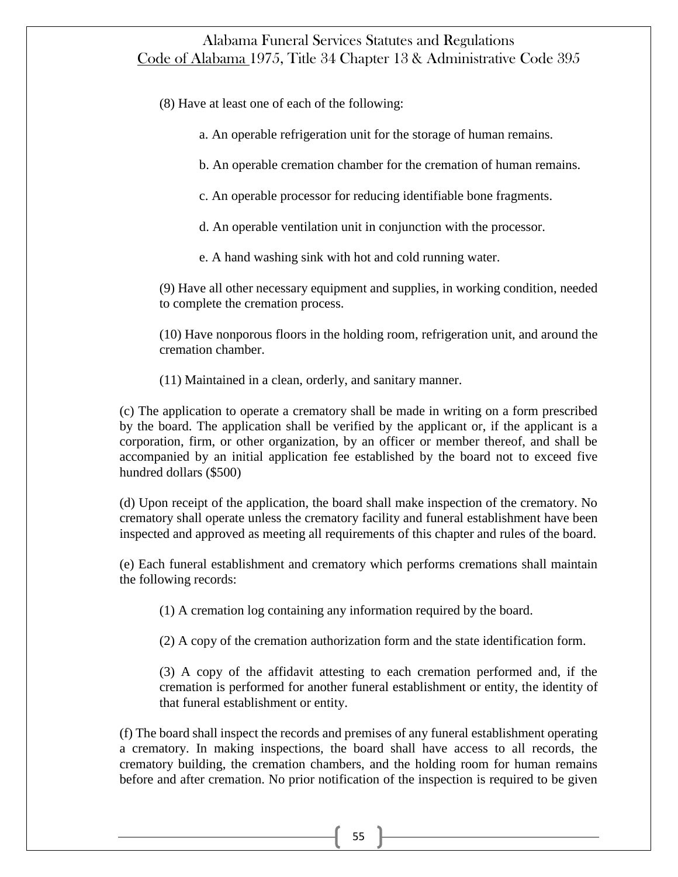(8) Have at least one of each of the following:

a. An operable refrigeration unit for the storage of human remains.

b. An operable cremation chamber for the cremation of human remains.

c. An operable processor for reducing identifiable bone fragments.

d. An operable ventilation unit in conjunction with the processor.

e. A hand washing sink with hot and cold running water.

(9) Have all other necessary equipment and supplies, in working condition, needed to complete the cremation process.

(10) Have nonporous floors in the holding room, refrigeration unit, and around the cremation chamber.

(11) Maintained in a clean, orderly, and sanitary manner.

(c) The application to operate a crematory shall be made in writing on a form prescribed by the board. The application shall be verified by the applicant or, if the applicant is a corporation, firm, or other organization, by an officer or member thereof, and shall be accompanied by an initial application fee established by the board not to exceed five hundred dollars ($500)

(d) Upon receipt of the application, the board shall make inspection of the crematory. No crematory shall operate unless the crematory facility and funeral establishment have been inspected and approved as meeting all requirements of this chapter and rules of the board.

(e) Each funeral establishment and crematory which performs cremations shall maintain the following records:

(1) A cremation log containing any information required by the board.

(2) A copy of the cremation authorization form and the state identification form.

(3) A copy of the affidavit attesting to each cremation performed and, if the cremation is performed for another funeral establishment or entity, the identity of that funeral establishment or entity.

(f) The board shall inspect the records and premises of any funeral establishment operating a crematory. In making inspections, the board shall have access to all records, the crematory building, the cremation chambers, and the holding room for human remains before and after cremation. No prior notification of the inspection is required to be given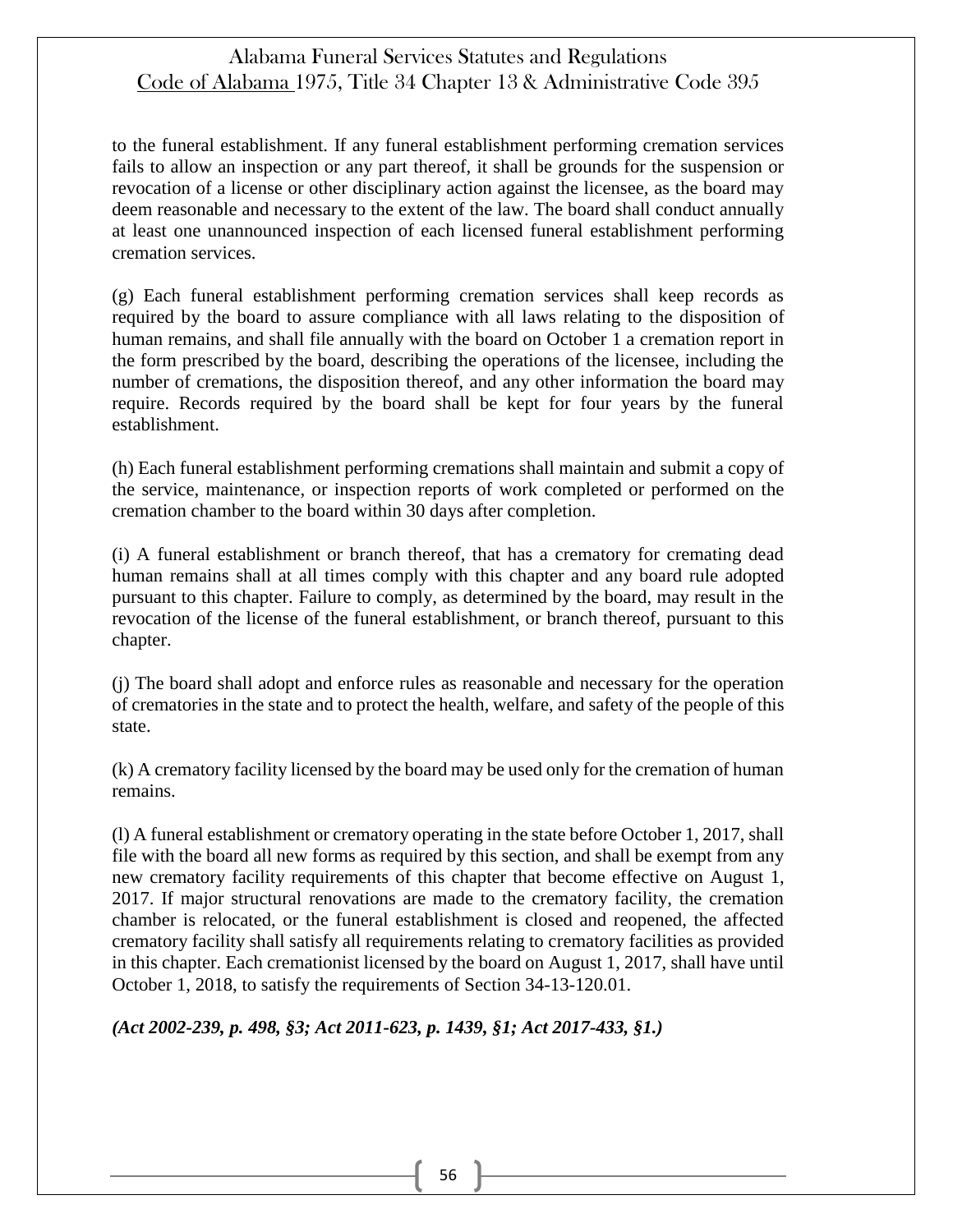to the funeral establishment. If any funeral establishment performing cremation services fails to allow an inspection or any part thereof, it shall be grounds for the suspension or revocation of a license or other disciplinary action against the licensee, as the board may deem reasonable and necessary to the extent of the law. The board shall conduct annually at least one unannounced inspection of each licensed funeral establishment performing cremation services.

(g) Each funeral establishment performing cremation services shall keep records as required by the board to assure compliance with all laws relating to the disposition of human remains, and shall file annually with the board on October 1 a cremation report in the form prescribed by the board, describing the operations of the licensee, including the number of cremations, the disposition thereof, and any other information the board may require. Records required by the board shall be kept for four years by the funeral establishment.

(h) Each funeral establishment performing cremations shall maintain and submit a copy of the service, maintenance, or inspection reports of work completed or performed on the cremation chamber to the board within 30 days after completion.

(i) A funeral establishment or branch thereof, that has a crematory for cremating dead human remains shall at all times comply with this chapter and any board rule adopted pursuant to this chapter. Failure to comply, as determined by the board, may result in the revocation of the license of the funeral establishment, or branch thereof, pursuant to this chapter.

(j) The board shall adopt and enforce rules as reasonable and necessary for the operation of crematories in the state and to protect the health, welfare, and safety of the people of this state.

(k) A crematory facility licensed by the board may be used only for the cremation of human remains.

(l) A funeral establishment or crematory operating in the state before October 1, 2017, shall file with the board all new forms as required by this section, and shall be exempt from any new crematory facility requirements of this chapter that become effective on August 1, 2017. If major structural renovations are made to the crematory facility, the cremation chamber is relocated, or the funeral establishment is closed and reopened, the affected crematory facility shall satisfy all requirements relating to crematory facilities as provided in this chapter. Each cremationist licensed by the board on August 1, 2017, shall have until October 1, 2018, to satisfy the requirements of Section 34-13-120.01.

***(Act 2002-239, p. 498, §3; Act 2011-623, p. 1439, §1; Act 2017-433, §1.)***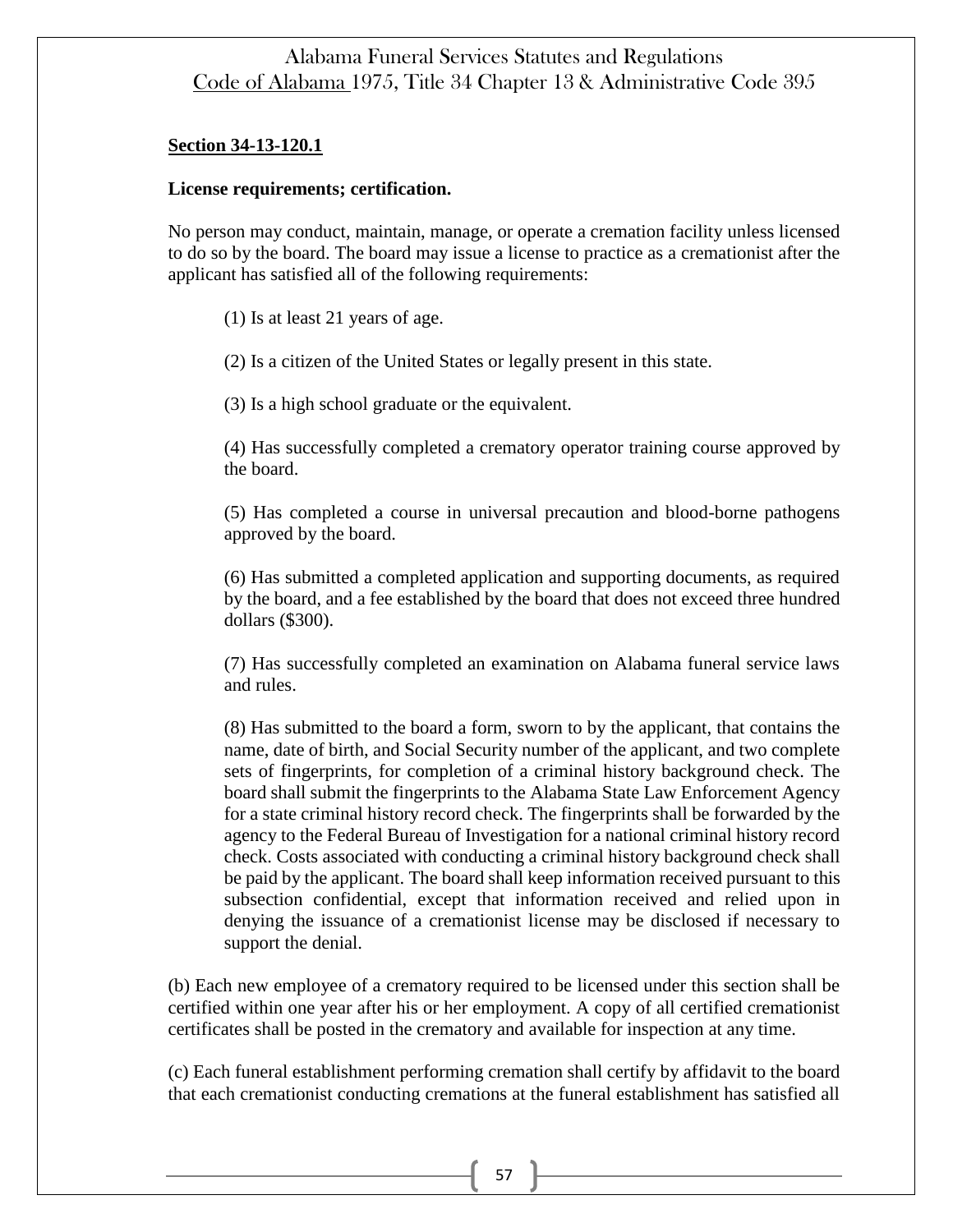**Section 34-13-120.1**

**License requirements; certification.**

No person may conduct, maintain, manage, or operate a cremation facility unless licensed to do so by the board. The board may issue a license to practice as a cremationist after the applicant has satisfied all of the following requirements:

(1) Is at least 21 years of age.

(2) Is a citizen of the United States or legally present in this state.

(3) Is a high school graduate or the equivalent.

(4) Has successfully completed a crematory operator training course approved by the board.

(5) Has completed a course in universal precaution and blood-borne pathogens approved by the board.

(6) Has submitted a completed application and supporting documents, as required by the board, and a fee established by the board that does not exceed three hundred dollars ($300).

(7) Has successfully completed an examination on Alabama funeral service laws and rules.

(8) Has submitted to the board a form, sworn to by the applicant, that contains the name, date of birth, and Social Security number of the applicant, and two complete sets of fingerprints, for completion of a criminal history background check. The board shall submit the fingerprints to the Alabama State Law Enforcement Agency for a state criminal history record check. The fingerprints shall be forwarded by the agency to the Federal Bureau of Investigation for a national criminal history record check. Costs associated with conducting a criminal history background check shall be paid by the applicant. The board shall keep information received pursuant to this subsection confidential, except that information received and relied upon in denying the issuance of a cremationist license may be disclosed if necessary to support the denial.

(b) Each new employee of a crematory required to be licensed under this section shall be certified within one year after his or her employment. A copy of all certified cremationist certificates shall be posted in the crematory and available for inspection at any time.

(c) Each funeral establishment performing cremation shall certify by affidavit to the board that each cremationist conducting cremations at the funeral establishment has satisfied all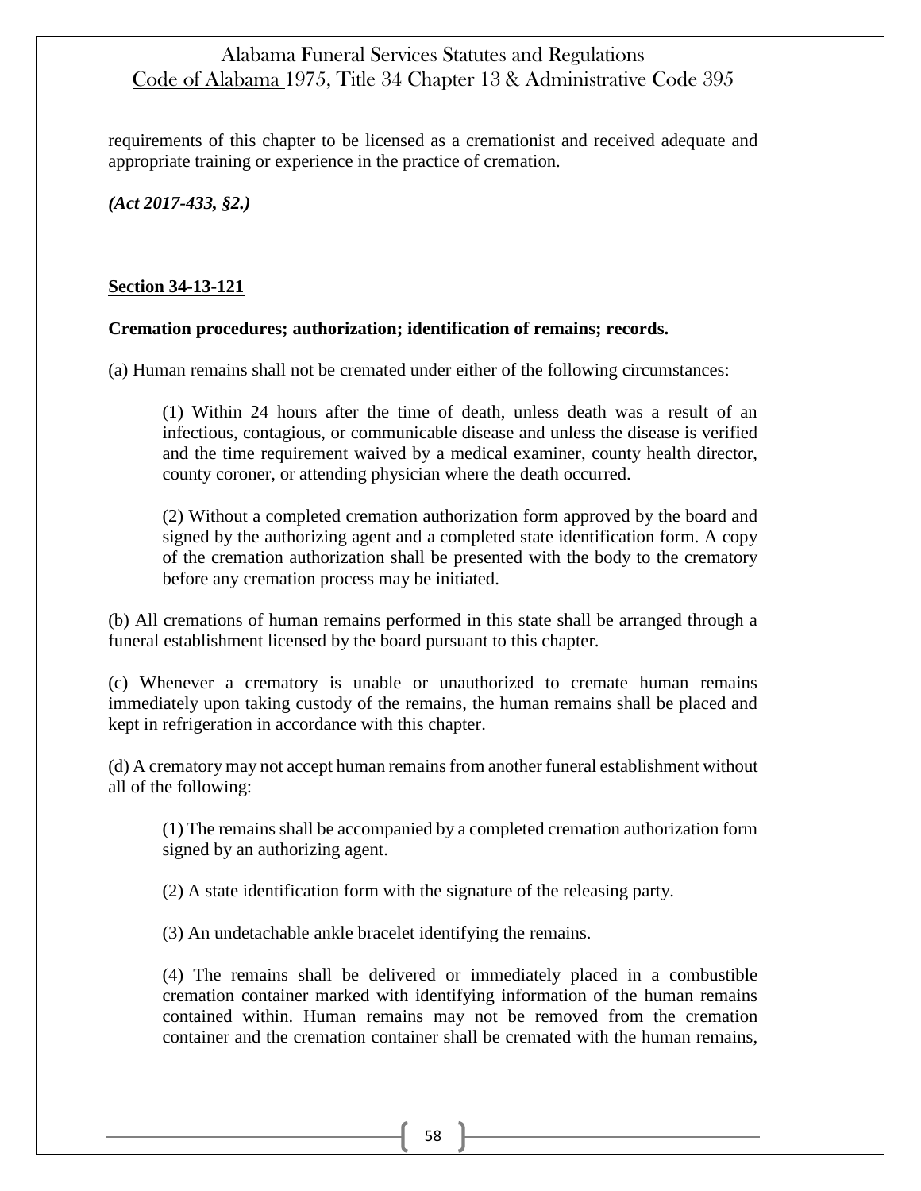requirements of this chapter to be licensed as a cremationist and received adequate and appropriate training or experience in the practice of cremation.

***(Act 2017-433, §2.)***

**Section 34-13-121**

**Cremation procedures; authorization; identification of remains; records.**

(a) Human remains shall not be cremated under either of the following circumstances:

(1) Within 24 hours after the time of death, unless death was a result of an infectious, contagious, or communicable disease and unless the disease is verified and the time requirement waived by a medical examiner, county health director, county coroner, or attending physician where the death occurred.

(2) Without a completed cremation authorization form approved by the board and signed by the authorizing agent and a completed state identification form. A copy of the cremation authorization shall be presented with the body to the crematory before any cremation process may be initiated.

(b) All cremations of human remains performed in this state shall be arranged through a funeral establishment licensed by the board pursuant to this chapter.

(c) Whenever a crematory is unable or unauthorized to cremate human remains immediately upon taking custody of the remains, the human remains shall be placed and kept in refrigeration in accordance with this chapter.

(d) A crematory may not accept human remains from another funeral establishment without all of the following:

(1) The remains shall be accompanied by a completed cremation authorization form signed by an authorizing agent.

(2) A state identification form with the signature of the releasing party.

(3) An undetachable ankle bracelet identifying the remains.

(4) The remains shall be delivered or immediately placed in a combustible cremation container marked with identifying information of the human remains contained within. Human remains may not be removed from the cremation container and the cremation container shall be cremated with the human remains,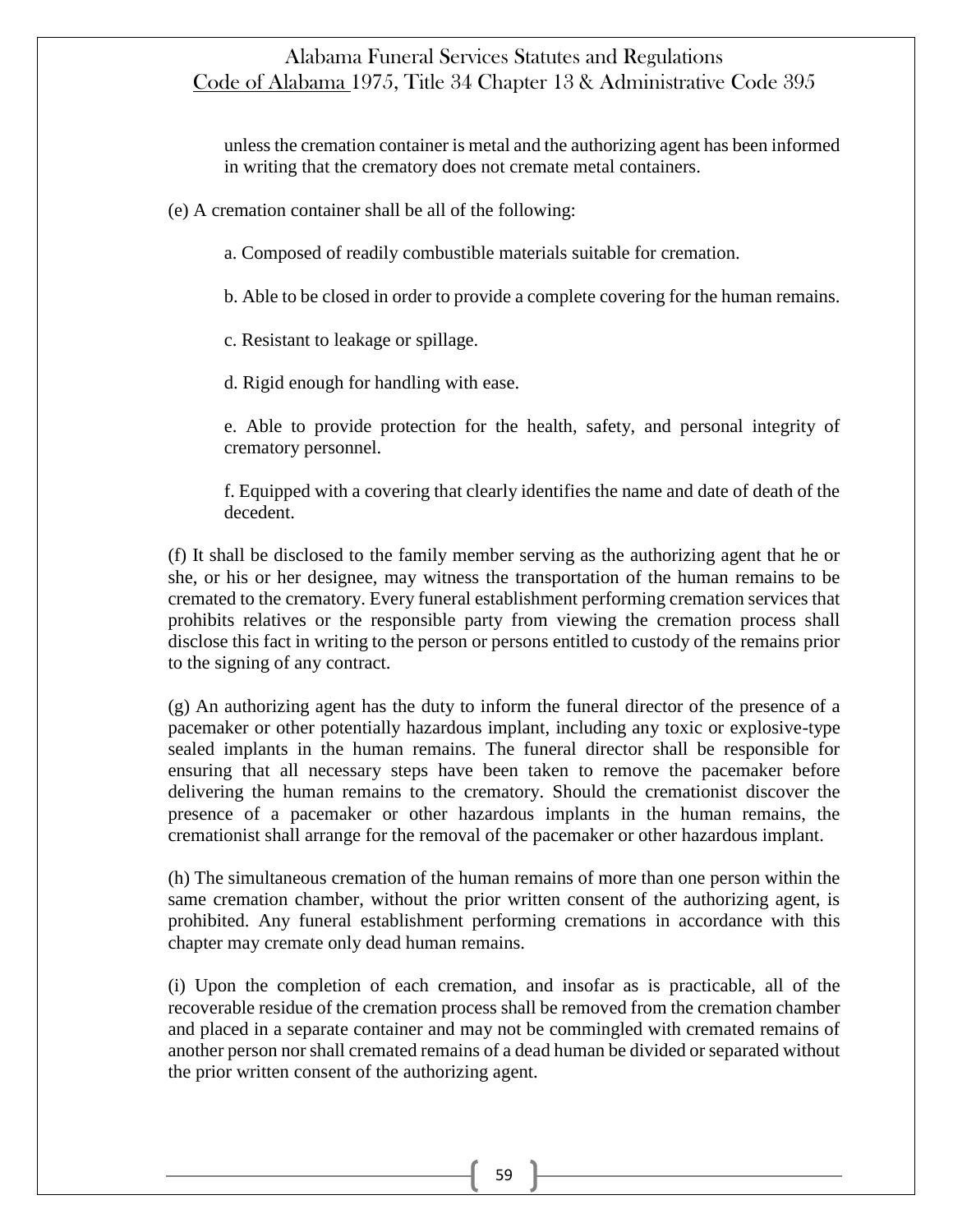unless the cremation container is metal and the authorizing agent has been informed in writing that the crematory does not cremate metal containers.

(e) A cremation container shall be all of the following:

a. Composed of readily combustible materials suitable for cremation.

b. Able to be closed in order to provide a complete covering for the human remains.

c. Resistant to leakage or spillage.

d. Rigid enough for handling with ease.

e. Able to provide protection for the health, safety, and personal integrity of crematory personnel.

f. Equipped with a covering that clearly identifies the name and date of death of the decedent.

(f) It shall be disclosed to the family member serving as the authorizing agent that he or she, or his or her designee, may witness the transportation of the human remains to be cremated to the crematory. Every funeral establishment performing cremation services that prohibits relatives or the responsible party from viewing the cremation process shall disclose this fact in writing to the person or persons entitled to custody of the remains prior to the signing of any contract.

(g) An authorizing agent has the duty to inform the funeral director of the presence of a pacemaker or other potentially hazardous implant, including any toxic or explosive-type sealed implants in the human remains. The funeral director shall be responsible for ensuring that all necessary steps have been taken to remove the pacemaker before delivering the human remains to the crematory. Should the cremationist discover the presence of a pacemaker or other hazardous implants in the human remains, the cremationist shall arrange for the removal of the pacemaker or other hazardous implant.

(h) The simultaneous cremation of the human remains of more than one person within the same cremation chamber, without the prior written consent of the authorizing agent, is prohibited. Any funeral establishment performing cremations in accordance with this chapter may cremate only dead human remains.

(i) Upon the completion of each cremation, and insofar as is practicable, all of the recoverable residue of the cremation process shall be removed from the cremation chamber and placed in a separate container and may not be commingled with cremated remains of another person nor shall cremated remains of a dead human be divided or separated without the prior written consent of the authorizing agent.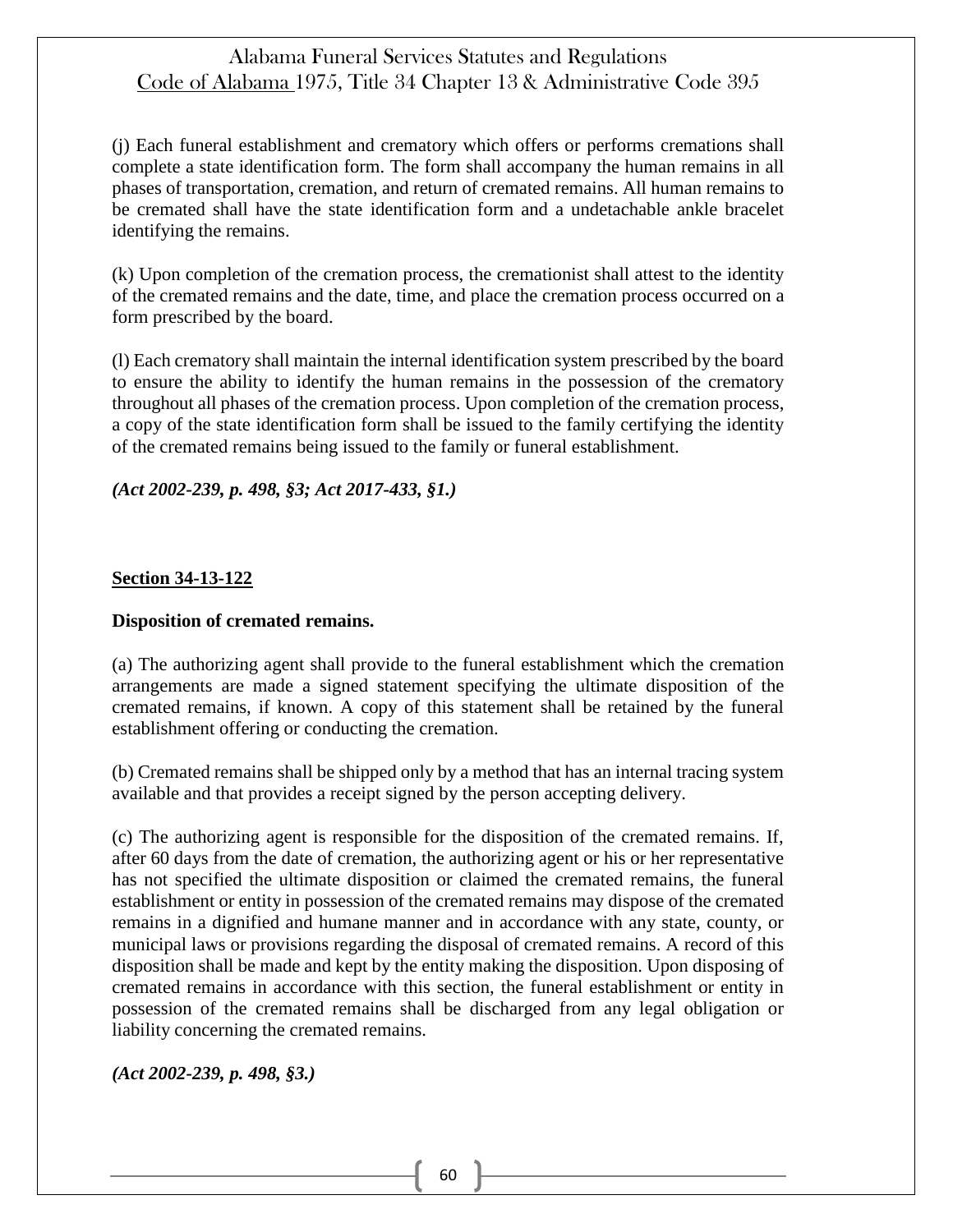(j) Each funeral establishment and crematory which offers or performs cremations shall complete a state identification form. The form shall accompany the human remains in all phases of transportation, cremation, and return of cremated remains. All human remains to be cremated shall have the state identification form and a undetachable ankle bracelet identifying the remains.

(k) Upon completion of the cremation process, the cremationist shall attest to the identity of the cremated remains and the date, time, and place the cremation process occurred on a form prescribed by the board.

(l) Each crematory shall maintain the internal identification system prescribed by the board to ensure the ability to identify the human remains in the possession of the crematory throughout all phases of the cremation process. Upon completion of the cremation process, a copy of the state identification form shall be issued to the family certifying the identity of the cremated remains being issued to the family or funeral establishment.

***(Act 2002-239, p. 498, §3; Act 2017-433, §1.)***

**Section 34-13-122**

**Disposition of cremated remains.**

(a) The authorizing agent shall provide to the funeral establishment which the cremation arrangements are made a signed statement specifying the ultimate disposition of the cremated remains, if known. A copy of this statement shall be retained by the funeral establishment offering or conducting the cremation.

(b) Cremated remains shall be shipped only by a method that has an internal tracing system available and that provides a receipt signed by the person accepting delivery.

(c) The authorizing agent is responsible for the disposition of the cremated remains. If, after 60 days from the date of cremation, the authorizing agent or his or her representative has not specified the ultimate disposition or claimed the cremated remains, the funeral establishment or entity in possession of the cremated remains may dispose of the cremated remains in a dignified and humane manner and in accordance with any state, county, or municipal laws or provisions regarding the disposal of cremated remains. A record of this disposition shall be made and kept by the entity making the disposition. Upon disposing of cremated remains in accordance with this section, the funeral establishment or entity in possession of the cremated remains shall be discharged from any legal obligation or liability concerning the cremated remains.

***(Act 2002-239, p. 498, §3.)***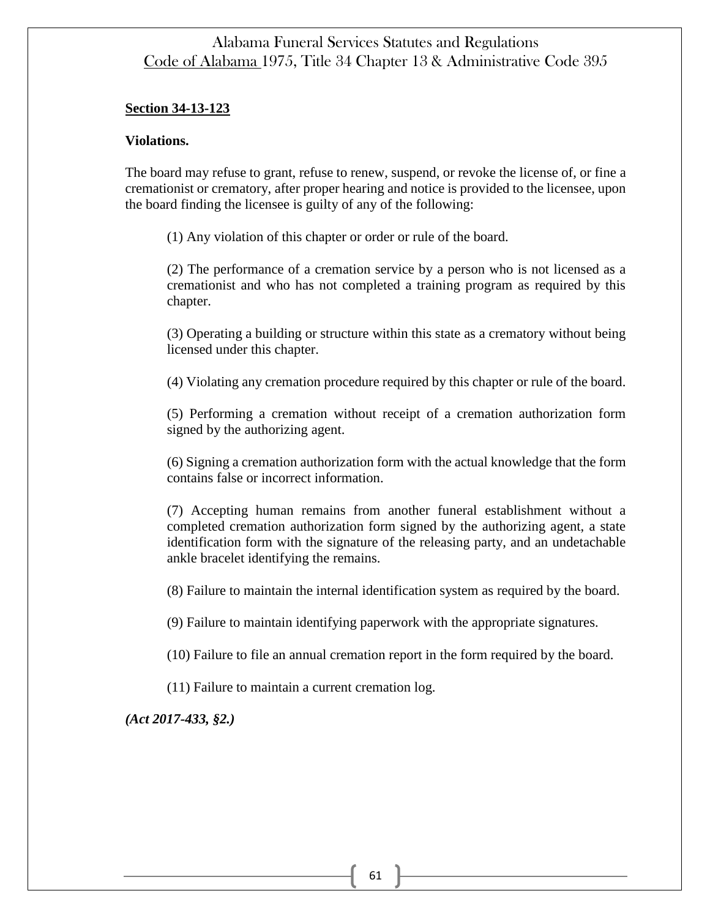**Section 34-13-123**

**Violations.**

The board may refuse to grant, refuse to renew, suspend, or revoke the license of, or fine a cremationist or crematory, after proper hearing and notice is provided to the licensee, upon the board finding the licensee is guilty of any of the following:

(1) Any violation of this chapter or order or rule of the board.

(2) The performance of a cremation service by a person who is not licensed as a cremationist and who has not completed a training program as required by this chapter.

(3) Operating a building or structure within this state as a crematory without being licensed under this chapter.

(4) Violating any cremation procedure required by this chapter or rule of the board.

(5) Performing a cremation without receipt of a cremation authorization form signed by the authorizing agent.

(6) Signing a cremation authorization form with the actual knowledge that the form contains false or incorrect information.

(7) Accepting human remains from another funeral establishment without a completed cremation authorization form signed by the authorizing agent, a state identification form with the signature of the releasing party, and an undetachable ankle bracelet identifying the remains.

(8) Failure to maintain the internal identification system as required by the board.

(9) Failure to maintain identifying paperwork with the appropriate signatures.

(10) Failure to file an annual cremation report in the form required by the board.

(11) Failure to maintain a current cremation log.

***(Act 2017-433, §2.)***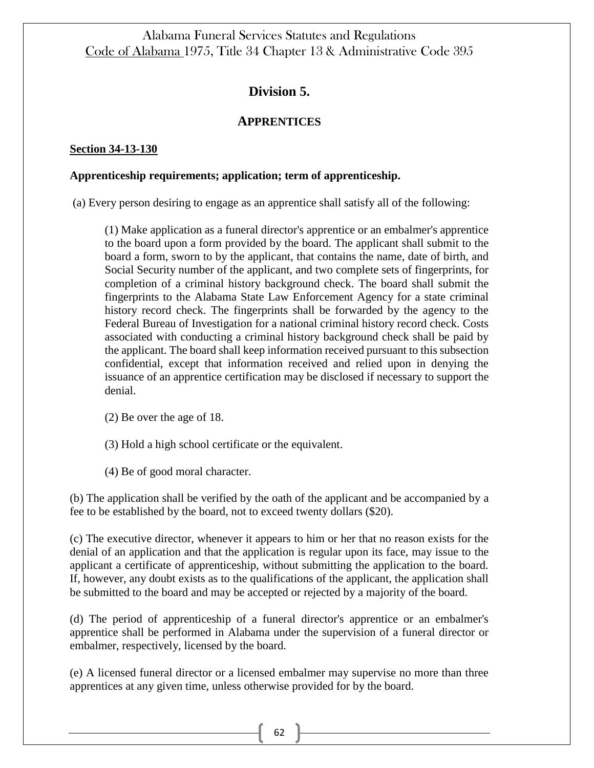## Division 5.

### APPRENTICES

**Section 34-13-130**

**Apprenticeship requirements; application; term of apprenticeship.**

(a) Every person desiring to engage as an apprentice shall satisfy all of the following:

(1) Make application as a funeral director's apprentice or an embalmer's apprentice to the board upon a form provided by the board. The applicant shall submit to the board a form, sworn to by the applicant, that contains the name, date of birth, and Social Security number of the applicant, and two complete sets of fingerprints, for completion of a criminal history background check. The board shall submit the fingerprints to the Alabama State Law Enforcement Agency for a state criminal history record check. The fingerprints shall be forwarded by the agency to the Federal Bureau of Investigation for a national criminal history record check. Costs associated with conducting a criminal history background check shall be paid by the applicant. The board shall keep information received pursuant to this subsection confidential, except that information received and relied upon in denying the issuance of an apprentice certification may be disclosed if necessary to support the denial.

(2) Be over the age of 18.

(3) Hold a high school certificate or the equivalent.

(4) Be of good moral character.

(b) The application shall be verified by the oath of the applicant and be accompanied by a fee to be established by the board, not to exceed twenty dollars ($20).

(c) The executive director, whenever it appears to him or her that no reason exists for the denial of an application and that the application is regular upon its face, may issue to the applicant a certificate of apprenticeship, without submitting the application to the board. If, however, any doubt exists as to the qualifications of the applicant, the application shall be submitted to the board and may be accepted or rejected by a majority of the board.

(d) The period of apprenticeship of a funeral director's apprentice or an embalmer's apprentice shall be performed in Alabama under the supervision of a funeral director or embalmer, respectively, licensed by the board.

(e) A licensed funeral director or a licensed embalmer may supervise no more than three apprentices at any given time, unless otherwise provided for by the board.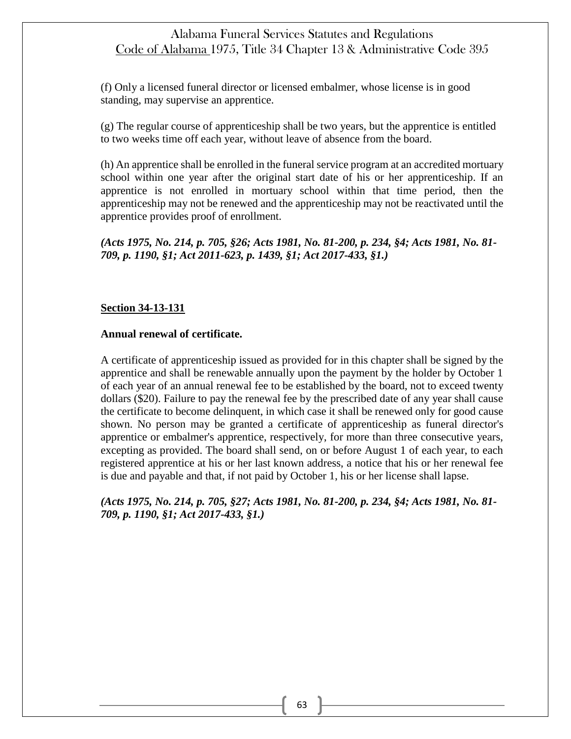(f) Only a licensed funeral director or licensed embalmer, whose license is in good standing, may supervise an apprentice.

(g) The regular course of apprenticeship shall be two years, but the apprentice is entitled to two weeks time off each year, without leave of absence from the board.

(h) An apprentice shall be enrolled in the funeral service program at an accredited mortuary school within one year after the original start date of his or her apprenticeship. If an apprentice is not enrolled in mortuary school within that time period, then the apprenticeship may not be renewed and the apprenticeship may not be reactivated until the apprentice provides proof of enrollment.

***(Acts 1975, No. 214, p. 705, §26; Acts 1981, No. 81-200, p. 234, §4; Acts 1981, No. 81-709, p. 1190, §1; Act 2011-623, p. 1439, §1; Act 2017-433, §1.)***

## Section 34-13-131

**Annual renewal of certificate.**

A certificate of apprenticeship issued as provided for in this chapter shall be signed by the apprentice and shall be renewable annually upon the payment by the holder by October 1 of each year of an annual renewal fee to be established by the board, not to exceed twenty dollars ($20). Failure to pay the renewal fee by the prescribed date of any year shall cause the certificate to become delinquent, in which case it shall be renewed only for good cause shown. No person may be granted a certificate of apprenticeship as funeral director's apprentice or embalmer's apprentice, respectively, for more than three consecutive years, excepting as provided. The board shall send, on or before August 1 of each year, to each registered apprentice at his or her last known address, a notice that his or her renewal fee is due and payable and that, if not paid by October 1, his or her license shall lapse.

***(Acts 1975, No. 214, p. 705, §27; Acts 1981, No. 81-200, p. 234, §4; Acts 1981, No. 81-709, p. 1190, §1; Act 2017-433, §1.)***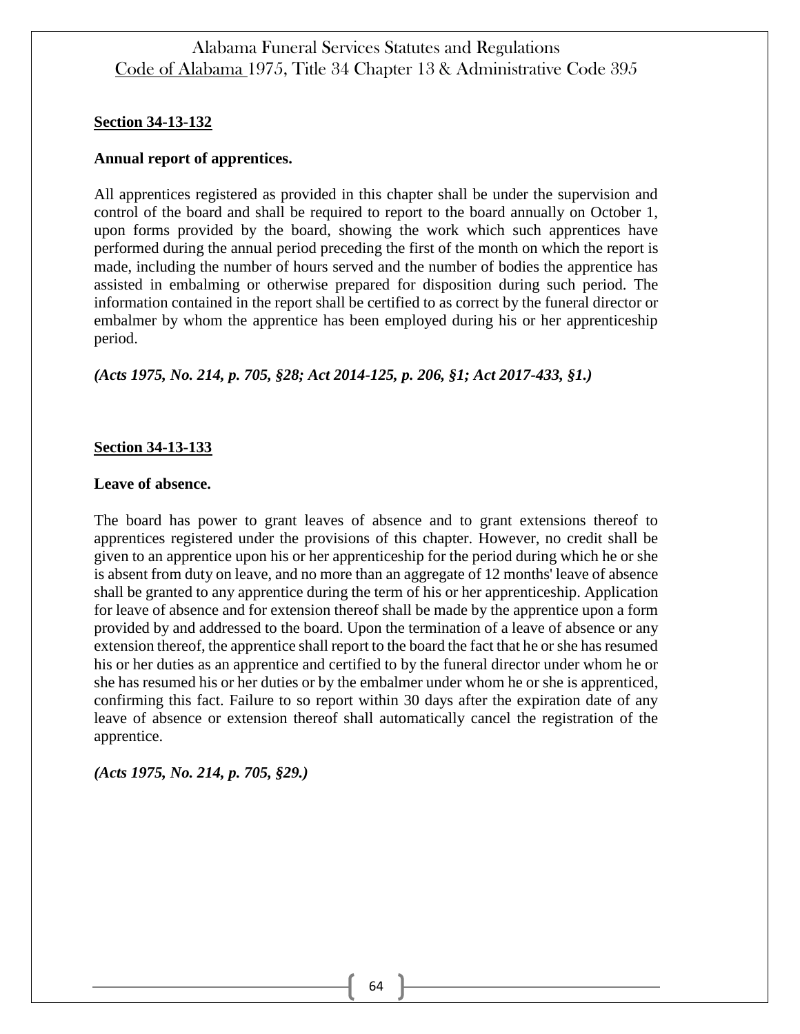**Section 34-13-132**

**Annual report of apprentices.**

All apprentices registered as provided in this chapter shall be under the supervision and control of the board and shall be required to report to the board annually on October 1, upon forms provided by the board, showing the work which such apprentices have performed during the annual period preceding the first of the month on which the report is made, including the number of hours served and the number of bodies the apprentice has assisted in embalming or otherwise prepared for disposition during such period. The information contained in the report shall be certified to as correct by the funeral director or embalmer by whom the apprentice has been employed during his or her apprenticeship period.

***(Acts 1975, No. 214, p. 705, §28; Act 2014-125, p. 206, §1; Act 2017-433, §1.)***

**Section 34-13-133**

**Leave of absence.**

The board has power to grant leaves of absence and to grant extensions thereof to apprentices registered under the provisions of this chapter. However, no credit shall be given to an apprentice upon his or her apprenticeship for the period during which he or she is absent from duty on leave, and no more than an aggregate of 12 months' leave of absence shall be granted to any apprentice during the term of his or her apprenticeship. Application for leave of absence and for extension thereof shall be made by the apprentice upon a form provided by and addressed to the board. Upon the termination of a leave of absence or any extension thereof, the apprentice shall report to the board the fact that he or she has resumed his or her duties as an apprentice and certified to by the funeral director under whom he or she has resumed his or her duties or by the embalmer under whom he or she is apprenticed, confirming this fact. Failure to so report within 30 days after the expiration date of any leave of absence or extension thereof shall automatically cancel the registration of the apprentice.

***(Acts 1975, No. 214, p. 705, §29.)***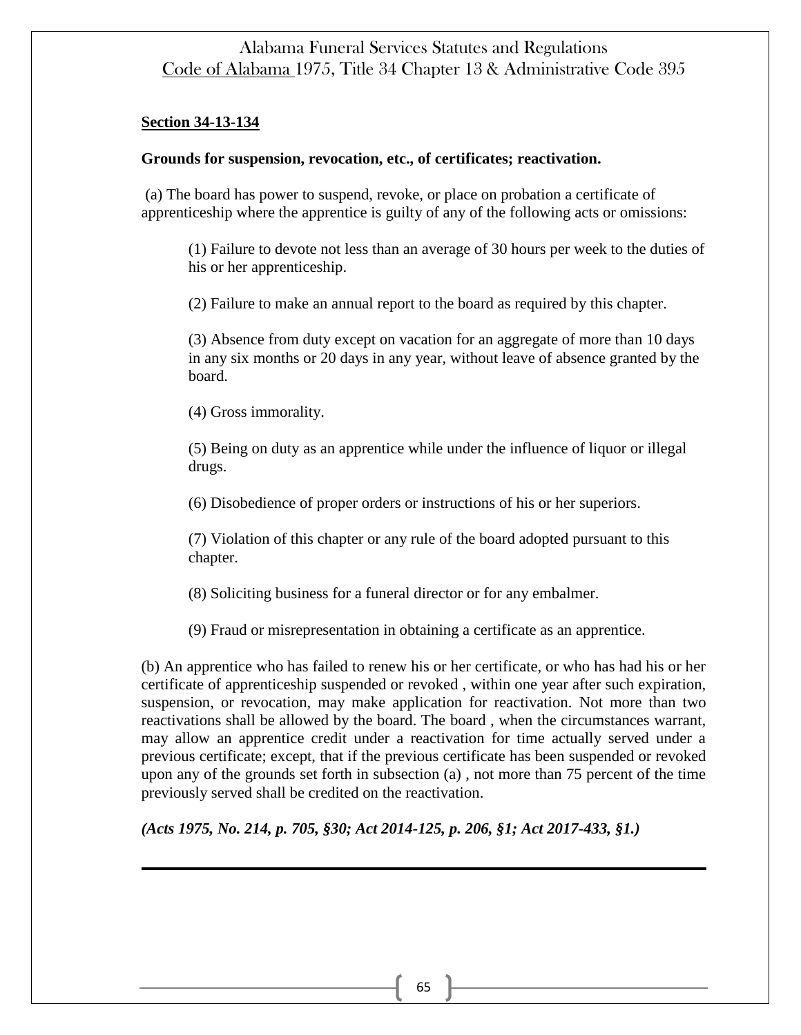**Section 34-13-134**

**Grounds for suspension, revocation, etc., of certificates; reactivation.**

(a) The board has power to suspend, revoke, or place on probation a certificate of apprenticeship where the apprentice is guilty of any of the following acts or omissions:

(1) Failure to devote not less than an average of 30 hours per week to the duties of his or her apprenticeship.

(2) Failure to make an annual report to the board as required by this chapter.

(3) Absence from duty except on vacation for an aggregate of more than 10 days in any six months or 20 days in any year, without leave of absence granted by the board.

(4) Gross immorality.

(5) Being on duty as an apprentice while under the influence of liquor or illegal drugs.

(6) Disobedience of proper orders or instructions of his or her superiors.

(7) Violation of this chapter or any rule of the board adopted pursuant to this chapter.

(8) Soliciting business for a funeral director or for any embalmer.

(9) Fraud or misrepresentation in obtaining a certificate as an apprentice.

(b) An apprentice who has failed to renew his or her certificate, or who has had his or her certificate of apprenticeship suspended or revoked , within one year after such expiration, suspension, or revocation, may make application for reactivation. Not more than two reactivations shall be allowed by the board. The board , when the circumstances warrant, may allow an apprentice credit under a reactivation for time actually served under a previous certificate; except, that if the previous certificate has been suspended or revoked upon any of the grounds set forth in subsection (a) , not more than 75 percent of the time previously served shall be credited on the reactivation.

***(Acts 1975, No. 214, p. 705, §30; Act 2014-125, p. 206, §1; Act 2017-433, §1.)***